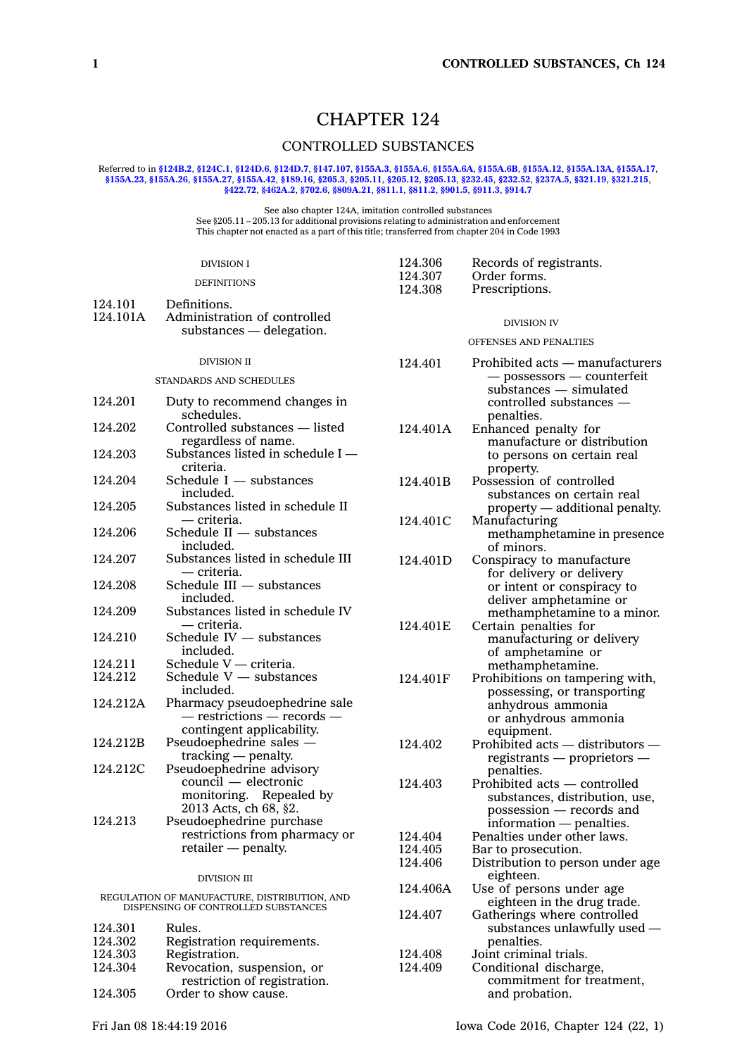# CHAPTER 124

## CONTROLLED SUBSTANCES

Referred to in §124B.2, §124C.1, §124D.6, §124D.7, §147.107, §155A.3, §155A.6, §155A.6A, §155A.6B, §155A.12, §155A.13A, §155A.17, §155A.23, §155A.26, §155A.27, §155A.42, §189.16, §205.3, §205.11, §205.12, §205.13, §232.45, §232.52, §237A.5, §321.19, §321.215, §422.72, §462A.2, §702.6, §809A.21, §811.1, §811.2, §901.5, §911.3, §914.7

See also chapter 124A, imitation controlled substances
See §205.11 – 205.13 for additional provisions relating to administration and enforcement
This chapter not enacted as a part of this title; transferred from chapter 204 in Code 1993

### DIVISION I

### DEFINITIONS

| | |
|---|---|
| 124.101 | Definitions. |
| 124.101A | Administration of controlled substances — delegation. |

### DIVISION II

### STANDARDS AND SCHEDULES

| | |
|---|---|
| 124.201 | Duty to recommend changes in schedules. |
| 124.202 | Controlled substances — listed regardless of name. |
| 124.203 | Substances listed in schedule I — criteria. |
| 124.204 | Schedule I — substances included. |
| 124.205 | Substances listed in schedule II — criteria. |
| 124.206 | Schedule II — substances included. |
| 124.207 | Substances listed in schedule III — criteria. |
| 124.208 | Schedule III — substances included. |
| 124.209 | Substances listed in schedule IV — criteria. |
| 124.210 | Schedule IV — substances included. |
| 124.211 | Schedule V — criteria. |
| 124.212 | Schedule V — substances included. |
| 124.212A | Pharmacy pseudoephedrine sale — restrictions — records — contingent applicability. |
| 124.212B | Pseudoephedrine sales — tracking — penalty. |
| 124.212C | Pseudoephedrine advisory council — electronic monitoring. Repealed by 2013 Acts, ch 68, §2. |
| 124.213 | Pseudoephedrine purchase restrictions from pharmacy or retailer — penalty. |

### DIVISION III

### REGULATION OF MANUFACTURE, DISTRIBUTION, AND DISPENSING OF CONTROLLED SUBSTANCES

| | |
|---|---|
| 124.301 | Rules. |
| 124.302 | Registration requirements. |
| 124.303 | Registration. |
| 124.304 | Revocation, suspension, or restriction of registration. |
| 124.305 | Order to show cause. |
| 124.306 | Records of registrants. |
| 124.307 | Order forms. |
| 124.308 | Prescriptions. |

### DIVISION IV

### OFFENSES AND PENALTIES

| | |
|---|---|
| 124.401 | Prohibited acts — manufacturers — possessors — counterfeit substances — simulated controlled substances — penalties. |
| 124.401A | Enhanced penalty for manufacture or distribution to persons on certain real property. |
| 124.401B | Possession of controlled substances on certain real property — additional penalty. |
| 124.401C | Manufacturing methamphetamine in presence of minors. |
| 124.401D | Conspiracy to manufacture for delivery or delivery or intent or conspiracy to deliver amphetamine or methamphetamine to a minor. |
| 124.401E | Certain penalties for manufacturing or delivery of amphetamine or methamphetamine. |
| 124.401F | Prohibitions on tampering with, possessing, or transporting anhydrous ammonia or anhydrous ammonia equipment. |
| 124.402 | Prohibited acts — distributors — registrants — proprietors — penalties. |
| 124.403 | Prohibited acts — controlled substances, distribution, use, possession — records and information — penalties. |
| 124.404 | Penalties under other laws. |
| 124.405 | Bar to prosecution. |
| 124.406 | Distribution to person under age eighteen. |
| 124.406A | Use of persons under age eighteen in the drug trade. |
| 124.407 | Gatherings where controlled substances unlawfully used — penalties. |
| 124.408 | Joint criminal trials. |
| 124.409 | Conditional discharge, commitment for treatment, and probation. |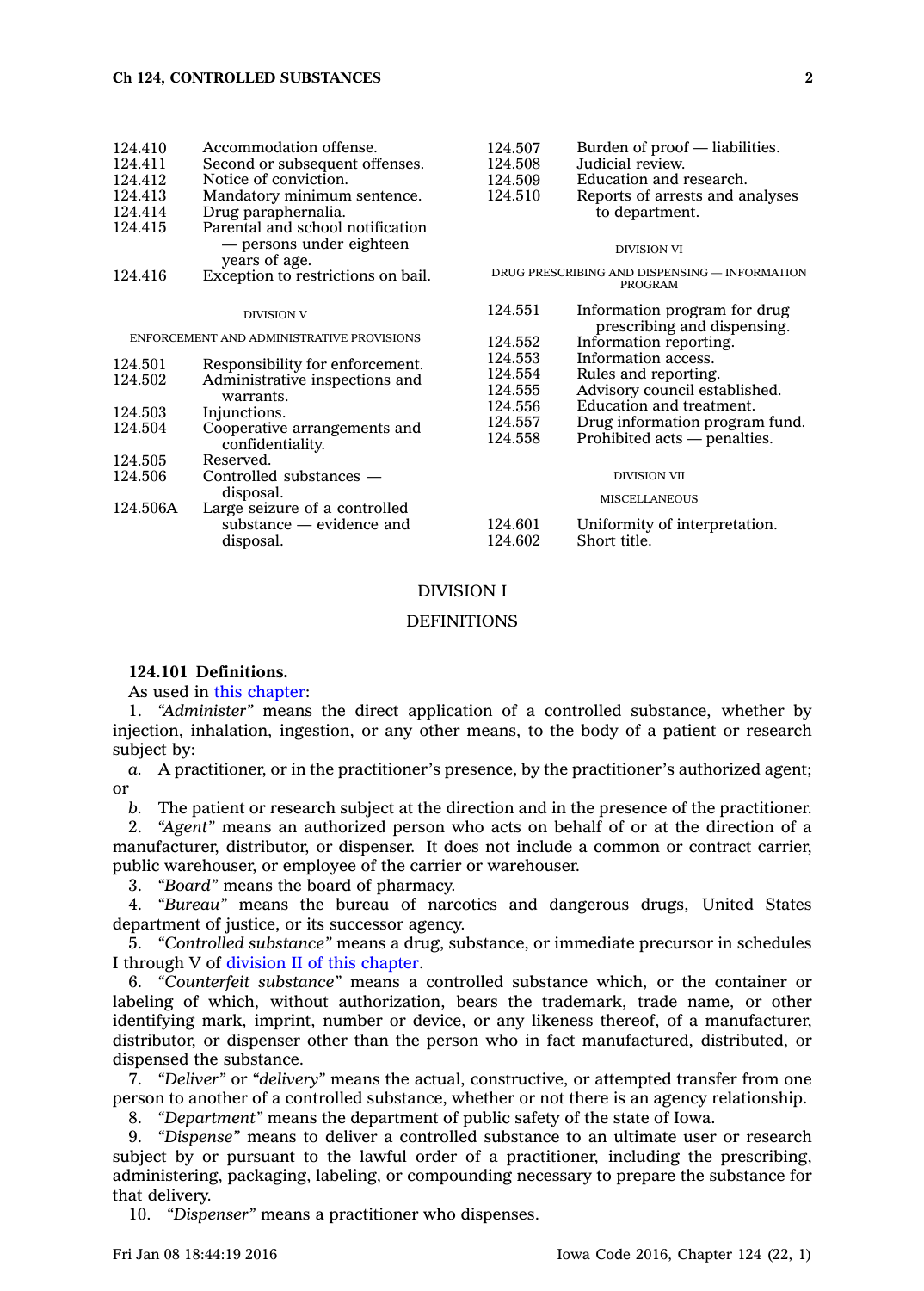124.410 Accommodation offense.
124.411 Second or subsequent offenses.
124.412 Notice of conviction.
124.413 Mandatory minimum sentence.
124.414 Drug paraphernalia.
124.415 Parental and school notification — persons under eighteen years of age.
124.416 Exception to restrictions on bail.

DIVISION V

ENFORCEMENT AND ADMINISTRATIVE PROVISIONS

124.501 Responsibility for enforcement.
124.502 Administrative inspections and warrants.
124.503 Injunctions.
124.504 Cooperative arrangements and confidentiality.
124.505 Reserved.
124.506 Controlled substances — disposal.
124.506A Large seizure of a controlled substance — evidence and disposal.
124.507 Burden of proof — liabilities.
124.508 Judicial review.
124.509 Education and research.
124.510 Reports of arrests and analyses to department.

DIVISION VI

DRUG PRESCRIBING AND DISPENSING — INFORMATION PROGRAM

124.551 Information program for drug prescribing and dispensing.
124.552 Information reporting.
124.553 Information access.
124.554 Rules and reporting.
124.555 Advisory council established.
124.556 Education and treatment.
124.557 Drug information program fund.
124.558 Prohibited acts — penalties.

DIVISION VII

MISCELLANEOUS

124.601 Uniformity of interpretation.
124.602 Short title.

## DIVISION I

## DEFINITIONS

**124.101 Definitions.**

As used in this chapter:

1. *"Administer"* means the direct application of a controlled substance, whether by injection, inhalation, ingestion, or any other means, to the body of a patient or research subject by:

*a.* A practitioner, or in the practitioner's presence, by the practitioner's authorized agent; or

*b.* The patient or research subject at the direction and in the presence of the practitioner.

2. *"Agent"* means an authorized person who acts on behalf of or at the direction of a manufacturer, distributor, or dispenser. It does not include a common or contract carrier, public warehouser, or employee of the carrier or warehouser.

3. *"Board"* means the board of pharmacy.

4. *"Bureau"* means the bureau of narcotics and dangerous drugs, United States department of justice, or its successor agency.

5. *"Controlled substance"* means a drug, substance, or immediate precursor in schedules I through V of division II of this chapter.

6. *"Counterfeit substance"* means a controlled substance which, or the container or labeling of which, without authorization, bears the trademark, trade name, or other identifying mark, imprint, number or device, or any likeness thereof, of a manufacturer, distributor, or dispenser other than the person who in fact manufactured, distributed, or dispensed the substance.

7. *"Deliver"* or *"delivery"* means the actual, constructive, or attempted transfer from one person to another of a controlled substance, whether or not there is an agency relationship.

8. *"Department"* means the department of public safety of the state of Iowa.

9. *"Dispense"* means to deliver a controlled substance to an ultimate user or research subject by or pursuant to the lawful order of a practitioner, including the prescribing, administering, packaging, labeling, or compounding necessary to prepare the substance for that delivery.

10. *"Dispenser"* means a practitioner who dispenses.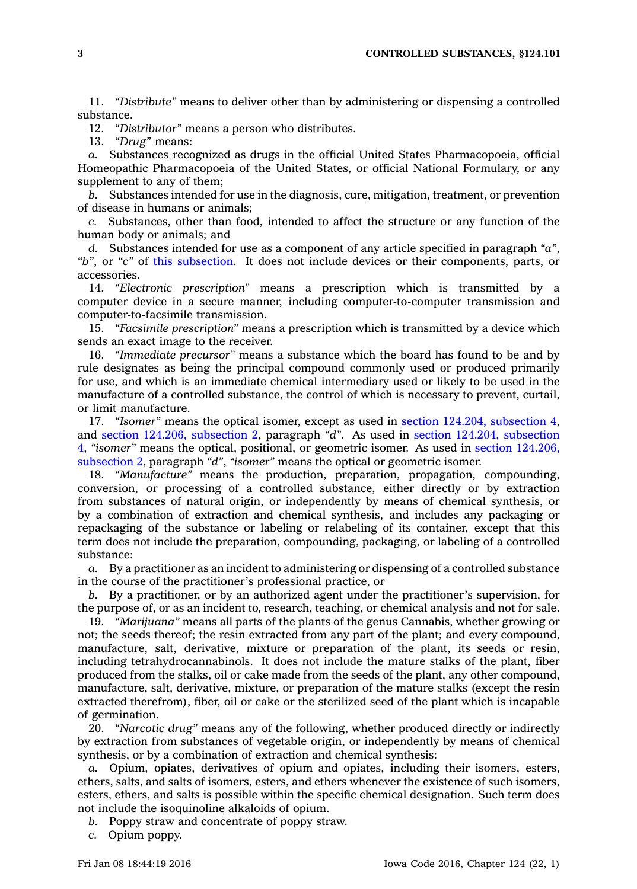11. *"Distribute"* means to deliver other than by administering or dispensing a controlled substance.

12. *"Distributor"* means a person who distributes.

13. *"Drug"* means:

*a.* Substances recognized as drugs in the official United States Pharmacopoeia, official Homeopathic Pharmacopoeia of the United States, or official National Formulary, or any supplement to any of them;

*b.* Substances intended for use in the diagnosis, cure, mitigation, treatment, or prevention of disease in humans or animals;

*c.* Substances, other than food, intended to affect the structure or any function of the human body or animals; and

*d.* Substances intended for use as a component of any article specified in paragraph *"a"*, *"b"*, or *"c"* of this subsection. It does not include devices or their components, parts, or accessories.

14. *"Electronic prescription"* means a prescription which is transmitted by a computer device in a secure manner, including computer-to-computer transmission and computer-to-facsimile transmission.

15. *"Facsimile prescription"* means a prescription which is transmitted by a device which sends an exact image to the receiver.

16. *"Immediate precursor"* means a substance which the board has found to be and by rule designates as being the principal compound commonly used or produced primarily for use, and which is an immediate chemical intermediary used or likely to be used in the manufacture of a controlled substance, the control of which is necessary to prevent, curtail, or limit manufacture.

17. *"Isomer"* means the optical isomer, except as used in section 124.204, subsection 4, and section 124.206, subsection 2, paragraph *"d"*. As used in section 124.204, subsection 4, *"isomer"* means the optical, positional, or geometric isomer. As used in section 124.206, subsection 2, paragraph *"d"*, *"isomer"* means the optical or geometric isomer.

18. *"Manufacture"* means the production, preparation, propagation, compounding, conversion, or processing of a controlled substance, either directly or by extraction from substances of natural origin, or independently by means of chemical synthesis, or by a combination of extraction and chemical synthesis, and includes any packaging or repackaging of the substance or labeling or relabeling of its container, except that this term does not include the preparation, compounding, packaging, or labeling of a controlled substance:

*a.* By a practitioner as an incident to administering or dispensing of a controlled substance in the course of the practitioner's professional practice, or

*b.* By a practitioner, or by an authorized agent under the practitioner's supervision, for the purpose of, or as an incident to, research, teaching, or chemical analysis and not for sale.

19. *"Marijuana"* means all parts of the plants of the genus Cannabis, whether growing or not; the seeds thereof; the resin extracted from any part of the plant; and every compound, manufacture, salt, derivative, mixture or preparation of the plant, its seeds or resin, including tetrahydrocannabinols. It does not include the mature stalks of the plant, fiber produced from the stalks, oil or cake made from the seeds of the plant, any other compound, manufacture, salt, derivative, mixture, or preparation of the mature stalks (except the resin extracted therefrom), fiber, oil or cake or the sterilized seed of the plant which is incapable of germination.

20. *"Narcotic drug"* means any of the following, whether produced directly or indirectly by extraction from substances of vegetable origin, or independently by means of chemical synthesis, or by a combination of extraction and chemical synthesis:

*a.* Opium, opiates, derivatives of opium and opiates, including their isomers, esters, ethers, salts, and salts of isomers, esters, and ethers whenever the existence of such isomers, esters, ethers, and salts is possible within the specific chemical designation. Such term does not include the isoquinoline alkaloids of opium.

*b.* Poppy straw and concentrate of poppy straw.

*c.* Opium poppy.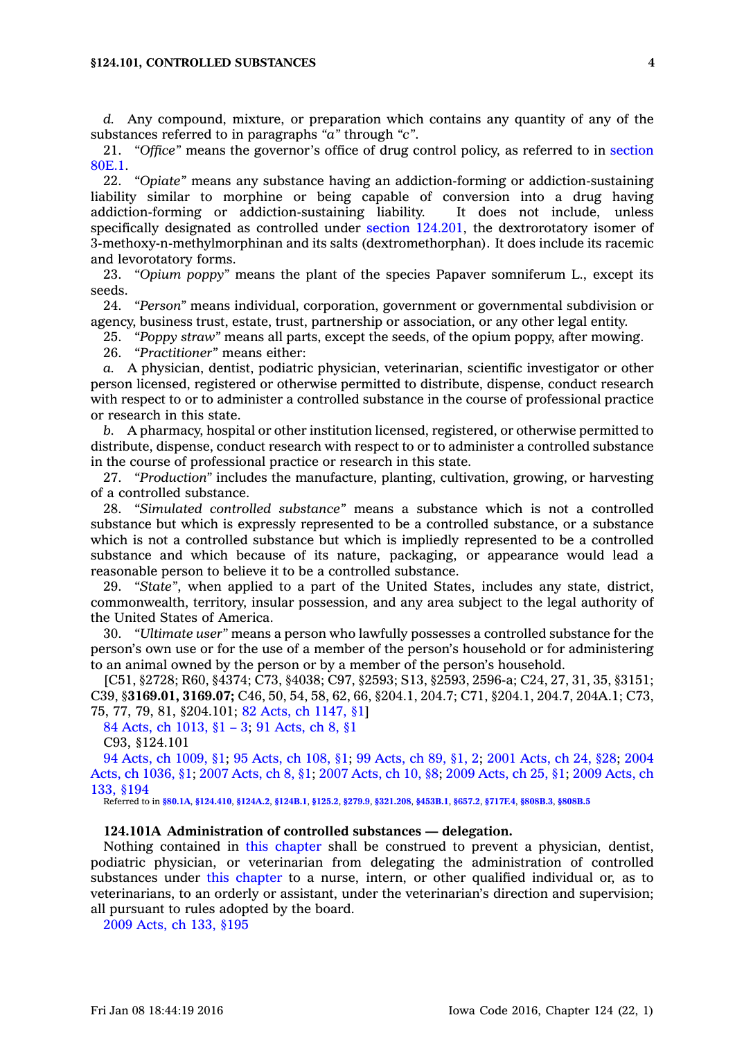*d.* Any compound, mixture, or preparation which contains any quantity of any of the substances referred to in paragraphs *"a"* through *"c"*.

21. *"Office"* means the governor's office of drug control policy, as referred to in section 80E.1.

22. *"Opiate"* means any substance having an addiction-forming or addiction-sustaining liability similar to morphine or being capable of conversion into a drug having addiction-forming or addiction-sustaining liability. It does not include, unless specifically designated as controlled under section 124.201, the dextrorotatory isomer of 3-methoxy-n-methylmorphinan and its salts (dextromethorphan). It does include its racemic and levorotatory forms.

23. *"Opium poppy"* means the plant of the species Papaver somniferum L., except its seeds.

24. *"Person"* means individual, corporation, government or governmental subdivision or agency, business trust, estate, trust, partnership or association, or any other legal entity.

25. *"Poppy straw"* means all parts, except the seeds, of the opium poppy, after mowing.

26. *"Practitioner"* means either:

*a.* A physician, dentist, podiatric physician, veterinarian, scientific investigator or other person licensed, registered or otherwise permitted to distribute, dispense, conduct research with respect to or to administer a controlled substance in the course of professional practice or research in this state.

*b.* A pharmacy, hospital or other institution licensed, registered, or otherwise permitted to distribute, dispense, conduct research with respect to or to administer a controlled substance in the course of professional practice or research in this state.

27. *"Production"* includes the manufacture, planting, cultivation, growing, or harvesting of a controlled substance.

28. *"Simulated controlled substance"* means a substance which is not a controlled substance but which is expressly represented to be a controlled substance, or a substance which is not a controlled substance but which is impliedly represented to be a controlled substance and which because of its nature, packaging, or appearance would lead a reasonable person to believe it to be a controlled substance.

29. *"State"*, when applied to a part of the United States, includes any state, district, commonwealth, territory, insular possession, and any area subject to the legal authority of the United States of America.

30. *"Ultimate user"* means a person who lawfully possesses a controlled substance for the person's own use or for the use of a member of the person's household or for administering to an animal owned by the person or by a member of the person's household.

[C51, §2728; R60, §4374; C73, §4038; C97, §2593; S13, §2593, 2596-a; C24, 27, 31, 35, §3151; C39, §**3169.01, 3169.07;** C46, 50, 54, 58, 62, 66, §204.1, 204.7; C71, §204.1, 204.7, 204A.1; C73, 75, 77, 79, 81, §204.101; 82 Acts, ch 1147, §1]

84 Acts, ch 1013, §1 – 3; 91 Acts, ch 8, §1

C93, §124.101

94 Acts, ch 1009, §1; 95 Acts, ch 108, §1; 99 Acts, ch 89, §1, 2; 2001 Acts, ch 24, §28; 2004 Acts, ch 1036, §1; 2007 Acts, ch 8, §1; 2007 Acts, ch 10, §8; 2009 Acts, ch 25, §1; 2009 Acts, ch 133, §194

Referred to in **§80.1A, §124.410, §124A.2, §124B.1, §125.2, §279.9, §321.208, §453B.1, §657.2, §717F.4, §808B.3, §808B.5**

### 124.101A Administration of controlled substances — delegation.

Nothing contained in this chapter shall be construed to prevent a physician, dentist, podiatric physician, or veterinarian from delegating the administration of controlled substances under this chapter to a nurse, intern, or other qualified individual or, as to veterinarians, to an orderly or assistant, under the veterinarian's direction and supervision; all pursuant to rules adopted by the board.

2009 Acts, ch 133, §195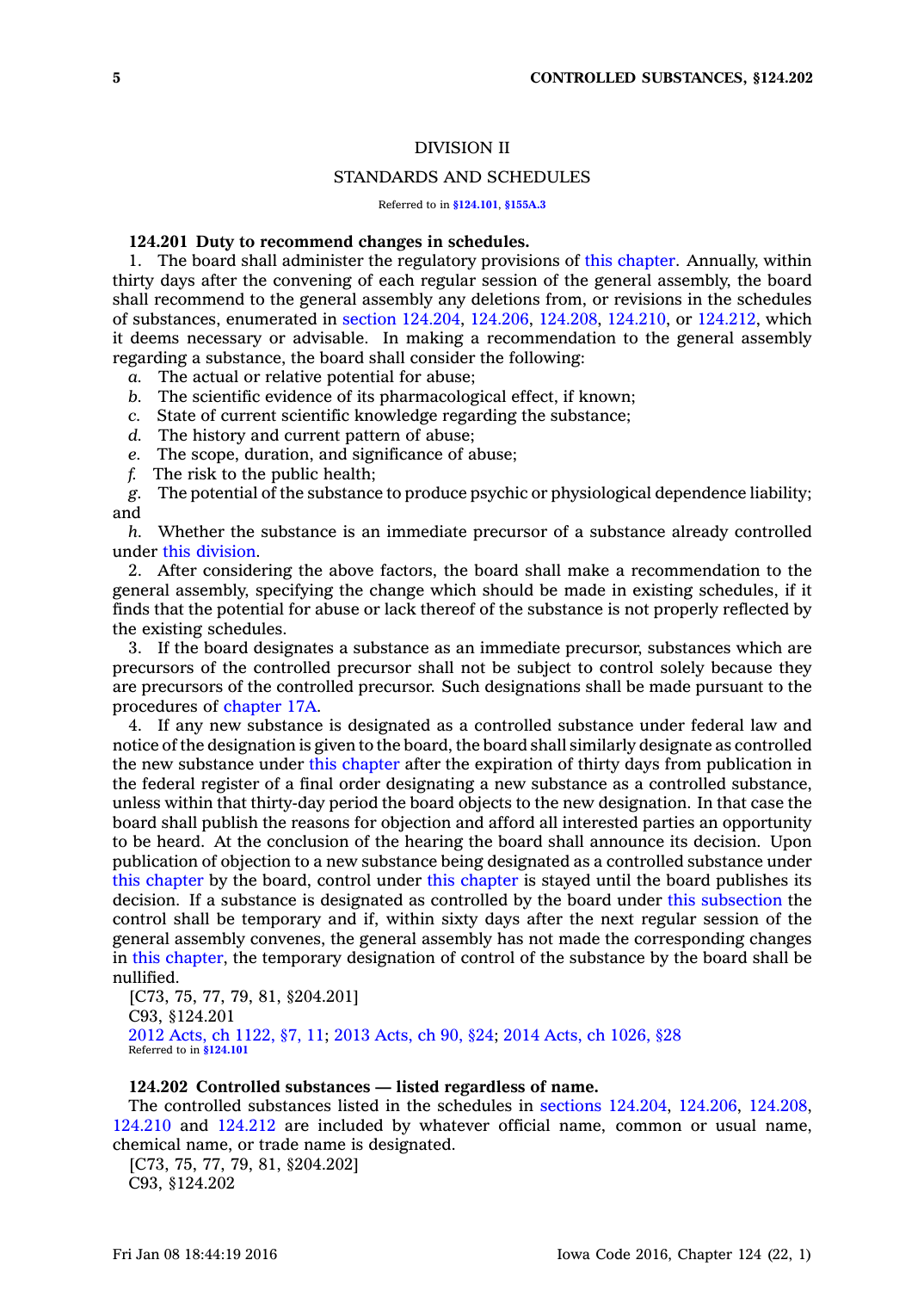## DIVISION II

## STANDARDS AND SCHEDULES

Referred to in §124.101, §155A.3

**124.201 Duty to recommend changes in schedules.**

1. The board shall administer the regulatory provisions of this chapter. Annually, within thirty days after the convening of each regular session of the general assembly, the board shall recommend to the general assembly any deletions from, or revisions in the schedules of substances, enumerated in section 124.204, 124.206, 124.208, 124.210, or 124.212, which it deems necessary or advisable. In making a recommendation to the general assembly regarding a substance, the board shall consider the following:

*a.* The actual or relative potential for abuse;

*b.* The scientific evidence of its pharmacological effect, if known;

*c.* State of current scientific knowledge regarding the substance;

*d.* The history and current pattern of abuse;

*e.* The scope, duration, and significance of abuse;

*f.* The risk to the public health;

*g.* The potential of the substance to produce psychic or physiological dependence liability; and

*h.* Whether the substance is an immediate precursor of a substance already controlled under this division.

2. After considering the above factors, the board shall make a recommendation to the general assembly, specifying the change which should be made in existing schedules, if it finds that the potential for abuse or lack thereof of the substance is not properly reflected by the existing schedules.

3. If the board designates a substance as an immediate precursor, substances which are precursors of the controlled precursor shall not be subject to control solely because they are precursors of the controlled precursor. Such designations shall be made pursuant to the procedures of chapter 17A.

4. If any new substance is designated as a controlled substance under federal law and notice of the designation is given to the board, the board shall similarly designate as controlled the new substance under this chapter after the expiration of thirty days from publication in the federal register of a final order designating a new substance as a controlled substance, unless within that thirty-day period the board objects to the new designation. In that case the board shall publish the reasons for objection and afford all interested parties an opportunity to be heard. At the conclusion of the hearing the board shall announce its decision. Upon publication of objection to a new substance being designated as a controlled substance under this chapter by the board, control under this chapter is stayed until the board publishes its decision. If a substance is designated as controlled by the board under this subsection the control shall be temporary and if, within sixty days after the next regular session of the general assembly convenes, the general assembly has not made the corresponding changes in this chapter, the temporary designation of control of the substance by the board shall be nullified.

[C73, 75, 77, 79, 81, §204.201]
C93, §124.201
2012 Acts, ch 1122, §7, 11; 2013 Acts, ch 90, §24; 2014 Acts, ch 1026, §28
Referred to in §124.101

**124.202 Controlled substances — listed regardless of name.**

The controlled substances listed in the schedules in sections 124.204, 124.206, 124.208, 124.210 and 124.212 are included by whatever official name, common or usual name, chemical name, or trade name is designated.

[C73, 75, 77, 79, 81, §204.202]
C93, §124.202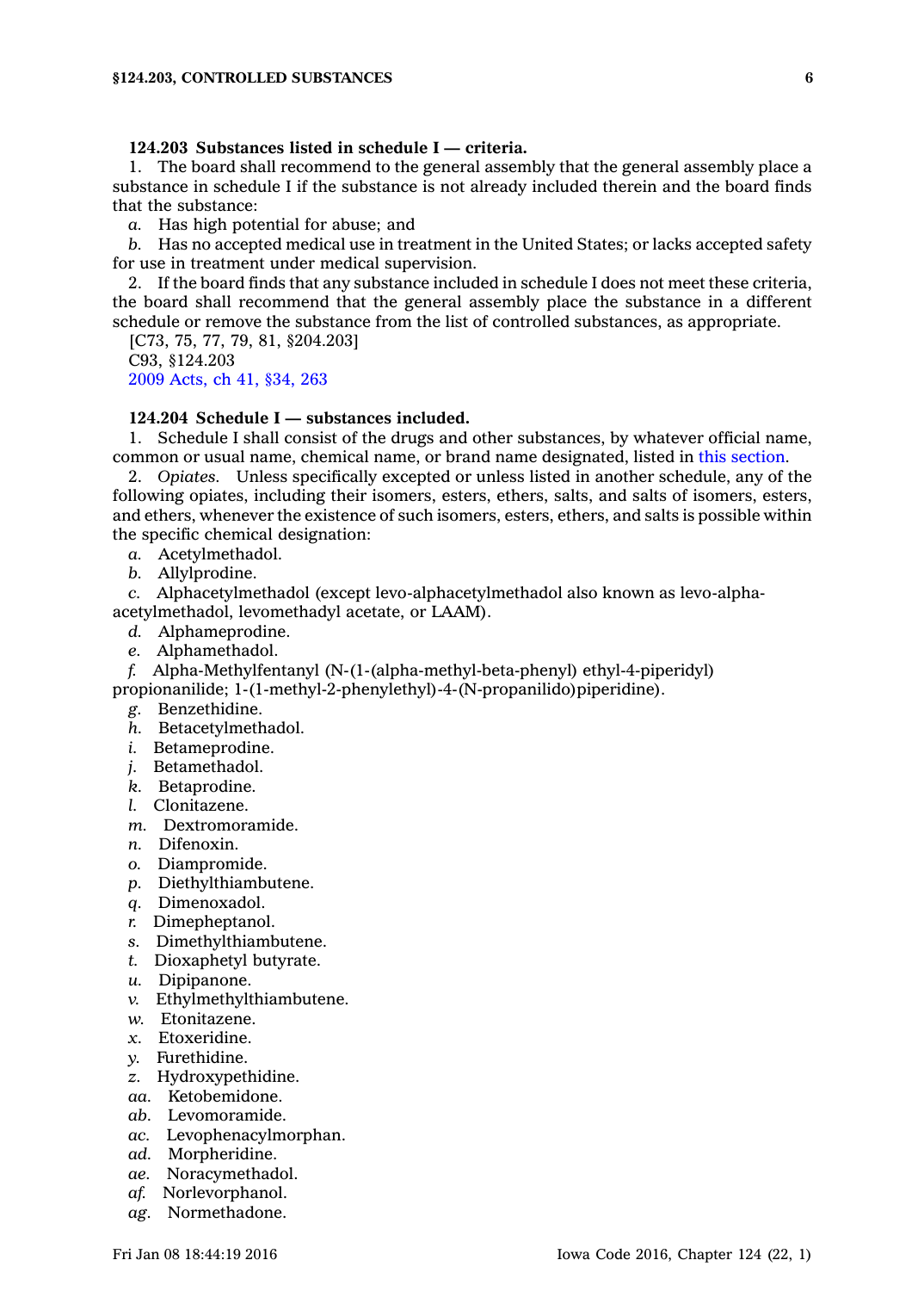**124.203 Substances listed in schedule I — criteria.**

1. The board shall recommend to the general assembly that the general assembly place a substance in schedule I if the substance is not already included therein and the board finds that the substance:

*a.* Has high potential for abuse; and

*b.* Has no accepted medical use in treatment in the United States; or lacks accepted safety for use in treatment under medical supervision.

2. If the board finds that any substance included in schedule I does not meet these criteria, the board shall recommend that the general assembly place the substance in a different schedule or remove the substance from the list of controlled substances, as appropriate.

[C73, 75, 77, 79, 81, §204.203]

C93, §124.203

2009 Acts, ch 41, §34, 263

**124.204 Schedule I — substances included.**

1. Schedule I shall consist of the drugs and other substances, by whatever official name, common or usual name, chemical name, or brand name designated, listed in this section.

2. *Opiates.* Unless specifically excepted or unless listed in another schedule, any of the following opiates, including their isomers, esters, ethers, salts, and salts of isomers, esters, and ethers, whenever the existence of such isomers, esters, ethers, and salts is possible within the specific chemical designation:

*a.* Acetylmethadol.

*b.* Allylprodine.

*c.* Alphacetylmethadol (except levo-alphacetylmethadol also known as levo-alpha-acetylmethadol, levomethadyl acetate, or LAAM).

*d.* Alphameprodine.

*e.* Alphamethadol.

*f.* Alpha-Methylfentanyl (N-(1-(alpha-methyl-beta-phenyl) ethyl-4-piperidyl) propionanilide; 1-(1-methyl-2-phenylethyl)-4-(N-propanilido)piperidine).

*g.* Benzethidine.

*h.* Betacetylmethadol.

*i.* Betameprodine.

*j.* Betamethadol.

*k.* Betaprodine.

*l.* Clonitazene.

*m.* Dextromoramide.

*n.* Difenoxin.

*o.* Diampromide.

*p.* Diethylthiambutene.

*q.* Dimenoxadol.

*r.* Dimepheptanol.

*s.* Dimethylthiambutene.

*t.* Dioxaphetyl butyrate.

*u.* Dipipanone.

*v.* Ethylmethylthiambutene.

*w.* Etonitazene.

*x.* Etoxeridine.

*y.* Furethidine.

*z.* Hydroxypethidine.

*aa.* Ketobemidone.

*ab.* Levomoramide.

*ac.* Levophenacylmorphan.

*ad.* Morpheridine.

*ae.* Noracymethadol.

*af.* Norlevorphanol.

*ag.* Normethadone.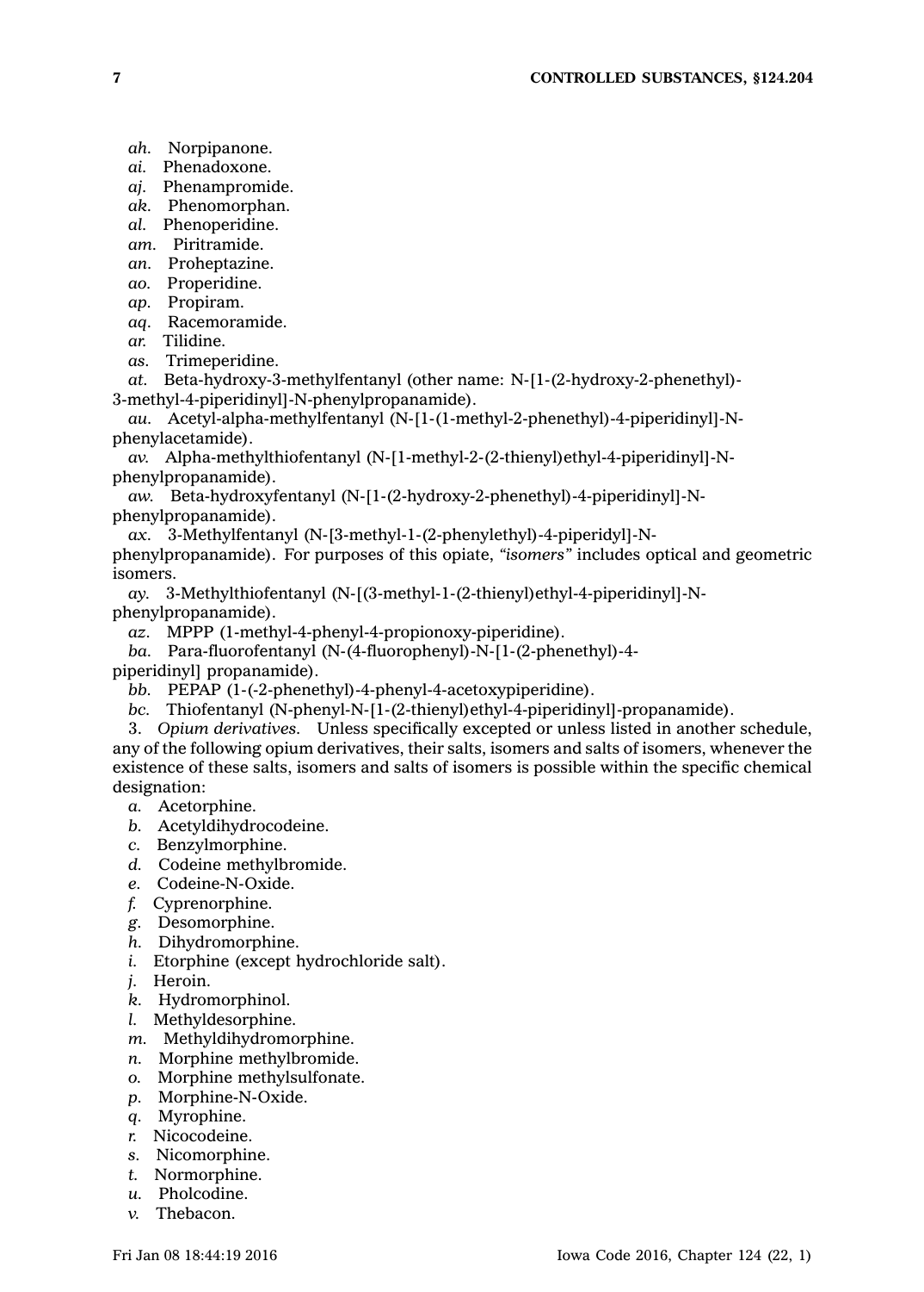*ah.* Norpipanone.

*ai.* Phenadoxone.

*aj.* Phenampromide.

*ak.* Phenomorphan.

*al.* Phenoperidine.

*am.* Piritramide.

*an.* Proheptazine.

*ao.* Properidine.

*ap.* Propiram.

*aq.* Racemoramide.

*ar.* Tilidine.

*as.* Trimeperidine.

*at.* Beta-hydroxy-3-methylfentanyl (other name: N-[1-(2-hydroxy-2-phenethyl)-3-methyl-4-piperidinyl]-N-phenylpropanamide).

*au.* Acetyl-alpha-methylfentanyl (N-[1-(1-methyl-2-phenethyl)-4-piperidinyl]-N-phenylacetamide).

*av.* Alpha-methylthiofentanyl (N-[1-methyl-2-(2-thienyl)ethyl-4-piperidinyl]-N-phenylpropanamide).

*aw.* Beta-hydroxyfentanyl (N-[1-(2-hydroxy-2-phenethyl)-4-piperidinyl]-N-phenylpropanamide).

*ax.* 3-Methylfentanyl (N-[3-methyl-1-(2-phenylethyl)-4-piperidyl]-N-phenylpropanamide). For purposes of this opiate, *"isomers"* includes optical and geometric isomers.

*ay.* 3-Methylthiofentanyl (N-[(3-methyl-1-(2-thienyl)ethyl-4-piperidinyl]-N-phenylpropanamide).

*az.* MPPP (1-methyl-4-phenyl-4-propionoxy-piperidine).

*ba.* Para-fluorofentanyl (N-(4-fluorophenyl)-N-[1-(2-phenethyl)-4-piperidinyl] propanamide).

*bb.* PEPAP (1-(-2-phenethyl)-4-phenyl-4-acetoxypiperidine).

*bc.* Thiofentanyl (N-phenyl-N-[1-(2-thienyl)ethyl-4-piperidinyl]-propanamide).

3. *Opium derivatives.* Unless specifically excepted or unless listed in another schedule, any of the following opium derivatives, their salts, isomers and salts of isomers, whenever the existence of these salts, isomers and salts of isomers is possible within the specific chemical designation:

*a.* Acetorphine.

*b.* Acetyldihydrocodeine.

*c.* Benzylmorphine.

*d.* Codeine methylbromide.

*e.* Codeine-N-Oxide.

*f.* Cyprenorphine.

*g.* Desomorphine.

*h.* Dihydromorphine.

*i.* Etorphine (except hydrochloride salt).

*j.* Heroin.

*k.* Hydromorphinol.

*l.* Methyldesorphine.

*m.* Methyldihydromorphine.

*n.* Morphine methylbromide.

*o.* Morphine methylsulfonate.

*p.* Morphine-N-Oxide.

*q.* Myrophine.

*r.* Nicocodeine.

*s.* Nicomorphine.

*t.* Normorphine.

*u.* Pholcodine.

*v.* Thebacon.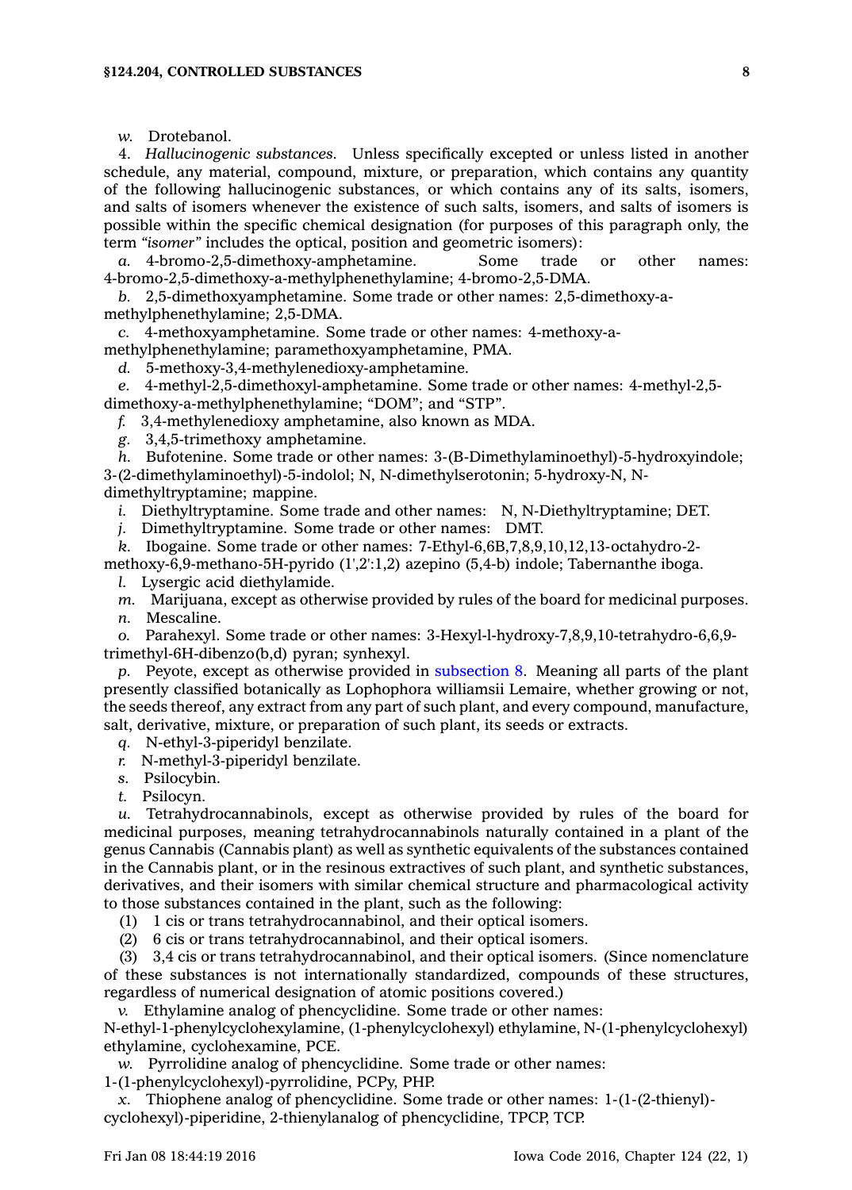*w.* Drotebanol.

4. *Hallucinogenic substances.* Unless specifically excepted or unless listed in another schedule, any material, compound, mixture, or preparation, which contains any quantity of the following hallucinogenic substances, or which contains any of its salts, isomers, and salts of isomers whenever the existence of such salts, isomers, and salts of isomers is possible within the specific chemical designation (for purposes of this paragraph only, the term *"isomer"* includes the optical, position and geometric isomers):

*a.* 4-bromo-2,5-dimethoxy-amphetamine. Some trade or other names: 4-bromo-2,5-dimethoxy-a-methylphenethylamine; 4-bromo-2,5-DMA.

*b.* 2,5-dimethoxyamphetamine. Some trade or other names: 2,5-dimethoxy-a-methylphenethylamine; 2,5-DMA.

*c.* 4-methoxyamphetamine. Some trade or other names: 4-methoxy-a-methylphenethylamine; paramethoxyamphetamine, PMA.

*d.* 5-methoxy-3,4-methylenedioxy-amphetamine.

*e.* 4-methyl-2,5-dimethoxyl-amphetamine. Some trade or other names: 4-methyl-2,5-dimethoxy-a-methylphenethylamine; "DOM"; and "STP".

*f.* 3,4-methylenedioxy amphetamine, also known as MDA.

*g.* 3,4,5-trimethoxy amphetamine.

*h.* Bufotenine. Some trade or other names: 3-(B-Dimethylaminoethyl)-5-hydroxyindole; 3-(2-dimethylaminoethyl)-5-indolol; N, N-dimethylserotonin; 5-hydroxy-N, N-dimethyltryptamine; mappine.

*i.* Diethyltryptamine. Some trade and other names: N, N-Diethyltryptamine; DET.

*j.* Dimethyltryptamine. Some trade or other names: DMT.

*k.* Ibogaine. Some trade or other names: 7-Ethyl-6,6B,7,8,9,10,12,13-octahydro-2-methoxy-6,9-methano-5H-pyrido (1',2':1,2) azepino (5,4-b) indole; Tabernanthe iboga.

*l.* Lysergic acid diethylamide.

*m.* Marijuana, except as otherwise provided by rules of the board for medicinal purposes.

*n.* Mescaline.

*o.* Parahexyl. Some trade or other names: 3-Hexyl-l-hydroxy-7,8,9,10-tetrahydro-6,6,9-trimethyl-6H-dibenzo(b,d) pyran; synhexyl.

*p.* Peyote, except as otherwise provided in subsection 8. Meaning all parts of the plant presently classified botanically as Lophophora williamsii Lemaire, whether growing or not, the seeds thereof, any extract from any part of such plant, and every compound, manufacture, salt, derivative, mixture, or preparation of such plant, its seeds or extracts.

*q.* N-ethyl-3-piperidyl benzilate.

*r.* N-methyl-3-piperidyl benzilate.

*s.* Psilocybin.

*t.* Psilocyn.

*u.* Tetrahydrocannabinols, except as otherwise provided by rules of the board for medicinal purposes, meaning tetrahydrocannabinols naturally contained in a plant of the genus Cannabis (Cannabis plant) as well as synthetic equivalents of the substances contained in the Cannabis plant, or in the resinous extractives of such plant, and synthetic substances, derivatives, and their isomers with similar chemical structure and pharmacological activity to those substances contained in the plant, such as the following:

(1) 1 cis or trans tetrahydrocannabinol, and their optical isomers.

(2) 6 cis or trans tetrahydrocannabinol, and their optical isomers.

(3) 3,4 cis or trans tetrahydrocannabinol, and their optical isomers. (Since nomenclature of these substances is not internationally standardized, compounds of these structures, regardless of numerical designation of atomic positions covered.)

*v.* Ethylamine analog of phencyclidine. Some trade or other names: N-ethyl-1-phenylcyclohexylamine, (1-phenylcyclohexyl) ethylamine, N-(1-phenylcyclohexyl) ethylamine, cyclohexamine, PCE.

*w.* Pyrrolidine analog of phencyclidine. Some trade or other names: 1-(1-phenylcyclohexyl)-pyrrolidine, PCPy, PHP.

*x.* Thiophene analog of phencyclidine. Some trade or other names: 1-(1-(2-thienyl)-cyclohexyl)-piperidine, 2-thienylanalog of phencyclidine, TPCP, TCP.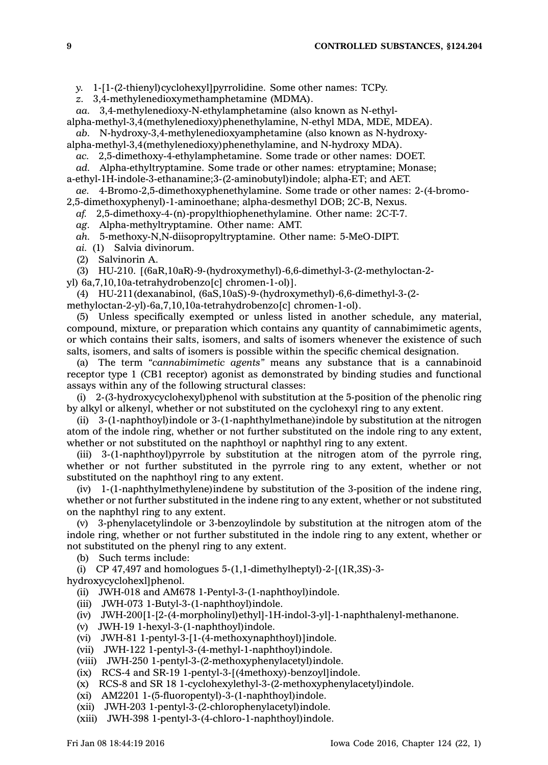*y.* 1-[1-(2-thienyl)cyclohexyl]pyrrolidine. Some other names: TCPy.

*z.* 3,4-methylenedioxymethamphetamine (MDMA).

*aa.* 3,4-methylenedioxy-N-ethylamphetamine (also known as N-ethyl-alpha-methyl-3,4(methylenedioxy)phenethylamine, N-ethyl MDA, MDE, MDEA).

*ab.* N-hydroxy-3,4-methylenedioxyamphetamine (also known as N-hydroxy-alpha-methyl-3,4(methylenedioxy)phenethylamine, and N-hydroxy MDA).

*ac.* 2,5-dimethoxy-4-ethylamphetamine. Some trade or other names: DOET.

*ad.* Alpha-ethyltryptamine. Some trade or other names: etryptamine; Monase; a-ethyl-1H-indole-3-ethanamine;3-(2-aminobutyl)indole; alpha-ET; and AET.

*ae.* 4-Bromo-2,5-dimethoxyphenethylamine. Some trade or other names: 2-(4-bromo-2,5-dimethoxyphenyl)-1-aminoethane; alpha-desmethyl DOB; 2C-B, Nexus.

*af.* 2,5-dimethoxy-4-(n)-propylthiophenethylamine. Other name: 2C-T-7.

*ag.* Alpha-methyltryptamine. Other name: AMT.

*ah.* 5-methoxy-N,N-diisopropyltryptamine. Other name: 5-MeO-DIPT.

*ai.* (1) Salvia divinorum.

(2) Salvinorin A.

(3) HU-210. [(6aR,10aR)-9-(hydroxymethyl)-6,6-dimethyl-3-(2-methyloctan-2-yl) 6a,7,10,10a-tetrahydrobenzo[c] chromen-1-ol)].

(4) HU-211(dexanabinol, (6aS,10aS)-9-(hydroxymethyl)-6,6-dimethyl-3-(2-methyloctan-2-yl)-6a,7,10,10a-tetrahydrobenzo[c] chromen-1-ol).

(5) Unless specifically exempted or unless listed in another schedule, any material, compound, mixture, or preparation which contains any quantity of cannabimimetic agents, or which contains their salts, isomers, and salts of isomers whenever the existence of such salts, isomers, and salts of isomers is possible within the specific chemical designation.

(a) The term *"cannabimimetic agents"* means any substance that is a cannabinoid receptor type 1 (CB1 receptor) agonist as demonstrated by binding studies and functional assays within any of the following structural classes:

(i) 2-(3-hydroxycyclohexyl)phenol with substitution at the 5-position of the phenolic ring by alkyl or alkenyl, whether or not substituted on the cyclohexyl ring to any extent.

(ii) 3-(1-naphthoyl)indole or 3-(1-naphthylmethane)indole by substitution at the nitrogen atom of the indole ring, whether or not further substituted on the indole ring to any extent, whether or not substituted on the naphthoyl or naphthyl ring to any extent.

(iii) 3-(1-naphthoyl)pyrrole by substitution at the nitrogen atom of the pyrrole ring, whether or not further substituted in the pyrrole ring to any extent, whether or not substituted on the naphthoyl ring to any extent.

(iv) 1-(1-naphthylmethylene)indene by substitution of the 3-position of the indene ring, whether or not further substituted in the indene ring to any extent, whether or not substituted on the naphthyl ring to any extent.

(v) 3-phenylacetylindole or 3-benzoylindole by substitution at the nitrogen atom of the indole ring, whether or not further substituted in the indole ring to any extent, whether or not substituted on the phenyl ring to any extent.

(b) Such terms include:

(i) CP 47,497 and homologues 5-(1,1-dimethylheptyl)-2-[(1R,3S)-3-hydroxycyclohexl]phenol.

(ii) JWH-018 and AM678 1-Pentyl-3-(1-naphthoyl)indole.

(iii) JWH-073 1-Butyl-3-(1-naphthoyl)indole.

(iv) JWH-200[1-[2-(4-morpholinyl)ethyl]-1H-indol-3-yl]-1-naphthalenyl-methanone.

(v) JWH-19 1-hexyl-3-(1-naphthoyl)indole.

(vi) JWH-81 1-pentyl-3-[1-(4-methoxynaphthoyl)]indole.

(vii) JWH-122 1-pentyl-3-(4-methyl-1-naphthoyl)indole.

(viii) JWH-250 1-pentyl-3-(2-methoxyphenylacetyl)indole.

(ix) RCS-4 and SR-19 1-pentyl-3-[(4methoxy)-benzoyl]indole.

(x) RCS-8 and SR 18 1-cyclohexylethyl-3-(2-methoxyphenylacetyl)indole.

(xi) AM2201 1-(5-fluoropentyl)-3-(1-naphthoyl)indole.

(xii) JWH-203 1-pentyl-3-(2-chlorophenylacetyl)indole.

(xiii) JWH-398 1-pentyl-3-(4-chloro-1-naphthoyl)indole.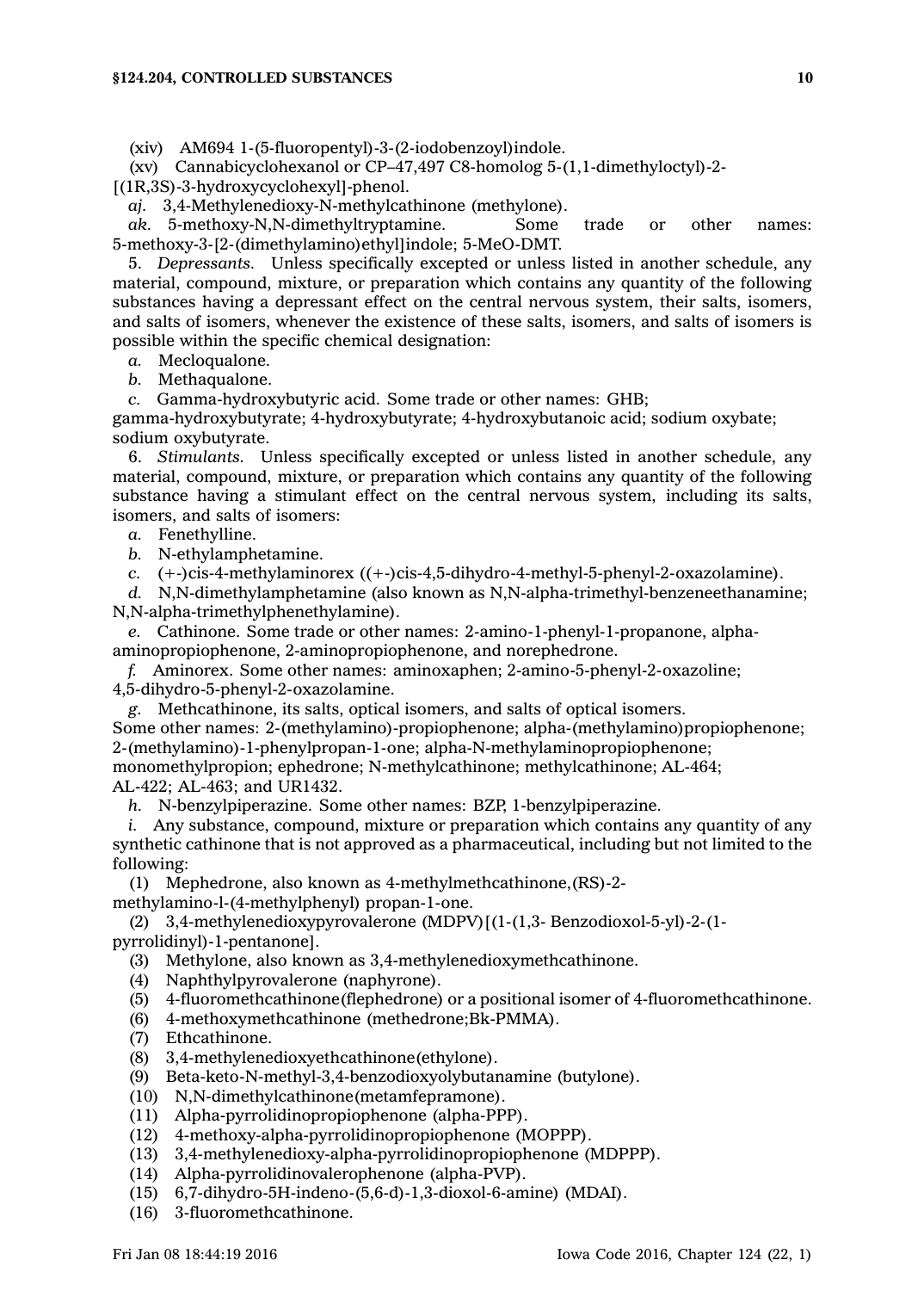(xiv) AM694 1-(5-fluoropentyl)-3-(2-iodobenzoyl)indole.

(xv) Cannabicyclohexanol or CP–47,497 C8-homolog 5-(1,1-dimethyloctyl)-2-[(1R,3S)-3-hydroxycyclohexyl]-phenol.

*aj.* 3,4-Methylenedioxy-N-methylcathinone (methylone).

*ak.* 5-methoxy-N,N-dimethyltryptamine. Some trade or other names: 5-methoxy-3-[2-(dimethylamino)ethyl]indole; 5-MeO-DMT.

5. *Depressants.* Unless specifically excepted or unless listed in another schedule, any material, compound, mixture, or preparation which contains any quantity of the following substances having a depressant effect on the central nervous system, their salts, isomers, and salts of isomers, whenever the existence of these salts, isomers, and salts of isomers is possible within the specific chemical designation:

*a.* Mecloqualone.

*b.* Methaqualone.

*c.* Gamma-hydroxybutyric acid. Some trade or other names: GHB; gamma-hydroxybutyrate; 4-hydroxybutyrate; 4-hydroxybutanoic acid; sodium oxybate; sodium oxybutyrate.

6. *Stimulants.* Unless specifically excepted or unless listed in another schedule, any material, compound, mixture, or preparation which contains any quantity of the following substance having a stimulant effect on the central nervous system, including its salts, isomers, and salts of isomers:

*a.* Fenethylline.

*b.* N-ethylamphetamine.

*c.* (+-)cis-4-methylaminorex ((+-)cis-4,5-dihydro-4-methyl-5-phenyl-2-oxazolamine).

*d.* N,N-dimethylamphetamine (also known as N,N-alpha-trimethyl-benzeneethanamine; N,N-alpha-trimethylphenethylamine).

*e.* Cathinone. Some trade or other names: 2-amino-1-phenyl-1-propanone, alpha-aminopropiophenone, 2-aminopropiophenone, and norephedrone.

*f.* Aminorex. Some other names: aminoxaphen; 2-amino-5-phenyl-2-oxazoline; 4,5-dihydro-5-phenyl-2-oxazolamine.

*g.* Methcathinone, its salts, optical isomers, and salts of optical isomers. Some other names: 2-(methylamino)-propiophenone; alpha-(methylamino)propiophenone; 2-(methylamino)-1-phenylpropan-1-one; alpha-N-methylaminopropiophenone; monomethylpropion; ephedrone; N-methylcathinone; methylcathinone; AL-464; AL-422; AL-463; and UR1432.

*h.* N-benzylpiperazine. Some other names: BZP, 1-benzylpiperazine.

*i.* Any substance, compound, mixture or preparation which contains any quantity of any synthetic cathinone that is not approved as a pharmaceutical, including but not limited to the following:

(1) Mephedrone, also known as 4-methylmethcathinone,(RS)-2-methylamino-l-(4-methylphenyl) propan-1-one.

(2) 3,4-methylenedioxypyrovalerone (MDPV)[(1-(1,3- Benzodioxol-5-yl)-2-(1-pyrrolidinyl)-1-pentanone].

(3) Methylone, also known as 3,4-methylenedioxymethcathinone.

(4) Naphthylpyrovalerone (naphyrone).

(5) 4-fluoromethcathinone(flephedrone) or a positional isomer of 4-fluoromethcathinone.

(6) 4-methoxymethcathinone (methedrone;Bk-PMMA).

(7) Ethcathinone.

(8) 3,4-methylenedioxyethcathinone(ethylone).

(9) Beta-keto-N-methyl-3,4-benzodioxyolybutanamine (butylone).

(10) N,N-dimethylcathinone(metamfepramone).

(11) Alpha-pyrrolidinopropiophenone (alpha-PPP).

(12) 4-methoxy-alpha-pyrrolidinopropiophenone (MOPPP).

(13) 3,4-methylenedioxy-alpha-pyrrolidinopropiophenone (MDPPP).

(14) Alpha-pyrrolidinovalerophenone (alpha-PVP).

(15) 6,7-dihydro-5H-indeno-(5,6-d)-1,3-dioxol-6-amine) (MDAI).

(16) 3-fluoromethcathinone.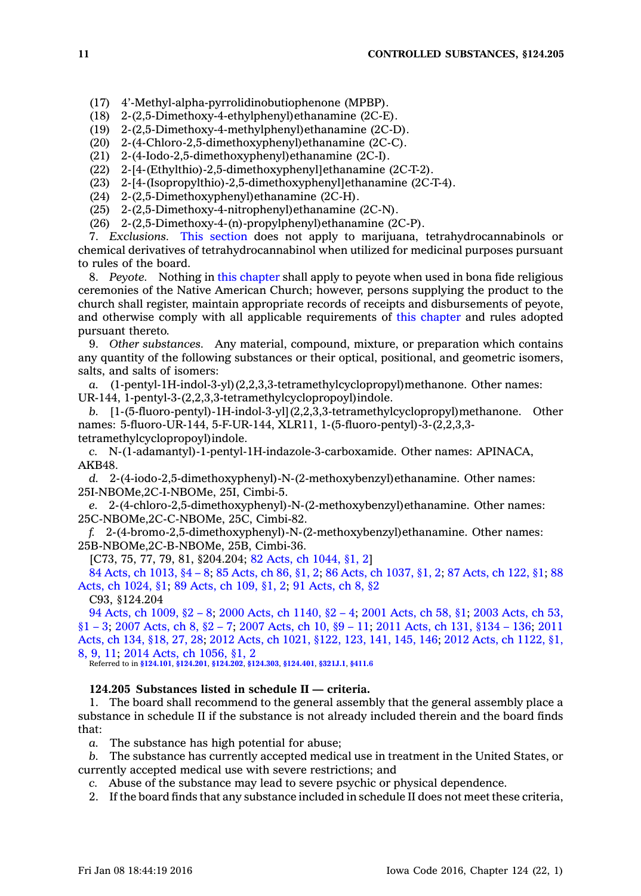(17) 4'-Methyl-alpha-pyrrolidinobutiophenone (MPBP).
(18) 2-(2,5-Dimethoxy-4-ethylphenyl)ethanamine (2C-E).
(19) 2-(2,5-Dimethoxy-4-methylphenyl)ethanamine (2C-D).
(20) 2-(4-Chloro-2,5-dimethoxyphenyl)ethanamine (2C-C).
(21) 2-(4-Iodo-2,5-dimethoxyphenyl)ethanamine (2C-I).
(22) 2-[4-(Ethylthio)-2,5-dimethoxyphenyl]ethanamine (2C-T-2).
(23) 2-[4-(Isopropylthio)-2,5-dimethoxyphenyl]ethanamine (2C-T-4).
(24) 2-(2,5-Dimethoxyphenyl)ethanamine (2C-H).
(25) 2-(2,5-Dimethoxy-4-nitrophenyl)ethanamine (2C-N).
(26) 2-(2,5-Dimethoxy-4-(n)-propylphenyl)ethanamine (2C-P).

7. *Exclusions.* This section does not apply to marijuana, tetrahydrocannabinols or chemical derivatives of tetrahydrocannabinol when utilized for medicinal purposes pursuant to rules of the board.

8. *Peyote.* Nothing in this chapter shall apply to peyote when used in bona fide religious ceremonies of the Native American Church; however, persons supplying the product to the church shall register, maintain appropriate records of receipts and disbursements of peyote, and otherwise comply with all applicable requirements of this chapter and rules adopted pursuant thereto.

9. *Other substances.* Any material, compound, mixture, or preparation which contains any quantity of the following substances or their optical, positional, and geometric isomers, salts, and salts of isomers:

*a.* (1-pentyl-1H-indol-3-yl)(2,2,3,3-tetramethylcyclopropyl)methanone. Other names: UR-144, 1-pentyl-3-(2,2,3,3-tetramethylcyclopropoyl)indole.

*b.* [1-(5-fluoro-pentyl)-1H-indol-3-yl](2,2,3,3-tetramethylcyclopropyl)methanone. Other names: 5-fluoro-UR-144, 5-F-UR-144, XLR11, 1-(5-fluoro-pentyl)-3-(2,2,3,3-tetramethylcyclopropoyl)indole.

*c.* N-(1-adamantyl)-1-pentyl-1H-indazole-3-carboxamide. Other names: APINACA, AKB48.

*d.* 2-(4-iodo-2,5-dimethoxyphenyl)-N-(2-methoxybenzyl)ethanamine. Other names: 25I-NBOMe,2C-I-NBOMe, 25I, Cimbi-5.

*e.* 2-(4-chloro-2,5-dimethoxyphenyl)-N-(2-methoxybenzyl)ethanamine. Other names: 25C-NBOMe,2C-C-NBOMe, 25C, Cimbi-82.

*f.* 2-(4-bromo-2,5-dimethoxyphenyl)-N-(2-methoxybenzyl)ethanamine. Other names: 25B-NBOMe,2C-B-NBOMe, 25B, Cimbi-36.

[C73, 75, 77, 79, 81, §204.204; 82 Acts, ch 1044, §1, 2]

84 Acts, ch 1013, §4 – 8; 85 Acts, ch 86, §1, 2; 86 Acts, ch 1037, §1, 2; 87 Acts, ch 122, §1; 88 Acts, ch 1024, §1; 89 Acts, ch 109, §1, 2; 91 Acts, ch 8, §2

C93, §124.204

94 Acts, ch 1009, §2 – 8; 2000 Acts, ch 1140, §2 – 4; 2001 Acts, ch 58, §1; 2003 Acts, ch 53, §1 – 3; 2007 Acts, ch 8, §2 – 7; 2007 Acts, ch 10, §9 – 11; 2011 Acts, ch 131, §134 – 136; 2011 Acts, ch 134, §18, 27, 28; 2012 Acts, ch 1021, §122, 123, 141, 145, 146; 2012 Acts, ch 1122, §1, 8, 9, 11; 2014 Acts, ch 1056, §1, 2

Referred to in §124.101, §124.201, §124.202, §124.303, §124.401, §321J.1, §411.6

**124.205 Substances listed in schedule II — criteria.**

1. The board shall recommend to the general assembly that the general assembly place a substance in schedule II if the substance is not already included therein and the board finds that:

*a.* The substance has high potential for abuse;

*b.* The substance has currently accepted medical use in treatment in the United States, or currently accepted medical use with severe restrictions; and

*c.* Abuse of the substance may lead to severe psychic or physical dependence.

2. If the board finds that any substance included in schedule II does not meet these criteria,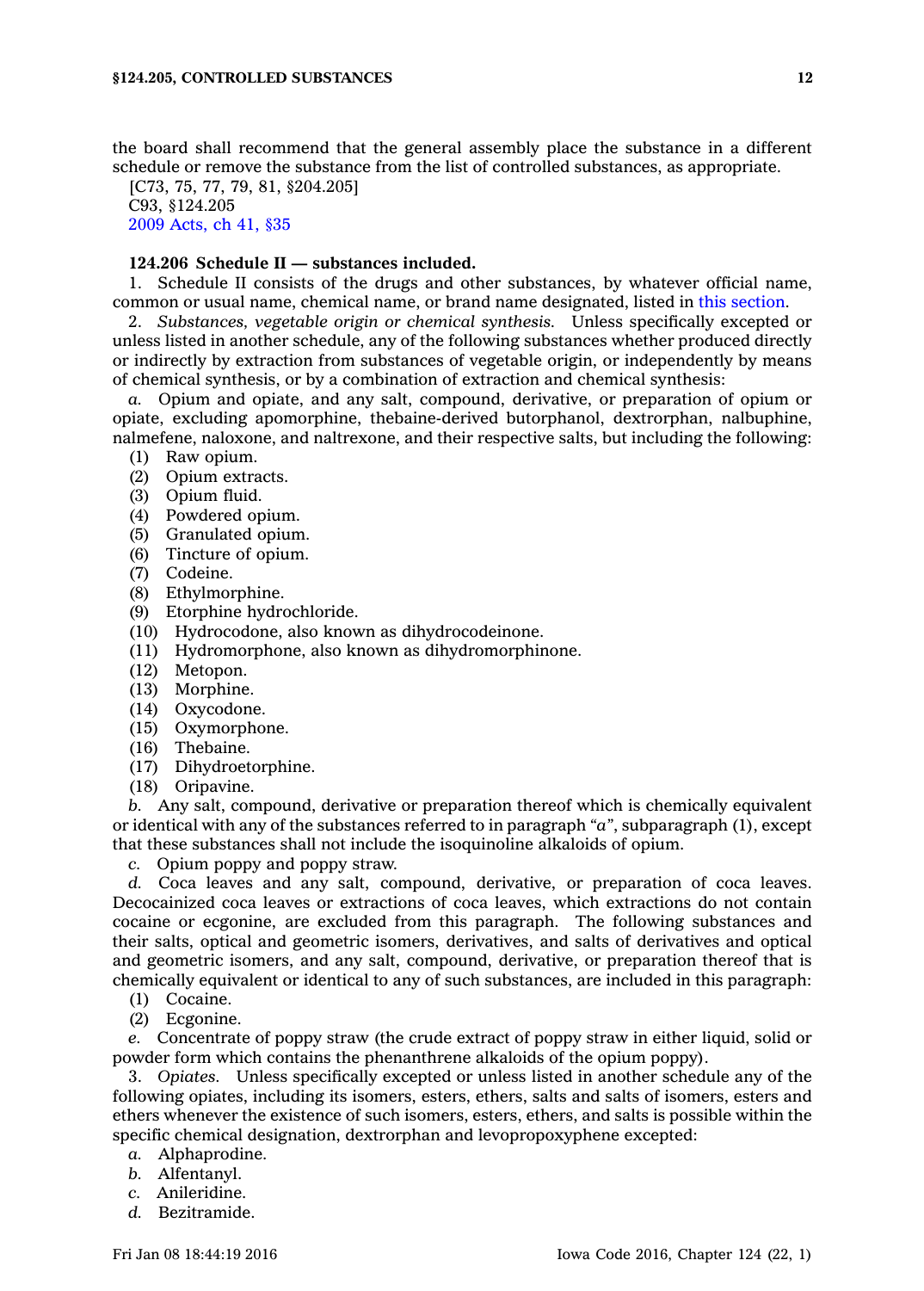the board shall recommend that the general assembly place the substance in a different schedule or remove the substance from the list of controlled substances, as appropriate.

[C73, 75, 77, 79, 81, §204.205]
C93, §124.205
2009 Acts, ch 41, §35

**124.206 Schedule II — substances included.**

1. Schedule II consists of the drugs and other substances, by whatever official name, common or usual name, chemical name, or brand name designated, listed in this section.

2. *Substances, vegetable origin or chemical synthesis.* Unless specifically excepted or unless listed in another schedule, any of the following substances whether produced directly or indirectly by extraction from substances of vegetable origin, or independently by means of chemical synthesis, or by a combination of extraction and chemical synthesis:

*a.* Opium and opiate, and any salt, compound, derivative, or preparation of opium or opiate, excluding apomorphine, thebaine-derived butorphanol, dextrorphan, nalbuphine, nalmefene, naloxone, and naltrexone, and their respective salts, but including the following:

(1) Raw opium.
(2) Opium extracts.
(3) Opium fluid.
(4) Powdered opium.
(5) Granulated opium.
(6) Tincture of opium.
(7) Codeine.
(8) Ethylmorphine.
(9) Etorphine hydrochloride.
(10) Hydrocodone, also known as dihydrocodeinone.
(11) Hydromorphone, also known as dihydromorphinone.
(12) Metopon.
(13) Morphine.
(14) Oxycodone.
(15) Oxymorphone.
(16) Thebaine.
(17) Dihydroetorphine.
(18) Oripavine.

*b.* Any salt, compound, derivative or preparation thereof which is chemically equivalent or identical with any of the substances referred to in paragraph *"a"*, subparagraph (1), except that these substances shall not include the isoquinoline alkaloids of opium.

*c.* Opium poppy and poppy straw.

*d.* Coca leaves and any salt, compound, derivative, or preparation of coca leaves. Decocainized coca leaves or extractions of coca leaves, which extractions do not contain cocaine or ecgonine, are excluded from this paragraph. The following substances and their salts, optical and geometric isomers, derivatives, and salts of derivatives and optical and geometric isomers, and any salt, compound, derivative, or preparation thereof that is chemically equivalent or identical to any of such substances, are included in this paragraph:

(1) Cocaine.
(2) Ecgonine.

*e.* Concentrate of poppy straw (the crude extract of poppy straw in either liquid, solid or powder form which contains the phenanthrene alkaloids of the opium poppy).

3. *Opiates.* Unless specifically excepted or unless listed in another schedule any of the following opiates, including its isomers, esters, ethers, salts and salts of isomers, esters and ethers whenever the existence of such isomers, esters, ethers, and salts is possible within the specific chemical designation, dextrorphan and levopropoxyphene excepted:

*a.* Alphaprodine.
*b.* Alfentanyl.
*c.* Anileridine.
*d.* Bezitramide.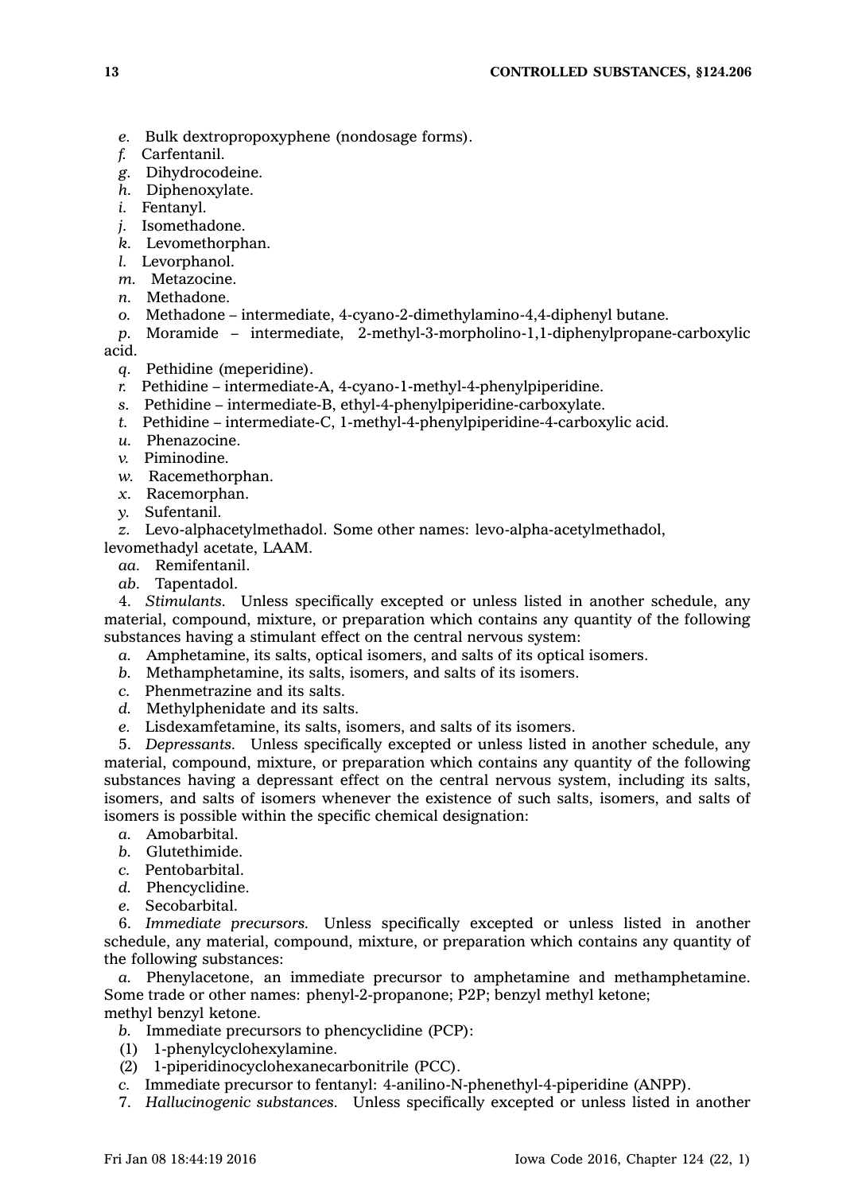*e.* Bulk dextropropoxyphene (nondosage forms).

*f.* Carfentanil.

*g.* Dihydrocodeine.

*h.* Diphenoxylate.

*i.* Fentanyl.

*j.* Isomethadone.

*k.* Levomethorphan.

*l.* Levorphanol.

*m.* Metazocine.

*n.* Methadone.

*o.* Methadone – intermediate, 4-cyano-2-dimethylamino-4,4-diphenyl butane.

*p.* Moramide – intermediate, 2-methyl-3-morpholino-1,1-diphenylpropane-carboxylic acid.

*q.* Pethidine (meperidine).

*r.* Pethidine – intermediate-A, 4-cyano-1-methyl-4-phenylpiperidine.

*s.* Pethidine – intermediate-B, ethyl-4-phenylpiperidine-carboxylate.

*t.* Pethidine – intermediate-C, 1-methyl-4-phenylpiperidine-4-carboxylic acid.

*u.* Phenazocine.

*v.* Piminodine.

*w.* Racemethorphan.

*x.* Racemorphan.

*y.* Sufentanil.

*z.* Levo-alphacetylmethadol. Some other names: levo-alpha-acetylmethadol, levomethadyl acetate, LAAM.

*aa.* Remifentanil.

*ab.* Tapentadol.

4. *Stimulants.* Unless specifically excepted or unless listed in another schedule, any material, compound, mixture, or preparation which contains any quantity of the following substances having a stimulant effect on the central nervous system:

*a.* Amphetamine, its salts, optical isomers, and salts of its optical isomers.

*b.* Methamphetamine, its salts, isomers, and salts of its isomers.

*c.* Phenmetrazine and its salts.

*d.* Methylphenidate and its salts.

*e.* Lisdexamfetamine, its salts, isomers, and salts of its isomers.

5. *Depressants.* Unless specifically excepted or unless listed in another schedule, any material, compound, mixture, or preparation which contains any quantity of the following substances having a depressant effect on the central nervous system, including its salts, isomers, and salts of isomers whenever the existence of such salts, isomers, and salts of isomers is possible within the specific chemical designation:

*a.* Amobarbital.

*b.* Glutethimide.

*c.* Pentobarbital.

*d.* Phencyclidine.

*e.* Secobarbital.

6. *Immediate precursors.* Unless specifically excepted or unless listed in another schedule, any material, compound, mixture, or preparation which contains any quantity of the following substances:

*a.* Phenylacetone, an immediate precursor to amphetamine and methamphetamine. Some trade or other names: phenyl-2-propanone; P2P; benzyl methyl ketone; methyl benzyl ketone.

*b.* Immediate precursors to phencyclidine (PCP):

(1) 1-phenylcyclohexylamine.

(2) 1-piperidinocyclohexanecarbonitrile (PCC).

*c.* Immediate precursor to fentanyl: 4-anilino-N-phenethyl-4-piperidine (ANPP).

7. *Hallucinogenic substances.* Unless specifically excepted or unless listed in another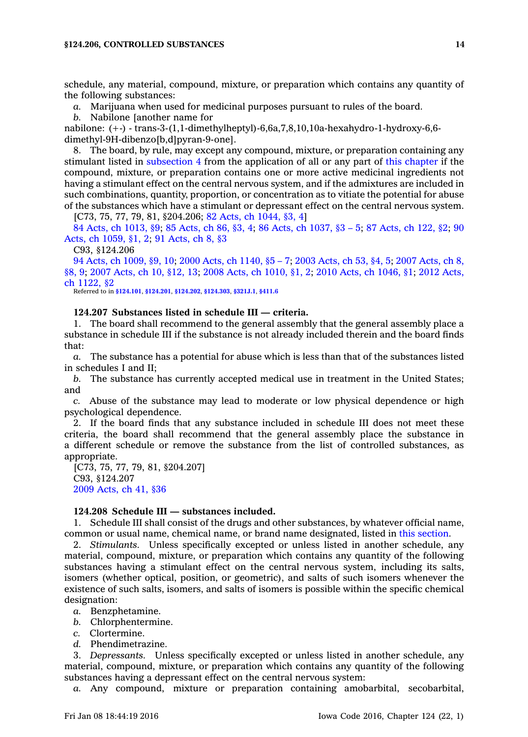schedule, any material, compound, mixture, or preparation which contains any quantity of the following substances:

*a.* Marijuana when used for medicinal purposes pursuant to rules of the board.

*b.* Nabilone [another name for nabilone: (+-) - trans-3-(1,1-dimethylheptyl)-6,6a,7,8,10,10a-hexahydro-1-hydroxy-6,6-dimethyl-9H-dibenzo[b,d]pyran-9-one].

8. The board, by rule, may except any compound, mixture, or preparation containing any stimulant listed in subsection 4 from the application of all or any part of this chapter if the compound, mixture, or preparation contains one or more active medicinal ingredients not having a stimulant effect on the central nervous system, and if the admixtures are included in such combinations, quantity, proportion, or concentration as to vitiate the potential for abuse of the substances which have a stimulant or depressant effect on the central nervous system.

[C73, 75, 77, 79, 81, §204.206; 82 Acts, ch 1044, §3, 4]

84 Acts, ch 1013, §9; 85 Acts, ch 86, §3, 4; 86 Acts, ch 1037, §3 – 5; 87 Acts, ch 122, §2; 90 Acts, ch 1059, §1, 2; 91 Acts, ch 8, §3

C93, §124.206

94 Acts, ch 1009, §9, 10; 2000 Acts, ch 1140, §5 – 7; 2003 Acts, ch 53, §4, 5; 2007 Acts, ch 8, §8, 9; 2007 Acts, ch 10, §12, 13; 2008 Acts, ch 1010, §1, 2; 2010 Acts, ch 1046, §1; 2012 Acts, ch 1122, §2

Referred to in §124.101, §124.201, §124.202, §124.303, §321J.1, §411.6

**124.207 Substances listed in schedule III — criteria.**

1. The board shall recommend to the general assembly that the general assembly place a substance in schedule III if the substance is not already included therein and the board finds that:

*a.* The substance has a potential for abuse which is less than that of the substances listed in schedules I and II;

*b.* The substance has currently accepted medical use in treatment in the United States; and

*c.* Abuse of the substance may lead to moderate or low physical dependence or high psychological dependence.

2. If the board finds that any substance included in schedule III does not meet these criteria, the board shall recommend that the general assembly place the substance in a different schedule or remove the substance from the list of controlled substances, as appropriate.

[C73, 75, 77, 79, 81, §204.207]

C93, §124.207

2009 Acts, ch 41, §36

**124.208 Schedule III — substances included.**

1. Schedule III shall consist of the drugs and other substances, by whatever official name, common or usual name, chemical name, or brand name designated, listed in this section.

2. *Stimulants.* Unless specifically excepted or unless listed in another schedule, any material, compound, mixture, or preparation which contains any quantity of the following substances having a stimulant effect on the central nervous system, including its salts, isomers (whether optical, position, or geometric), and salts of such isomers whenever the existence of such salts, isomers, and salts of isomers is possible within the specific chemical designation:

*a.* Benzphetamine.

*b.* Chlorphentermine.

*c.* Clortermine.

*d.* Phendimetrazine.

3. *Depressants.* Unless specifically excepted or unless listed in another schedule, any material, compound, mixture, or preparation which contains any quantity of the following substances having a depressant effect on the central nervous system:

*a.* Any compound, mixture or preparation containing amobarbital, secobarbital,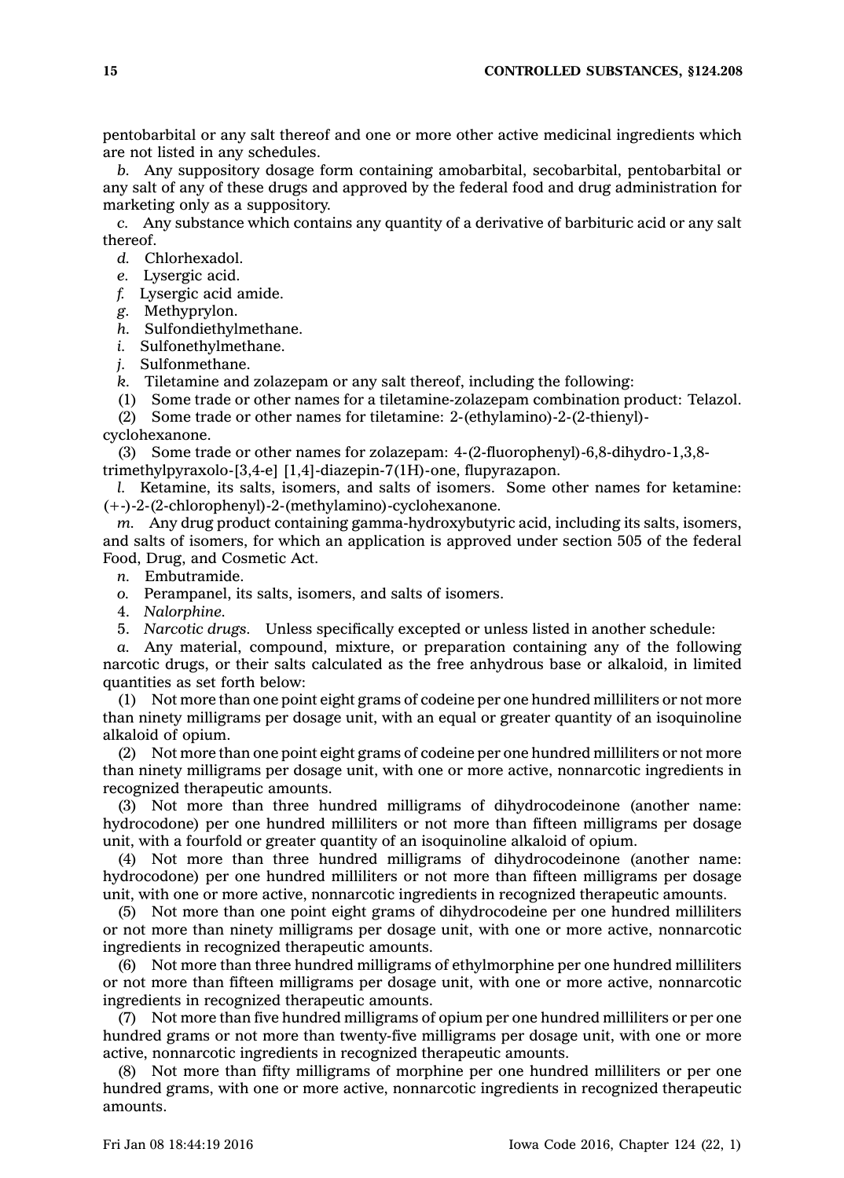pentobarbital or any salt thereof and one or more other active medicinal ingredients which are not listed in any schedules.

*b.* Any suppository dosage form containing amobarbital, secobarbital, pentobarbital or any salt of any of these drugs and approved by the federal food and drug administration for marketing only as a suppository.

*c.* Any substance which contains any quantity of a derivative of barbituric acid or any salt thereof.

*d.* Chlorhexadol.

*e.* Lysergic acid.

*f.* Lysergic acid amide.

*g.* Methyprylon.

*h.* Sulfondiethylmethane.

*i.* Sulfonethylmethane.

*j.* Sulfonmethane.

*k.* Tiletamine and zolazepam or any salt thereof, including the following:

(1) Some trade or other names for a tiletamine-zolazepam combination product: Telazol.

(2) Some trade or other names for tiletamine: 2-(ethylamino)-2-(2-thienyl)-cyclohexanone.

(3) Some trade or other names for zolazepam: 4-(2-fluorophenyl)-6,8-dihydro-1,3,8-trimethylpyraxolo-[3,4-e] [1,4]-diazepin-7(1H)-one, flupyrazapon.

*l.* Ketamine, its salts, isomers, and salts of isomers. Some other names for ketamine: (+-)-2-(2-chlorophenyl)-2-(methylamino)-cyclohexanone.

*m.* Any drug product containing gamma-hydroxybutyric acid, including its salts, isomers, and salts of isomers, for which an application is approved under section 505 of the federal Food, Drug, and Cosmetic Act.

*n.* Embutramide.

*o.* Perampanel, its salts, isomers, and salts of isomers.

4. *Nalorphine.*

5. *Narcotic drugs.* Unless specifically excepted or unless listed in another schedule:

*a.* Any material, compound, mixture, or preparation containing any of the following narcotic drugs, or their salts calculated as the free anhydrous base or alkaloid, in limited quantities as set forth below:

(1) Not more than one point eight grams of codeine per one hundred milliliters or not more than ninety milligrams per dosage unit, with an equal or greater quantity of an isoquinoline alkaloid of opium.

(2) Not more than one point eight grams of codeine per one hundred milliliters or not more than ninety milligrams per dosage unit, with one or more active, nonnarcotic ingredients in recognized therapeutic amounts.

(3) Not more than three hundred milligrams of dihydrocodeinone (another name: hydrocodone) per one hundred milliliters or not more than fifteen milligrams per dosage unit, with a fourfold or greater quantity of an isoquinoline alkaloid of opium.

(4) Not more than three hundred milligrams of dihydrocodeinone (another name: hydrocodone) per one hundred milliliters or not more than fifteen milligrams per dosage unit, with one or more active, nonnarcotic ingredients in recognized therapeutic amounts.

(5) Not more than one point eight grams of dihydrocodeine per one hundred milliliters or not more than ninety milligrams per dosage unit, with one or more active, nonnarcotic ingredients in recognized therapeutic amounts.

(6) Not more than three hundred milligrams of ethylmorphine per one hundred milliliters or not more than fifteen milligrams per dosage unit, with one or more active, nonnarcotic ingredients in recognized therapeutic amounts.

(7) Not more than five hundred milligrams of opium per one hundred milliliters or per one hundred grams or not more than twenty-five milligrams per dosage unit, with one or more active, nonnarcotic ingredients in recognized therapeutic amounts.

(8) Not more than fifty milligrams of morphine per one hundred milliliters or per one hundred grams, with one or more active, nonnarcotic ingredients in recognized therapeutic amounts.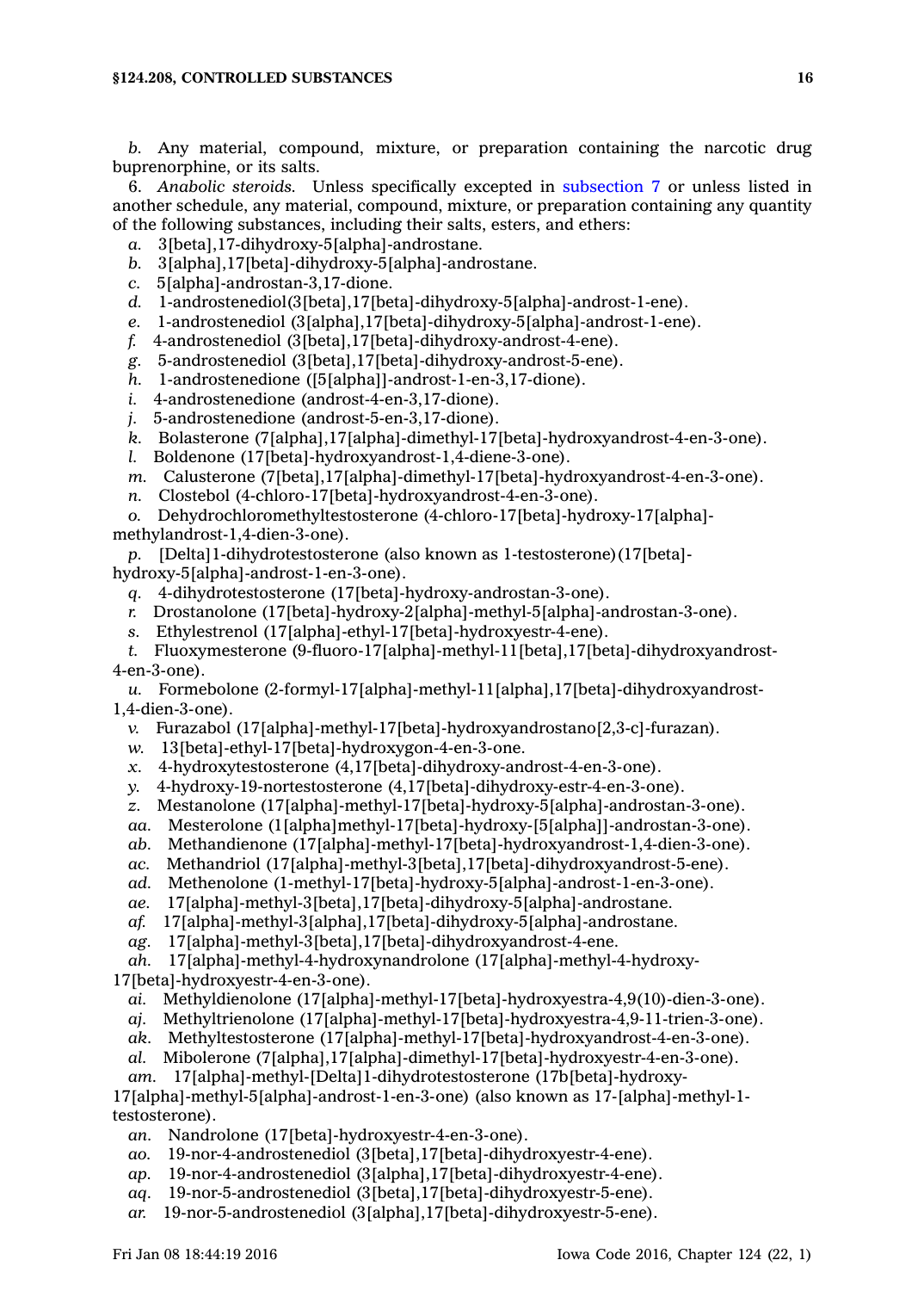*b.* Any material, compound, mixture, or preparation containing the narcotic drug buprenorphine, or its salts.

6. *Anabolic steroids.* Unless specifically excepted in subsection 7 or unless listed in another schedule, any material, compound, mixture, or preparation containing any quantity of the following substances, including their salts, esters, and ethers:

*a.* 3[beta],17-dihydroxy-5[alpha]-androstane.

*b.* 3[alpha],17[beta]-dihydroxy-5[alpha]-androstane.

*c.* 5[alpha]-androstan-3,17-dione.

*d.* 1-androstenediol(3[beta],17[beta]-dihydroxy-5[alpha]-androst-1-ene).

*e.* 1-androstenediol (3[alpha],17[beta]-dihydroxy-5[alpha]-androst-1-ene).

*f.* 4-androstenediol (3[beta],17[beta]-dihydroxy-androst-4-ene).

*g.* 5-androstenediol (3[beta],17[beta]-dihydroxy-androst-5-ene).

*h.* 1-androstenedione ([5[alpha]]-androst-1-en-3,17-dione).

*i.* 4-androstenedione (androst-4-en-3,17-dione).

*j.* 5-androstenedione (androst-5-en-3,17-dione).

*k.* Bolasterone (7[alpha],17[alpha]-dimethyl-17[beta]-hydroxyandrost-4-en-3-one).

*l.* Boldenone (17[beta]-hydroxyandrost-1,4-diene-3-one).

*m.* Calusterone (7[beta],17[alpha]-dimethyl-17[beta]-hydroxyandrost-4-en-3-one).

*n.* Clostebol (4-chloro-17[beta]-hydroxyandrost-4-en-3-one).

*o.* Dehydrochloromethyltestosterone (4-chloro-17[beta]-hydroxy-17[alpha]-methylandrost-1,4-dien-3-one).

*p.* [Delta]1-dihydrotestosterone (also known as 1-testosterone)(17[beta]-hydroxy-5[alpha]-androst-1-en-3-one).

*q.* 4-dihydrotestosterone (17[beta]-hydroxy-androstan-3-one).

*r.* Drostanolone (17[beta]-hydroxy-2[alpha]-methyl-5[alpha]-androstan-3-one).

*s.* Ethylestrenol (17[alpha]-ethyl-17[beta]-hydroxyestr-4-ene).

*t.* Fluoxymesterone (9-fluoro-17[alpha]-methyl-11[beta],17[beta]-dihydroxyandrost-4-en-3-one).

*u.* Formebolone (2-formyl-17[alpha]-methyl-11[alpha],17[beta]-dihydroxyandrost-1,4-dien-3-one).

*v.* Furazabol (17[alpha]-methyl-17[beta]-hydroxyandrostano[2,3-c]-furazan).

*w.* 13[beta]-ethyl-17[beta]-hydroxygon-4-en-3-one.

*x.* 4-hydroxytestosterone (4,17[beta]-dihydroxy-androst-4-en-3-one).

*y.* 4-hydroxy-19-nortestosterone (4,17[beta]-dihydroxy-estr-4-en-3-one).

*z.* Mestanolone (17[alpha]-methyl-17[beta]-hydroxy-5[alpha]-androstan-3-one).

*aa.* Mesterolone (1[alpha]methyl-17[beta]-hydroxy-[5[alpha]]-androstan-3-one).

*ab.* Methandienone (17[alpha]-methyl-17[beta]-hydroxyandrost-1,4-dien-3-one).

*ac.* Methandriol (17[alpha]-methyl-3[beta],17[beta]-dihydroxyandrost-5-ene).

*ad.* Methenolone (1-methyl-17[beta]-hydroxy-5[alpha]-androst-1-en-3-one).

*ae.* 17[alpha]-methyl-3[beta],17[beta]-dihydroxy-5[alpha]-androstane.

*af.* 17[alpha]-methyl-3[alpha],17[beta]-dihydroxy-5[alpha]-androstane.

*ag.* 17[alpha]-methyl-3[beta],17[beta]-dihydroxyandrost-4-ene.

*ah.* 17[alpha]-methyl-4-hydroxynandrolone (17[alpha]-methyl-4-hydroxy-17[beta]-hydroxyestr-4-en-3-one).

*ai.* Methyldienolone (17[alpha]-methyl-17[beta]-hydroxyestra-4,9(10)-dien-3-one).

*aj.* Methyltrienolone (17[alpha]-methyl-17[beta]-hydroxyestra-4,9-11-trien-3-one).

*ak.* Methyltestosterone (17[alpha]-methyl-17[beta]-hydroxyandrost-4-en-3-one).

*al.* Mibolerone (7[alpha],17[alpha]-dimethyl-17[beta]-hydroxyestr-4-en-3-one).

*am.* 17[alpha]-methyl-[Delta]1-dihydrotestosterone (17b[beta]-hydroxy-17[alpha]-methyl-5[alpha]-androst-1-en-3-one) (also known as 17-[alpha]-methyl-1-testosterone).

*an.* Nandrolone (17[beta]-hydroxyestr-4-en-3-one).

*ao.* 19-nor-4-androstenediol (3[beta],17[beta]-dihydroxyestr-4-ene).

*ap.* 19-nor-4-androstenediol (3[alpha],17[beta]-dihydroxyestr-4-ene).

*aq.* 19-nor-5-androstenediol (3[beta],17[beta]-dihydroxyestr-5-ene).

*ar.* 19-nor-5-androstenediol (3[alpha],17[beta]-dihydroxyestr-5-ene).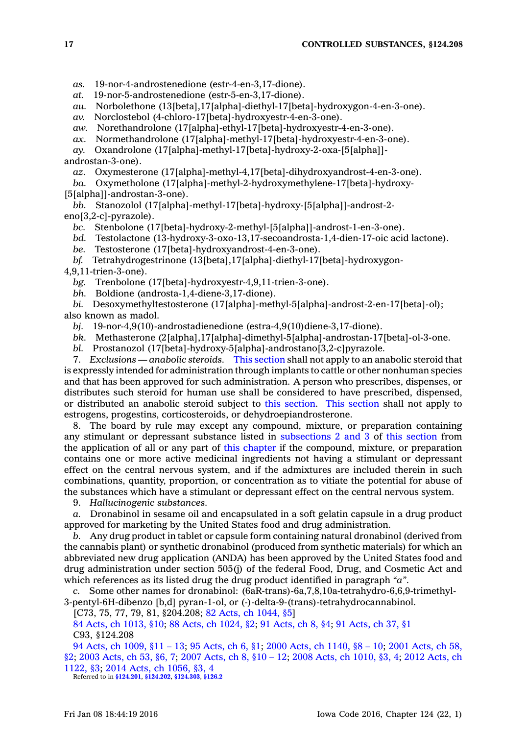*as.* 19-nor-4-androstenedione (estr-4-en-3,17-dione).

*at.* 19-nor-5-androstenedione (estr-5-en-3,17-dione).

*au.* Norbolethone (13[beta],17[alpha]-diethyl-17[beta]-hydroxygon-4-en-3-one).

*av.* Norclostebol (4-chloro-17[beta]-hydroxyestr-4-en-3-one).

*aw.* Norethandrolone (17[alpha]-ethyl-17[beta]-hydroxyestr-4-en-3-one).

*ax.* Normethandrolone (17[alpha]-methyl-17[beta]-hydroxyestr-4-en-3-one).

*ay.* Oxandrolone (17[alpha]-methyl-17[beta]-hydroxy-2-oxa-[5[alpha]]-androstan-3-one).

*az.* Oxymesterone (17[alpha]-methyl-4,17[beta]-dihydroxyandrost-4-en-3-one).

*ba.* Oxymetholone (17[alpha]-methyl-2-hydroxymethylene-17[beta]-hydroxy-[5[alpha]]-androstan-3-one).

*bb.* Stanozolol (17[alpha]-methyl-17[beta]-hydroxy-[5[alpha]]-androst-2-eno[3,2-c]-pyrazole).

*bc.* Stenbolone (17[beta]-hydroxy-2-methyl-[5[alpha]]-androst-1-en-3-one).

*bd.* Testolactone (13-hydroxy-3-oxo-13,17-secoandrosta-1,4-dien-17-oic acid lactone).

*be.* Testosterone (17[beta]-hydroxyandrost-4-en-3-one).

*bf.* Tetrahydrogestrinone (13[beta],17[alpha]-diethyl-17[beta]-hydroxygon-4,9,11-trien-3-one).

*bg.* Trenbolone (17[beta]-hydroxyestr-4,9,11-trien-3-one).

*bh.* Boldione (androsta-1,4-diene-3,17-dione).

*bi.* Desoxymethyltestosterone (17[alpha]-methyl-5[alpha]-androst-2-en-17[beta]-ol); also known as madol.

*bj.* 19-nor-4,9(10)-androstadienedione (estra-4,9(10)diene-3,17-dione).

*bk.* Methasterone (2[alpha],17[alpha]-dimethyl-5[alpha]-androstan-17[beta]-ol-3-one.

*bl.* Prostanozol (17[beta]-hydroxy-5[alpha]-androstano[3,2-c]pyrazole.

7. *Exclusions — anabolic steroids.* This section shall not apply to an anabolic steroid that is expressly intended for administration through implants to cattle or other nonhuman species and that has been approved for such administration. A person who prescribes, dispenses, or distributes such steroid for human use shall be considered to have prescribed, dispensed, or distributed an anabolic steroid subject to this section. This section shall not apply to estrogens, progestins, corticosteroids, or dehydroepiandrosterone.

8. The board by rule may except any compound, mixture, or preparation containing any stimulant or depressant substance listed in subsections 2 and 3 of this section from the application of all or any part of this chapter if the compound, mixture, or preparation contains one or more active medicinal ingredients not having a stimulant or depressant effect on the central nervous system, and if the admixtures are included therein in such combinations, quantity, proportion, or concentration as to vitiate the potential for abuse of the substances which have a stimulant or depressant effect on the central nervous system.

9. *Hallucinogenic substances.*

*a.* Dronabinol in sesame oil and encapsulated in a soft gelatin capsule in a drug product approved for marketing by the United States food and drug administration.

*b.* Any drug product in tablet or capsule form containing natural dronabinol (derived from the cannabis plant) or synthetic dronabinol (produced from synthetic materials) for which an abbreviated new drug application (ANDA) has been approved by the United States food and drug administration under section 505(j) of the federal Food, Drug, and Cosmetic Act and which references as its listed drug the drug product identified in paragraph *"a"*.

*c.* Some other names for dronabinol: (6aR-trans)-6a,7,8,10a-tetrahydro-6,6,9-trimethyl-3-pentyl-6H-dibenzo [b,d] pyran-1-ol, or (-)-delta-9-(trans)-tetrahydrocannabinol.

[C73, 75, 77, 79, 81, §204.208; 82 Acts, ch 1044, §5]

84 Acts, ch 1013, §10; 88 Acts, ch 1024, §2; 91 Acts, ch 8, §4; 91 Acts, ch 37, §1

C93, §124.208

94 Acts, ch 1009, §11 – 13; 95 Acts, ch 6, §1; 2000 Acts, ch 1140, §8 – 10; 2001 Acts, ch 58, §2; 2003 Acts, ch 53, §6, 7; 2007 Acts, ch 8, §10 – 12; 2008 Acts, ch 1010, §3, 4; 2012 Acts, ch 1122, §3; 2014 Acts, ch 1056, §3, 4

Referred to in §124.201, §124.202, §124.303, §126.2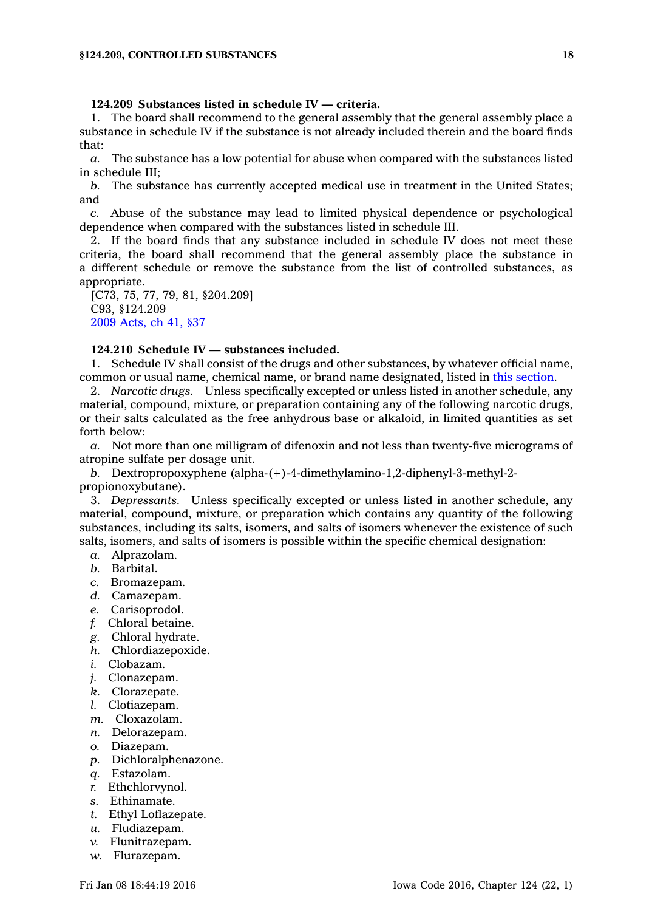**124.209 Substances listed in schedule IV — criteria.**

1. The board shall recommend to the general assembly that the general assembly place a substance in schedule IV if the substance is not already included therein and the board finds that:

*a.* The substance has a low potential for abuse when compared with the substances listed in schedule III;

*b.* The substance has currently accepted medical use in treatment in the United States; and

*c.* Abuse of the substance may lead to limited physical dependence or psychological dependence when compared with the substances listed in schedule III.

2. If the board finds that any substance included in schedule IV does not meet these criteria, the board shall recommend that the general assembly place the substance in a different schedule or remove the substance from the list of controlled substances, as appropriate.

[C73, 75, 77, 79, 81, §204.209]
C93, §124.209
2009 Acts, ch 41, §37

**124.210 Schedule IV — substances included.**

1. Schedule IV shall consist of the drugs and other substances, by whatever official name, common or usual name, chemical name, or brand name designated, listed in this section.

2. *Narcotic drugs.* Unless specifically excepted or unless listed in another schedule, any material, compound, mixture, or preparation containing any of the following narcotic drugs, or their salts calculated as the free anhydrous base or alkaloid, in limited quantities as set forth below:

*a.* Not more than one milligram of difenoxin and not less than twenty-five micrograms of atropine sulfate per dosage unit.

*b.* Dextropropoxyphene (alpha-(+)-4-dimethylamino-1,2-diphenyl-3-methyl-2-propionoxybutane).

3. *Depressants.* Unless specifically excepted or unless listed in another schedule, any material, compound, mixture, or preparation which contains any quantity of the following substances, including its salts, isomers, and salts of isomers whenever the existence of such salts, isomers, and salts of isomers is possible within the specific chemical designation:

*a.* Alprazolam.
*b.* Barbital.
*c.* Bromazepam.
*d.* Camazepam.
*e.* Carisoprodol.
*f.* Chloral betaine.
*g.* Chloral hydrate.
*h.* Chlordiazepoxide.
*i.* Clobazam.
*j.* Clonazepam.
*k.* Clorazepate.
*l.* Clotiazepam.
*m.* Cloxazolam.
*n.* Delorazepam.
*o.* Diazepam.
*p.* Dichloralphenazone.
*q.* Estazolam.
*r.* Ethchlorvynol.
*s.* Ethinamate.
*t.* Ethyl Loflazepate.
*u.* Fludiazepam.
*v.* Flunitrazepam.
*w.* Flurazepam.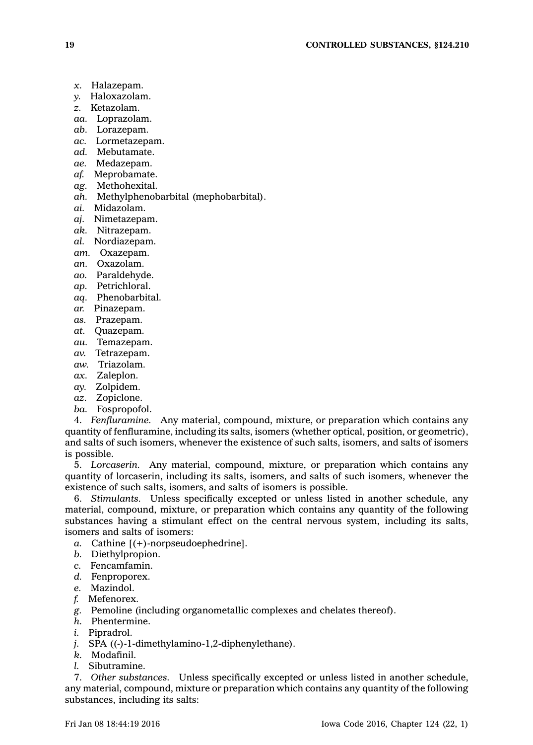*x.* Halazepam.
*y.* Haloxazolam.
*z.* Ketazolam.
*aa.* Loprazolam.
*ab.* Lorazepam.
*ac.* Lormetazepam.
*ad.* Mebutamate.
*ae.* Medazepam.
*af.* Meprobamate.
*ag.* Methohexital.
*ah.* Methylphenobarbital (mephobarbital).
*ai.* Midazolam.
*aj.* Nimetazepam.
*ak.* Nitrazepam.
*al.* Nordiazepam.
*am.* Oxazepam.
*an.* Oxazolam.
*ao.* Paraldehyde.
*ap.* Petrichloral.
*aq.* Phenobarbital.
*ar.* Pinazepam.
*as.* Prazepam.
*at.* Quazepam.
*au.* Temazepam.
*av.* Tetrazepam.
*aw.* Triazolam.
*ax.* Zaleplon.
*ay.* Zolpidem.
*az.* Zopiclone.
*ba.* Fospropofol.

4. *Fenfluramine.* Any material, compound, mixture, or preparation which contains any quantity of fenfluramine, including its salts, isomers (whether optical, position, or geometric), and salts of such isomers, whenever the existence of such salts, isomers, and salts of isomers is possible.

5. *Lorcaserin.* Any material, compound, mixture, or preparation which contains any quantity of lorcaserin, including its salts, isomers, and salts of such isomers, whenever the existence of such salts, isomers, and salts of isomers is possible.

6. *Stimulants.* Unless specifically excepted or unless listed in another schedule, any material, compound, mixture, or preparation which contains any quantity of the following substances having a stimulant effect on the central nervous system, including its salts, isomers and salts of isomers:

*a.* Cathine [(+)-norpseudoephedrine].
*b.* Diethylpropion.
*c.* Fencamfamin.
*d.* Fenproporex.
*e.* Mazindol.
*f.* Mefenorex.
*g.* Pemoline (including organometallic complexes and chelates thereof).
*h.* Phentermine.
*i.* Pipradrol.
*j.* SPA ((-)-1-dimethylamino-1,2-diphenylethane).
*k.* Modafinil.
*l.* Sibutramine.

7. *Other substances.* Unless specifically excepted or unless listed in another schedule, any material, compound, mixture or preparation which contains any quantity of the following substances, including its salts: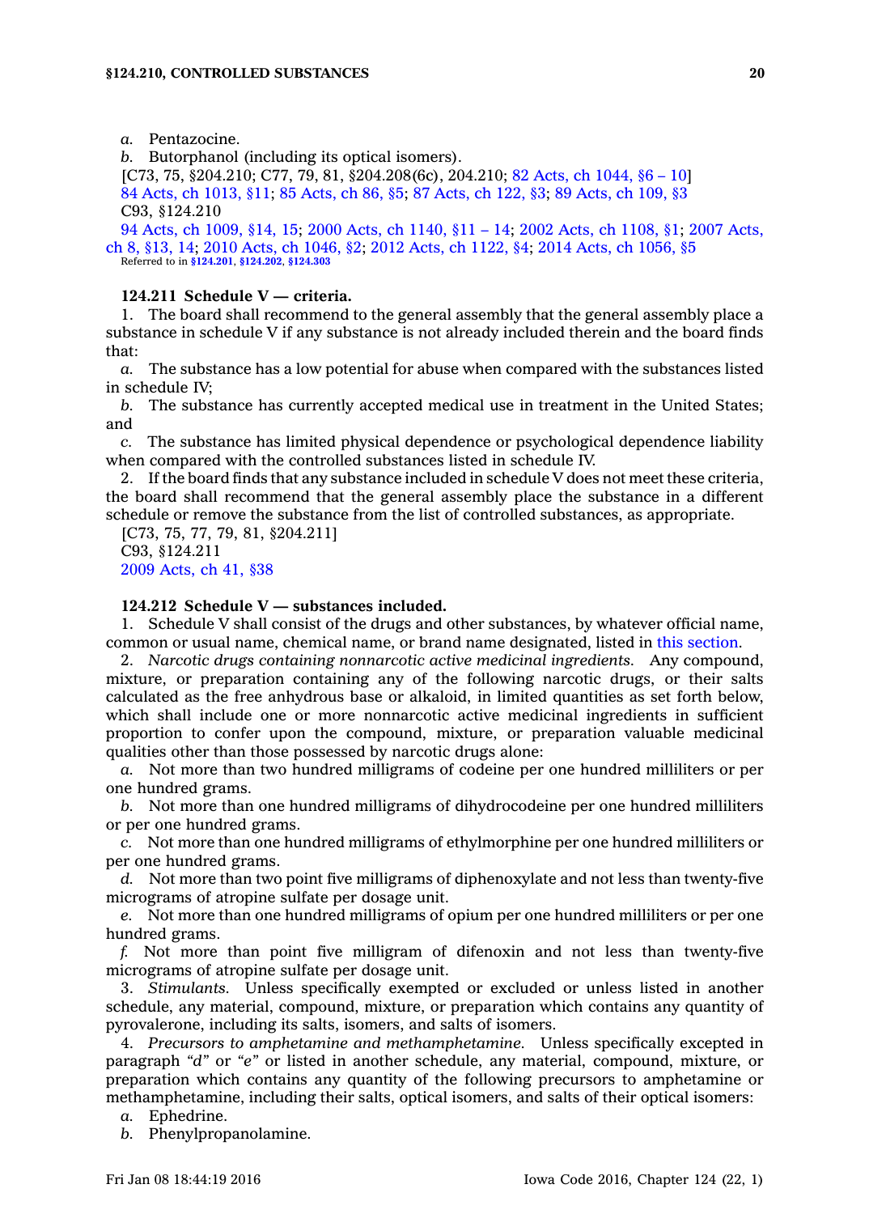*a.* Pentazocine.

*b.* Butorphanol (including its optical isomers).

[C73, 75, §204.210; C77, 79, 81, §204.208(6c), 204.210; 82 Acts, ch 1044, §6 – 10]
84 Acts, ch 1013, §11; 85 Acts, ch 86, §5; 87 Acts, ch 122, §3; 89 Acts, ch 109, §3
C93, §124.210
94 Acts, ch 1009, §14, 15; 2000 Acts, ch 1140, §11 – 14; 2002 Acts, ch 1108, §1; 2007 Acts, ch 8, §13, 14; 2010 Acts, ch 1046, §2; 2012 Acts, ch 1122, §4; 2014 Acts, ch 1056, §5
Referred to in §124.201, §124.202, §124.303

**124.211 Schedule V — criteria.**

1. The board shall recommend to the general assembly that the general assembly place a substance in schedule V if any substance is not already included therein and the board finds that:

*a.* The substance has a low potential for abuse when compared with the substances listed in schedule IV;

*b.* The substance has currently accepted medical use in treatment in the United States; and

*c.* The substance has limited physical dependence or psychological dependence liability when compared with the controlled substances listed in schedule IV.

2. If the board finds that any substance included in schedule V does not meet these criteria, the board shall recommend that the general assembly place the substance in a different schedule or remove the substance from the list of controlled substances, as appropriate.

[C73, 75, 77, 79, 81, §204.211]
C93, §124.211
2009 Acts, ch 41, §38

**124.212 Schedule V — substances included.**

1. Schedule V shall consist of the drugs and other substances, by whatever official name, common or usual name, chemical name, or brand name designated, listed in this section.

2. *Narcotic drugs containing nonnarcotic active medicinal ingredients.* Any compound, mixture, or preparation containing any of the following narcotic drugs, or their salts calculated as the free anhydrous base or alkaloid, in limited quantities as set forth below, which shall include one or more nonnarcotic active medicinal ingredients in sufficient proportion to confer upon the compound, mixture, or preparation valuable medicinal qualities other than those possessed by narcotic drugs alone:

*a.* Not more than two hundred milligrams of codeine per one hundred milliliters or per one hundred grams.

*b.* Not more than one hundred milligrams of dihydrocodeine per one hundred milliliters or per one hundred grams.

*c.* Not more than one hundred milligrams of ethylmorphine per one hundred milliliters or per one hundred grams.

*d.* Not more than two point five milligrams of diphenoxylate and not less than twenty-five micrograms of atropine sulfate per dosage unit.

*e.* Not more than one hundred milligrams of opium per one hundred milliliters or per one hundred grams.

*f.* Not more than point five milligram of difenoxin and not less than twenty-five micrograms of atropine sulfate per dosage unit.

3. *Stimulants.* Unless specifically exempted or excluded or unless listed in another schedule, any material, compound, mixture, or preparation which contains any quantity of pyrovalerone, including its salts, isomers, and salts of isomers.

4. *Precursors to amphetamine and methamphetamine.* Unless specifically excepted in paragraph *"d"* or *"e"* or listed in another schedule, any material, compound, mixture, or preparation which contains any quantity of the following precursors to amphetamine or methamphetamine, including their salts, optical isomers, and salts of their optical isomers:

*a.* Ephedrine.

*b.* Phenylpropanolamine.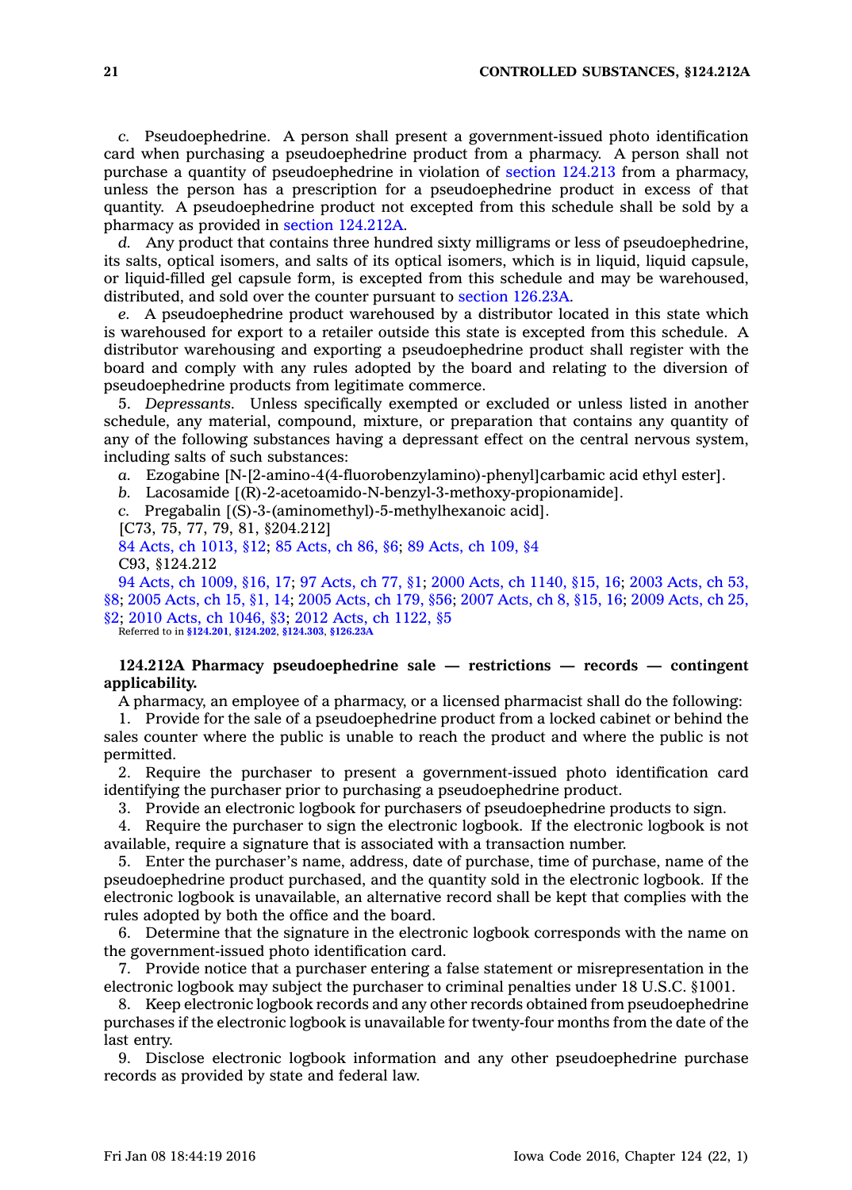*c.* Pseudoephedrine. A person shall present a government-issued photo identification card when purchasing a pseudoephedrine product from a pharmacy. A person shall not purchase a quantity of pseudoephedrine in violation of section 124.213 from a pharmacy, unless the person has a prescription for a pseudoephedrine product in excess of that quantity. A pseudoephedrine product not excepted from this schedule shall be sold by a pharmacy as provided in section 124.212A.

*d.* Any product that contains three hundred sixty milligrams or less of pseudoephedrine, its salts, optical isomers, and salts of its optical isomers, which is in liquid, liquid capsule, or liquid-filled gel capsule form, is excepted from this schedule and may be warehoused, distributed, and sold over the counter pursuant to section 126.23A.

*e.* A pseudoephedrine product warehoused by a distributor located in this state which is warehoused for export to a retailer outside this state is excepted from this schedule. A distributor warehousing and exporting a pseudoephedrine product shall register with the board and comply with any rules adopted by the board and relating to the diversion of pseudoephedrine products from legitimate commerce.

5. *Depressants.* Unless specifically exempted or excluded or unless listed in another schedule, any material, compound, mixture, or preparation that contains any quantity of any of the following substances having a depressant effect on the central nervous system, including salts of such substances:

*a.* Ezogabine [N-[2-amino-4(4-fluorobenzylamino)-phenyl]carbamic acid ethyl ester].

*b.* Lacosamide [(R)-2-acetoamido-N-benzyl-3-methoxy-propionamide].

*c.* Pregabalin [(S)-3-(aminomethyl)-5-methylhexanoic acid].

[C73, 75, 77, 79, 81, §204.212]

84 Acts, ch 1013, §12; 85 Acts, ch 86, §6; 89 Acts, ch 109, §4

C93, §124.212

94 Acts, ch 1009, §16, 17; 97 Acts, ch 77, §1; 2000 Acts, ch 1140, §15, 16; 2003 Acts, ch 53, §8; 2005 Acts, ch 15, §1, 14; 2005 Acts, ch 179, §56; 2007 Acts, ch 8, §15, 16; 2009 Acts, ch 25, §2; 2010 Acts, ch 1046, §3; 2012 Acts, ch 1122, §5

Referred to in **§124.201**, **§124.202**, **§124.303**, **§126.23A**

**124.212A Pharmacy pseudoephedrine sale — restrictions — records — contingent applicability.**

A pharmacy, an employee of a pharmacy, or a licensed pharmacist shall do the following:

1. Provide for the sale of a pseudoephedrine product from a locked cabinet or behind the sales counter where the public is unable to reach the product and where the public is not permitted.

2. Require the purchaser to present a government-issued photo identification card identifying the purchaser prior to purchasing a pseudoephedrine product.

3. Provide an electronic logbook for purchasers of pseudoephedrine products to sign.

4. Require the purchaser to sign the electronic logbook. If the electronic logbook is not available, require a signature that is associated with a transaction number.

5. Enter the purchaser's name, address, date of purchase, time of purchase, name of the pseudoephedrine product purchased, and the quantity sold in the electronic logbook. If the electronic logbook is unavailable, an alternative record shall be kept that complies with the rules adopted by both the office and the board.

6. Determine that the signature in the electronic logbook corresponds with the name on the government-issued photo identification card.

7. Provide notice that a purchaser entering a false statement or misrepresentation in the electronic logbook may subject the purchaser to criminal penalties under 18 U.S.C. §1001.

8. Keep electronic logbook records and any other records obtained from pseudoephedrine purchases if the electronic logbook is unavailable for twenty-four months from the date of the last entry.

9. Disclose electronic logbook information and any other pseudoephedrine purchase records as provided by state and federal law.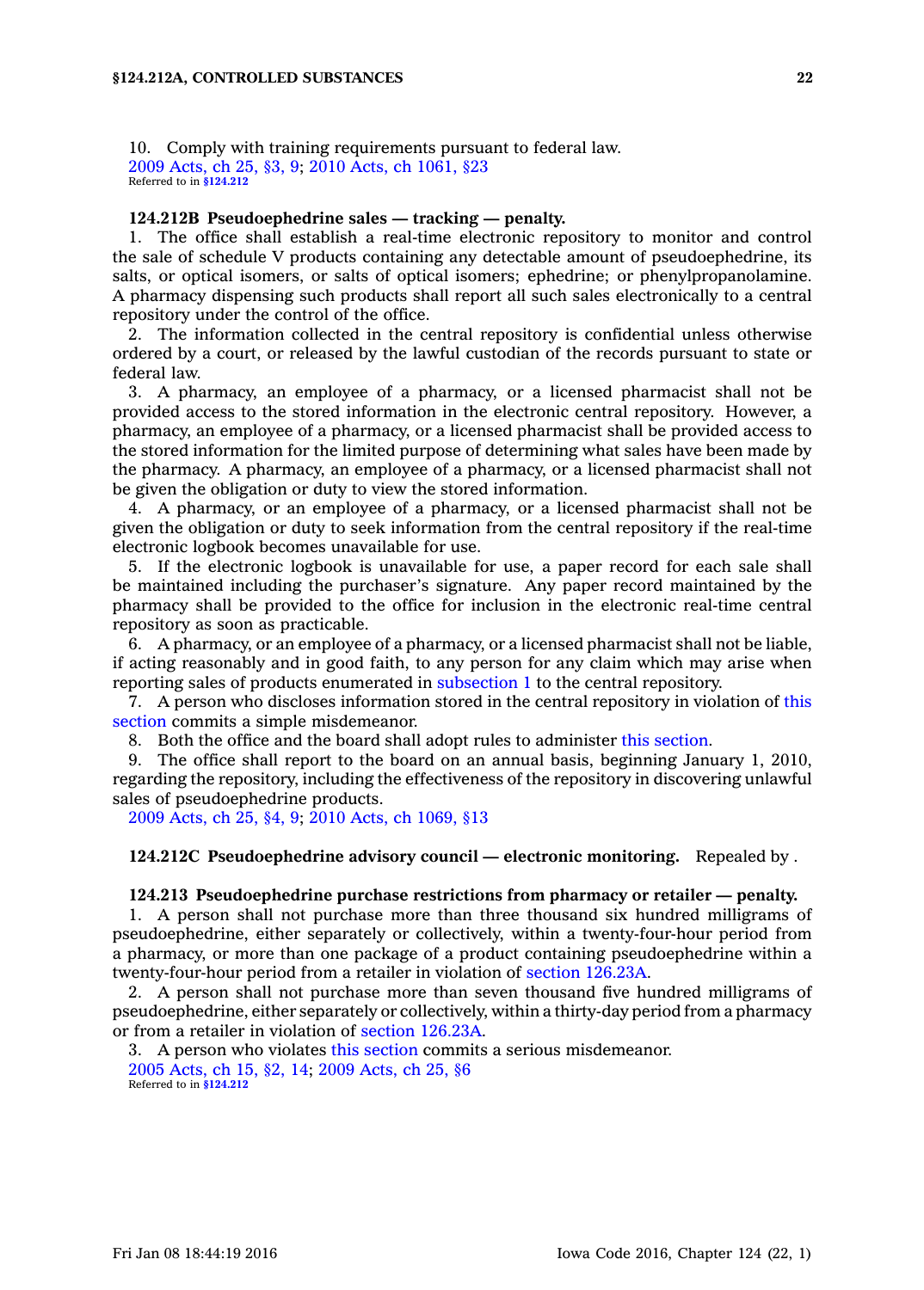10. Comply with training requirements pursuant to federal law.

2009 Acts, ch 25, §3, 9; 2010 Acts, ch 1061, §23

Referred to in §124.212

**124.212B Pseudoephedrine sales — tracking — penalty.**

1. The office shall establish a real-time electronic repository to monitor and control the sale of schedule V products containing any detectable amount of pseudoephedrine, its salts, or optical isomers, or salts of optical isomers; ephedrine; or phenylpropanolamine. A pharmacy dispensing such products shall report all such sales electronically to a central repository under the control of the office.

2. The information collected in the central repository is confidential unless otherwise ordered by a court, or released by the lawful custodian of the records pursuant to state or federal law.

3. A pharmacy, an employee of a pharmacy, or a licensed pharmacist shall not be provided access to the stored information in the electronic central repository. However, a pharmacy, an employee of a pharmacy, or a licensed pharmacist shall be provided access to the stored information for the limited purpose of determining what sales have been made by the pharmacy. A pharmacy, an employee of a pharmacy, or a licensed pharmacist shall not be given the obligation or duty to view the stored information.

4. A pharmacy, or an employee of a pharmacy, or a licensed pharmacist shall not be given the obligation or duty to seek information from the central repository if the real-time electronic logbook becomes unavailable for use.

5. If the electronic logbook is unavailable for use, a paper record for each sale shall be maintained including the purchaser's signature. Any paper record maintained by the pharmacy shall be provided to the office for inclusion in the electronic real-time central repository as soon as practicable.

6. A pharmacy, or an employee of a pharmacy, or a licensed pharmacist shall not be liable, if acting reasonably and in good faith, to any person for any claim which may arise when reporting sales of products enumerated in subsection 1 to the central repository.

7. A person who discloses information stored in the central repository in violation of this section commits a simple misdemeanor.

8. Both the office and the board shall adopt rules to administer this section.

9. The office shall report to the board on an annual basis, beginning January 1, 2010, regarding the repository, including the effectiveness of the repository in discovering unlawful sales of pseudoephedrine products.

2009 Acts, ch 25, §4, 9; 2010 Acts, ch 1069, §13

**124.212C Pseudoephedrine advisory council — electronic monitoring.** Repealed by .

**124.213 Pseudoephedrine purchase restrictions from pharmacy or retailer — penalty.**

1. A person shall not purchase more than three thousand six hundred milligrams of pseudoephedrine, either separately or collectively, within a twenty-four-hour period from a pharmacy, or more than one package of a product containing pseudoephedrine within a twenty-four-hour period from a retailer in violation of section 126.23A.

2. A person shall not purchase more than seven thousand five hundred milligrams of pseudoephedrine, either separately or collectively, within a thirty-day period from a pharmacy or from a retailer in violation of section 126.23A.

3. A person who violates this section commits a serious misdemeanor.

2005 Acts, ch 15, §2, 14; 2009 Acts, ch 25, §6

Referred to in §124.212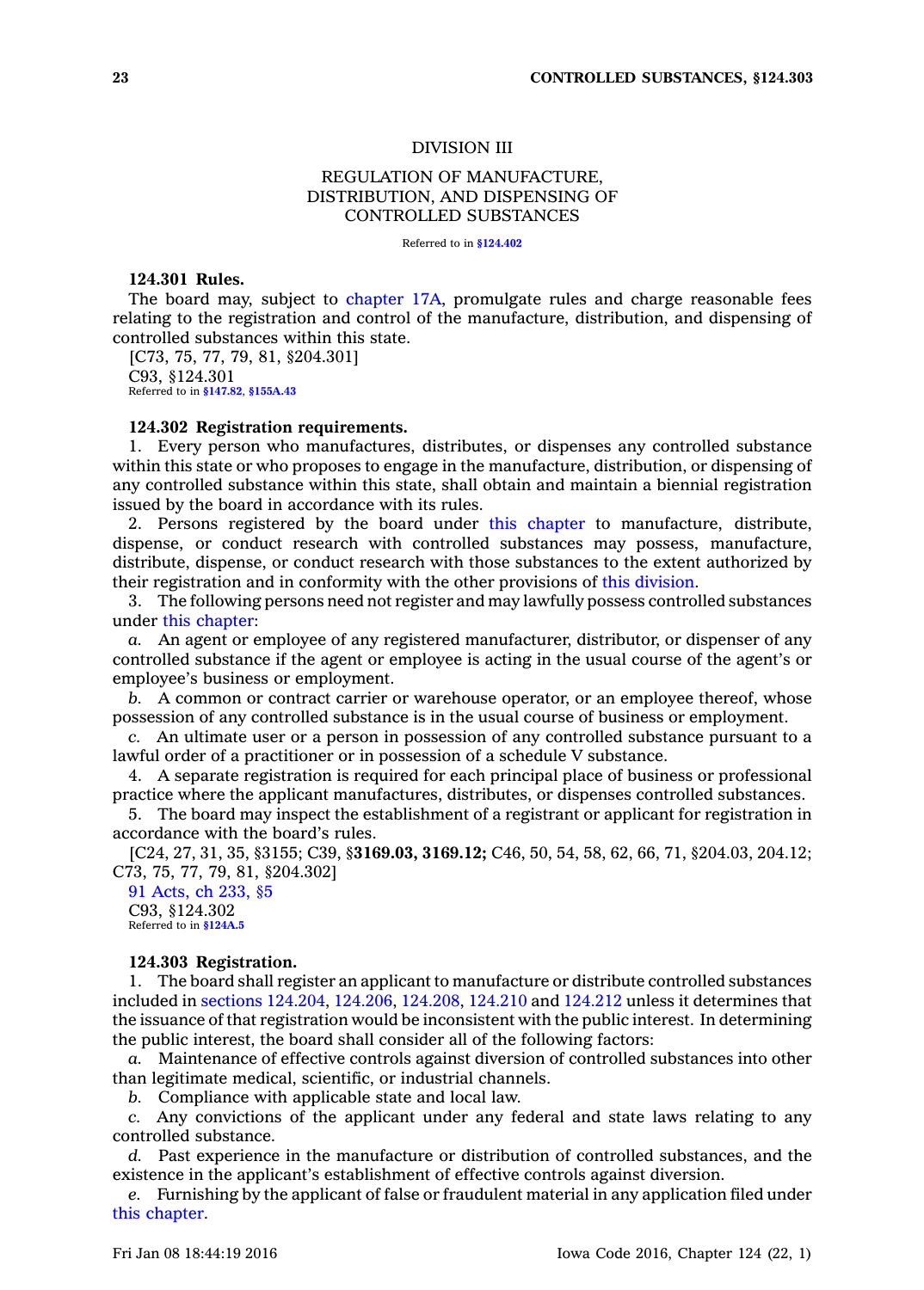# DIVISION III

## REGULATION OF MANUFACTURE, DISTRIBUTION, AND DISPENSING OF CONTROLLED SUBSTANCES

Referred to in §124.402

**124.301 Rules.**

The board may, subject to chapter 17A, promulgate rules and charge reasonable fees relating to the registration and control of the manufacture, distribution, and dispensing of controlled substances within this state.

[C73, 75, 77, 79, 81, §204.301]

C93, §124.301

Referred to in §147.82, §155A.43

**124.302 Registration requirements.**

1. Every person who manufactures, distributes, or dispenses any controlled substance within this state or who proposes to engage in the manufacture, distribution, or dispensing of any controlled substance within this state, shall obtain and maintain a biennial registration issued by the board in accordance with its rules.

2. Persons registered by the board under this chapter to manufacture, distribute, dispense, or conduct research with controlled substances may possess, manufacture, distribute, dispense, or conduct research with those substances to the extent authorized by their registration and in conformity with the other provisions of this division.

3. The following persons need not register and may lawfully possess controlled substances under this chapter:

*a.* An agent or employee of any registered manufacturer, distributor, or dispenser of any controlled substance if the agent or employee is acting in the usual course of the agent's or employee's business or employment.

*b.* A common or contract carrier or warehouse operator, or an employee thereof, whose possession of any controlled substance is in the usual course of business or employment.

*c.* An ultimate user or a person in possession of any controlled substance pursuant to a lawful order of a practitioner or in possession of a schedule V substance.

4. A separate registration is required for each principal place of business or professional practice where the applicant manufactures, distributes, or dispenses controlled substances.

5. The board may inspect the establishment of a registrant or applicant for registration in accordance with the board's rules.

[C24, 27, 31, 35, §3155; C39, §**3169.03, 3169.12;** C46, 50, 54, 58, 62, 66, 71, §204.03, 204.12; C73, 75, 77, 79, 81, §204.302]

91 Acts, ch 233, §5

C93, §124.302

Referred to in §124A.5

**124.303 Registration.**

1. The board shall register an applicant to manufacture or distribute controlled substances included in sections 124.204, 124.206, 124.208, 124.210 and 124.212 unless it determines that the issuance of that registration would be inconsistent with the public interest. In determining the public interest, the board shall consider all of the following factors:

*a.* Maintenance of effective controls against diversion of controlled substances into other than legitimate medical, scientific, or industrial channels.

*b.* Compliance with applicable state and local law.

*c.* Any convictions of the applicant under any federal and state laws relating to any controlled substance.

*d.* Past experience in the manufacture or distribution of controlled substances, and the existence in the applicant's establishment of effective controls against diversion.

*e.* Furnishing by the applicant of false or fraudulent material in any application filed under this chapter.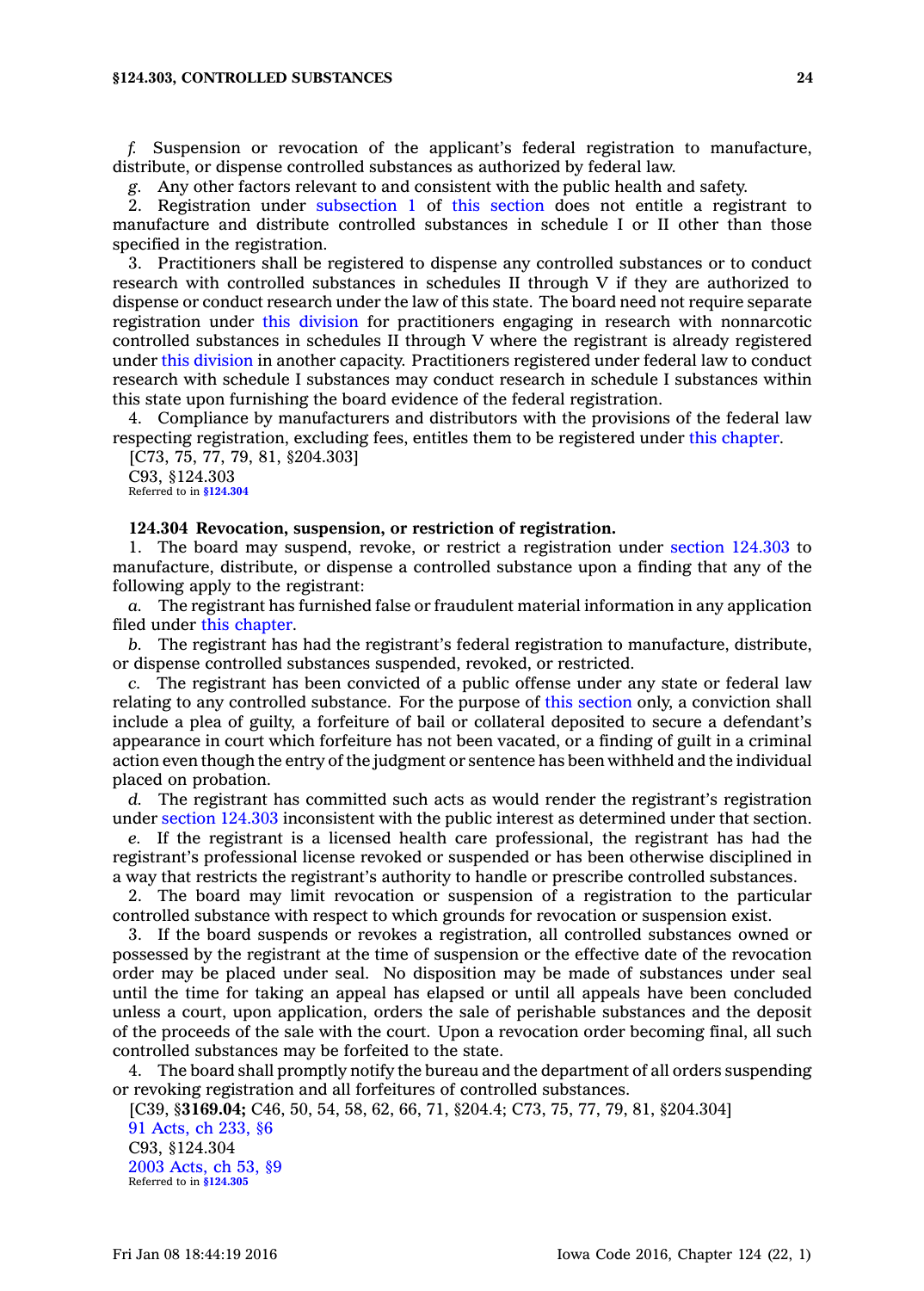*f.* Suspension or revocation of the applicant's federal registration to manufacture, distribute, or dispense controlled substances as authorized by federal law.

*g.* Any other factors relevant to and consistent with the public health and safety.

2. Registration under subsection 1 of this section does not entitle a registrant to manufacture and distribute controlled substances in schedule I or II other than those specified in the registration.

3. Practitioners shall be registered to dispense any controlled substances or to conduct research with controlled substances in schedules II through V if they are authorized to dispense or conduct research under the law of this state. The board need not require separate registration under this division for practitioners engaging in research with nonnarcotic controlled substances in schedules II through V where the registrant is already registered under this division in another capacity. Practitioners registered under federal law to conduct research with schedule I substances may conduct research in schedule I substances within this state upon furnishing the board evidence of the federal registration.

4. Compliance by manufacturers and distributors with the provisions of the federal law respecting registration, excluding fees, entitles them to be registered under this chapter.

[C73, 75, 77, 79, 81, §204.303]

C93, §124.303

Referred to in **§124.304**

**124.304 Revocation, suspension, or restriction of registration.**

1. The board may suspend, revoke, or restrict a registration under section 124.303 to manufacture, distribute, or dispense a controlled substance upon a finding that any of the following apply to the registrant:

*a.* The registrant has furnished false or fraudulent material information in any application filed under this chapter.

*b.* The registrant has had the registrant's federal registration to manufacture, distribute, or dispense controlled substances suspended, revoked, or restricted.

*c.* The registrant has been convicted of a public offense under any state or federal law relating to any controlled substance. For the purpose of this section only, a conviction shall include a plea of guilty, a forfeiture of bail or collateral deposited to secure a defendant's appearance in court which forfeiture has not been vacated, or a finding of guilt in a criminal action even though the entry of the judgment or sentence has been withheld and the individual placed on probation.

*d.* The registrant has committed such acts as would render the registrant's registration under section 124.303 inconsistent with the public interest as determined under that section.

*e.* If the registrant is a licensed health care professional, the registrant has had the registrant's professional license revoked or suspended or has been otherwise disciplined in a way that restricts the registrant's authority to handle or prescribe controlled substances.

2. The board may limit revocation or suspension of a registration to the particular controlled substance with respect to which grounds for revocation or suspension exist.

3. If the board suspends or revokes a registration, all controlled substances owned or possessed by the registrant at the time of suspension or the effective date of the revocation order may be placed under seal. No disposition may be made of substances under seal until the time for taking an appeal has elapsed or until all appeals have been concluded unless a court, upon application, orders the sale of perishable substances and the deposit of the proceeds of the sale with the court. Upon a revocation order becoming final, all such controlled substances may be forfeited to the state.

4. The board shall promptly notify the bureau and the department of all orders suspending or revoking registration and all forfeitures of controlled substances.

[C39, §**3169.04;** C46, 50, 54, 58, 62, 66, 71, §204.4; C73, 75, 77, 79, 81, §204.304]

91 Acts, ch 233, §6

C93, §124.304

2003 Acts, ch 53, §9

Referred to in **§124.305**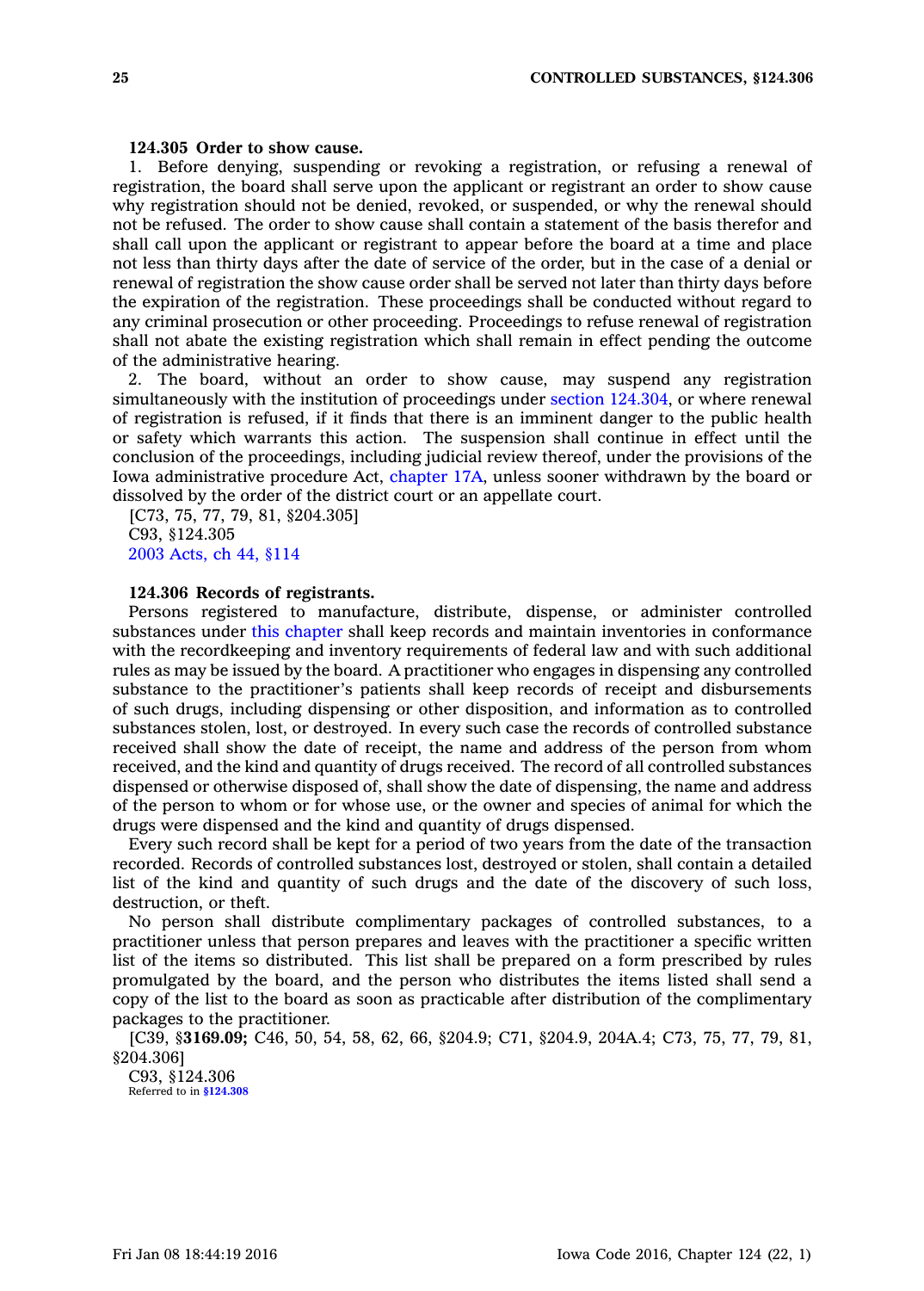**124.305 Order to show cause.**

1. Before denying, suspending or revoking a registration, or refusing a renewal of registration, the board shall serve upon the applicant or registrant an order to show cause why registration should not be denied, revoked, or suspended, or why the renewal should not be refused. The order to show cause shall contain a statement of the basis therefor and shall call upon the applicant or registrant to appear before the board at a time and place not less than thirty days after the date of service of the order, but in the case of a denial or renewal of registration the show cause order shall be served not later than thirty days before the expiration of the registration. These proceedings shall be conducted without regard to any criminal prosecution or other proceeding. Proceedings to refuse renewal of registration shall not abate the existing registration which shall remain in effect pending the outcome of the administrative hearing.

2. The board, without an order to show cause, may suspend any registration simultaneously with the institution of proceedings under section 124.304, or where renewal of registration is refused, if it finds that there is an imminent danger to the public health or safety which warrants this action. The suspension shall continue in effect until the conclusion of the proceedings, including judicial review thereof, under the provisions of the Iowa administrative procedure Act, chapter 17A, unless sooner withdrawn by the board or dissolved by the order of the district court or an appellate court.

[C73, 75, 77, 79, 81, §204.305]
C93, §124.305
2003 Acts, ch 44, §114

**124.306 Records of registrants.**

Persons registered to manufacture, distribute, dispense, or administer controlled substances under this chapter shall keep records and maintain inventories in conformance with the recordkeeping and inventory requirements of federal law and with such additional rules as may be issued by the board. A practitioner who engages in dispensing any controlled substance to the practitioner's patients shall keep records of receipt and disbursements of such drugs, including dispensing or other disposition, and information as to controlled substances stolen, lost, or destroyed. In every such case the records of controlled substance received shall show the date of receipt, the name and address of the person from whom received, and the kind and quantity of drugs received. The record of all controlled substances dispensed or otherwise disposed of, shall show the date of dispensing, the name and address of the person to whom or for whose use, or the owner and species of animal for which the drugs were dispensed and the kind and quantity of drugs dispensed.

Every such record shall be kept for a period of two years from the date of the transaction recorded. Records of controlled substances lost, destroyed or stolen, shall contain a detailed list of the kind and quantity of such drugs and the date of the discovery of such loss, destruction, or theft.

No person shall distribute complimentary packages of controlled substances, to a practitioner unless that person prepares and leaves with the practitioner a specific written list of the items so distributed. This list shall be prepared on a form prescribed by rules promulgated by the board, and the person who distributes the items listed shall send a copy of the list to the board as soon as practicable after distribution of the complimentary packages to the practitioner.

[C39, §**3169.09;** C46, 50, 54, 58, 62, 66, §204.9; C71, §204.9, 204A.4; C73, 75, 77, 79, 81, §204.306]
C93, §124.306
Referred to in **§124.308**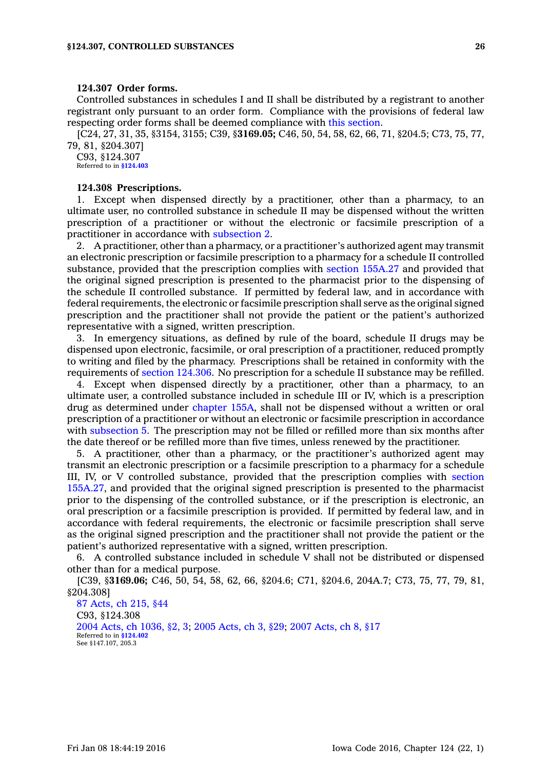**124.307 Order forms.**

Controlled substances in schedules I and II shall be distributed by a registrant to another registrant only pursuant to an order form. Compliance with the provisions of federal law respecting order forms shall be deemed compliance with this section.

[C24, 27, 31, 35, §3154, 3155; C39, §**3169.05;** C46, 50, 54, 58, 62, 66, 71, §204.5; C73, 75, 77, 79, 81, §204.307]

C93, §124.307

Referred to in **§124.403**

**124.308 Prescriptions.**

1. Except when dispensed directly by a practitioner, other than a pharmacy, to an ultimate user, no controlled substance in schedule II may be dispensed without the written prescription of a practitioner or without the electronic or facsimile prescription of a practitioner in accordance with subsection 2.

2. A practitioner, other than a pharmacy, or a practitioner's authorized agent may transmit an electronic prescription or facsimile prescription to a pharmacy for a schedule II controlled substance, provided that the prescription complies with section 155A.27 and provided that the original signed prescription is presented to the pharmacist prior to the dispensing of the schedule II controlled substance. If permitted by federal law, and in accordance with federal requirements, the electronic or facsimile prescription shall serve as the original signed prescription and the practitioner shall not provide the patient or the patient's authorized representative with a signed, written prescription.

3. In emergency situations, as defined by rule of the board, schedule II drugs may be dispensed upon electronic, facsimile, or oral prescription of a practitioner, reduced promptly to writing and filed by the pharmacy. Prescriptions shall be retained in conformity with the requirements of section 124.306. No prescription for a schedule II substance may be refilled.

4. Except when dispensed directly by a practitioner, other than a pharmacy, to an ultimate user, a controlled substance included in schedule III or IV, which is a prescription drug as determined under chapter 155A, shall not be dispensed without a written or oral prescription of a practitioner or without an electronic or facsimile prescription in accordance with subsection 5. The prescription may not be filled or refilled more than six months after the date thereof or be refilled more than five times, unless renewed by the practitioner.

5. A practitioner, other than a pharmacy, or the practitioner's authorized agent may transmit an electronic prescription or a facsimile prescription to a pharmacy for a schedule III, IV, or V controlled substance, provided that the prescription complies with section 155A.27, and provided that the original signed prescription is presented to the pharmacist prior to the dispensing of the controlled substance, or if the prescription is electronic, an oral prescription or a facsimile prescription is provided. If permitted by federal law, and in accordance with federal requirements, the electronic or facsimile prescription shall serve as the original signed prescription and the practitioner shall not provide the patient or the patient's authorized representative with a signed, written prescription.

6. A controlled substance included in schedule V shall not be distributed or dispensed other than for a medical purpose.

[C39, §**3169.06;** C46, 50, 54, 58, 62, 66, §204.6; C71, §204.6, 204A.7; C73, 75, 77, 79, 81, §204.308]

87 Acts, ch 215, §44

C93, §124.308

2004 Acts, ch 1036, §2, 3; 2005 Acts, ch 3, §29; 2007 Acts, ch 8, §17

Referred to in **§124.402**

See §147.107, 205.3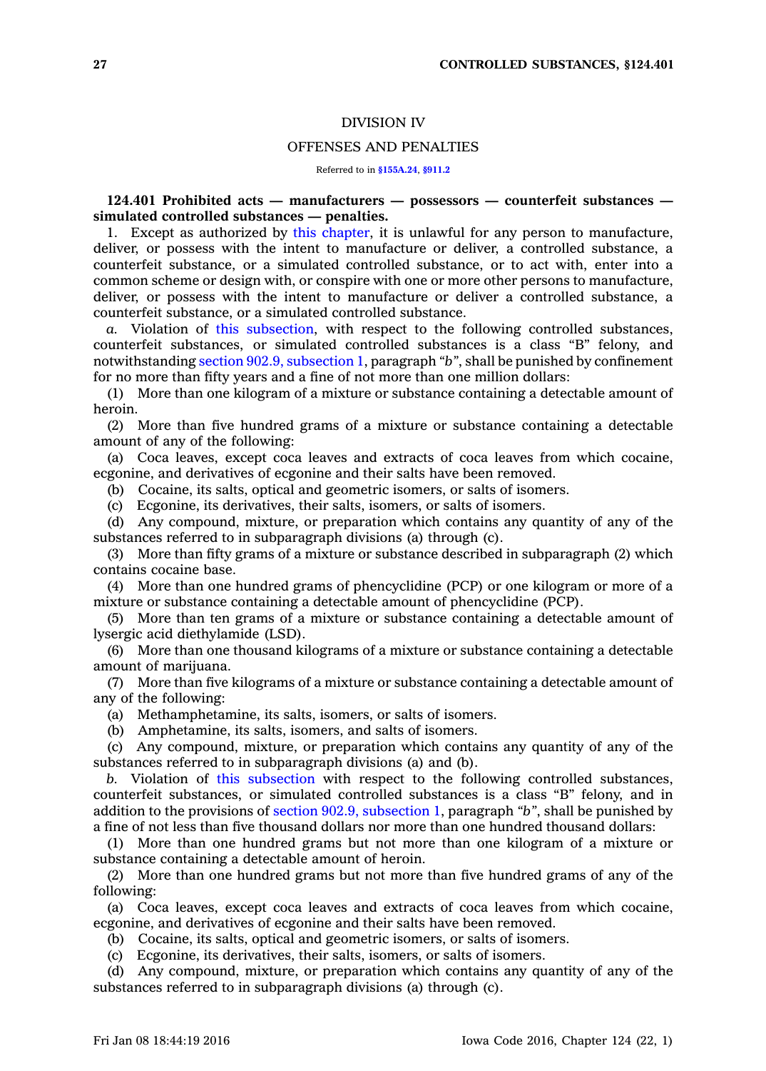## DIVISION IV

## OFFENSES AND PENALTIES

Referred to in §155A.24, §911.2

**124.401 Prohibited acts — manufacturers — possessors — counterfeit substances — simulated controlled substances — penalties.**

1. Except as authorized by this chapter, it is unlawful for any person to manufacture, deliver, or possess with the intent to manufacture or deliver, a controlled substance, a counterfeit substance, or a simulated controlled substance, or to act with, enter into a common scheme or design with, or conspire with one or more other persons to manufacture, deliver, or possess with the intent to manufacture or deliver a controlled substance, a counterfeit substance, or a simulated controlled substance.

*a.* Violation of this subsection, with respect to the following controlled substances, counterfeit substances, or simulated controlled substances is a class "B" felony, and notwithstanding section 902.9, subsection 1, paragraph *"b"*, shall be punished by confinement for no more than fifty years and a fine of not more than one million dollars:

(1) More than one kilogram of a mixture or substance containing a detectable amount of heroin.

(2) More than five hundred grams of a mixture or substance containing a detectable amount of any of the following:

(a) Coca leaves, except coca leaves and extracts of coca leaves from which cocaine, ecgonine, and derivatives of ecgonine and their salts have been removed.

(b) Cocaine, its salts, optical and geometric isomers, or salts of isomers.

(c) Ecgonine, its derivatives, their salts, isomers, or salts of isomers.

(d) Any compound, mixture, or preparation which contains any quantity of any of the substances referred to in subparagraph divisions (a) through (c).

(3) More than fifty grams of a mixture or substance described in subparagraph (2) which contains cocaine base.

(4) More than one hundred grams of phencyclidine (PCP) or one kilogram or more of a mixture or substance containing a detectable amount of phencyclidine (PCP).

(5) More than ten grams of a mixture or substance containing a detectable amount of lysergic acid diethylamide (LSD).

(6) More than one thousand kilograms of a mixture or substance containing a detectable amount of marijuana.

(7) More than five kilograms of a mixture or substance containing a detectable amount of any of the following:

(a) Methamphetamine, its salts, isomers, or salts of isomers.

(b) Amphetamine, its salts, isomers, and salts of isomers.

(c) Any compound, mixture, or preparation which contains any quantity of any of the substances referred to in subparagraph divisions (a) and (b).

*b.* Violation of this subsection with respect to the following controlled substances, counterfeit substances, or simulated controlled substances is a class "B" felony, and in addition to the provisions of section 902.9, subsection 1, paragraph *"b"*, shall be punished by a fine of not less than five thousand dollars nor more than one hundred thousand dollars:

(1) More than one hundred grams but not more than one kilogram of a mixture or substance containing a detectable amount of heroin.

(2) More than one hundred grams but not more than five hundred grams of any of the following:

(a) Coca leaves, except coca leaves and extracts of coca leaves from which cocaine, ecgonine, and derivatives of ecgonine and their salts have been removed.

(b) Cocaine, its salts, optical and geometric isomers, or salts of isomers.

(c) Ecgonine, its derivatives, their salts, isomers, or salts of isomers.

(d) Any compound, mixture, or preparation which contains any quantity of any of the substances referred to in subparagraph divisions (a) through (c).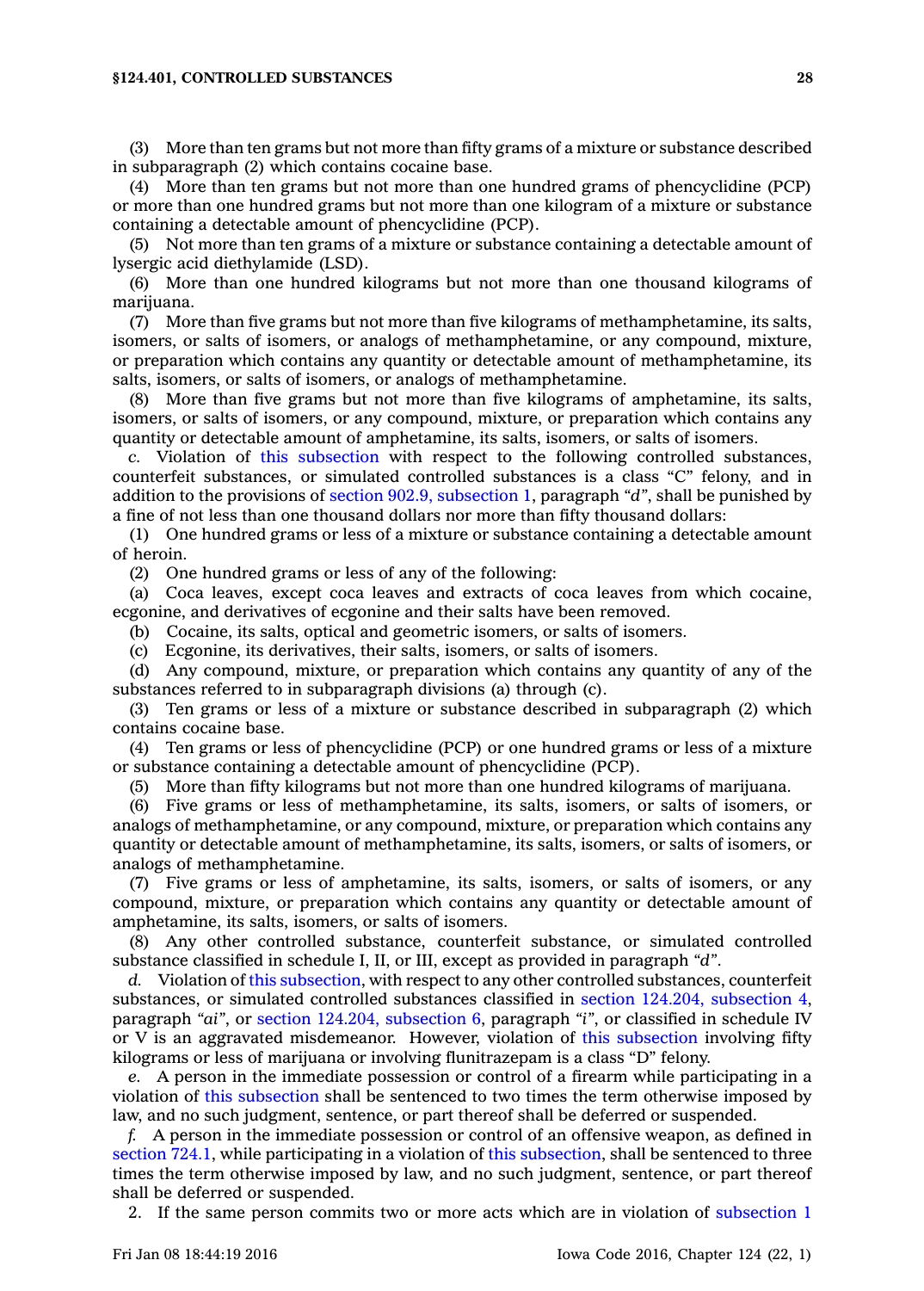(3) More than ten grams but not more than fifty grams of a mixture or substance described in subparagraph (2) which contains cocaine base.

(4) More than ten grams but not more than one hundred grams of phencyclidine (PCP) or more than one hundred grams but not more than one kilogram of a mixture or substance containing a detectable amount of phencyclidine (PCP).

(5) Not more than ten grams of a mixture or substance containing a detectable amount of lysergic acid diethylamide (LSD).

(6) More than one hundred kilograms but not more than one thousand kilograms of marijuana.

(7) More than five grams but not more than five kilograms of methamphetamine, its salts, isomers, or salts of isomers, or analogs of methamphetamine, or any compound, mixture, or preparation which contains any quantity or detectable amount of methamphetamine, its salts, isomers, or salts of isomers, or analogs of methamphetamine.

(8) More than five grams but not more than five kilograms of amphetamine, its salts, isomers, or salts of isomers, or any compound, mixture, or preparation which contains any quantity or detectable amount of amphetamine, its salts, isomers, or salts of isomers.

*c.* Violation of this subsection with respect to the following controlled substances, counterfeit substances, or simulated controlled substances is a class "C" felony, and in addition to the provisions of section 902.9, subsection 1, paragraph *"d"*, shall be punished by a fine of not less than one thousand dollars nor more than fifty thousand dollars:

(1) One hundred grams or less of a mixture or substance containing a detectable amount of heroin.

(2) One hundred grams or less of any of the following:

(a) Coca leaves, except coca leaves and extracts of coca leaves from which cocaine, ecgonine, and derivatives of ecgonine and their salts have been removed.

(b) Cocaine, its salts, optical and geometric isomers, or salts of isomers.

(c) Ecgonine, its derivatives, their salts, isomers, or salts of isomers.

(d) Any compound, mixture, or preparation which contains any quantity of any of the substances referred to in subparagraph divisions (a) through (c).

(3) Ten grams or less of a mixture or substance described in subparagraph (2) which contains cocaine base.

(4) Ten grams or less of phencyclidine (PCP) or one hundred grams or less of a mixture or substance containing a detectable amount of phencyclidine (PCP).

(5) More than fifty kilograms but not more than one hundred kilograms of marijuana.

(6) Five grams or less of methamphetamine, its salts, isomers, or salts of isomers, or analogs of methamphetamine, or any compound, mixture, or preparation which contains any quantity or detectable amount of methamphetamine, its salts, isomers, or salts of isomers, or analogs of methamphetamine.

(7) Five grams or less of amphetamine, its salts, isomers, or salts of isomers, or any compound, mixture, or preparation which contains any quantity or detectable amount of amphetamine, its salts, isomers, or salts of isomers.

(8) Any other controlled substance, counterfeit substance, or simulated controlled substance classified in schedule I, II, or III, except as provided in paragraph *"d"*.

*d.* Violation of this subsection, with respect to any other controlled substances, counterfeit substances, or simulated controlled substances classified in section 124.204, subsection 4, paragraph *"ai"*, or section 124.204, subsection 6, paragraph *"i"*, or classified in schedule IV or V is an aggravated misdemeanor. However, violation of this subsection involving fifty kilograms or less of marijuana or involving flunitrazepam is a class "D" felony.

*e.* A person in the immediate possession or control of a firearm while participating in a violation of this subsection shall be sentenced to two times the term otherwise imposed by law, and no such judgment, sentence, or part thereof shall be deferred or suspended.

*f.* A person in the immediate possession or control of an offensive weapon, as defined in section 724.1, while participating in a violation of this subsection, shall be sentenced to three times the term otherwise imposed by law, and no such judgment, sentence, or part thereof shall be deferred or suspended.

2. If the same person commits two or more acts which are in violation of subsection 1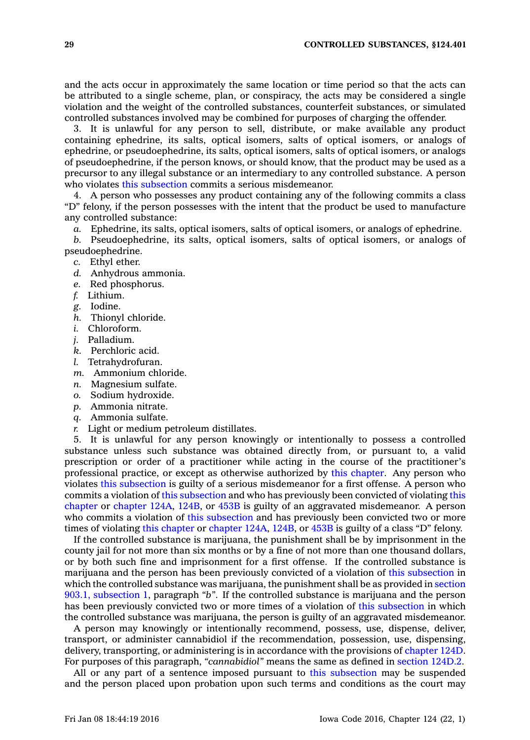and the acts occur in approximately the same location or time period so that the acts can be attributed to a single scheme, plan, or conspiracy, the acts may be considered a single violation and the weight of the controlled substances, counterfeit substances, or simulated controlled substances involved may be combined for purposes of charging the offender.

3. It is unlawful for any person to sell, distribute, or make available any product containing ephedrine, its salts, optical isomers, salts of optical isomers, or analogs of ephedrine, or pseudoephedrine, its salts, optical isomers, salts of optical isomers, or analogs of pseudoephedrine, if the person knows, or should know, that the product may be used as a precursor to any illegal substance or an intermediary to any controlled substance. A person who violates this subsection commits a serious misdemeanor.

4. A person who possesses any product containing any of the following commits a class "D" felony, if the person possesses with the intent that the product be used to manufacture any controlled substance:

*a.* Ephedrine, its salts, optical isomers, salts of optical isomers, or analogs of ephedrine.

*b.* Pseudoephedrine, its salts, optical isomers, salts of optical isomers, or analogs of pseudoephedrine.

*c.* Ethyl ether.

*d.* Anhydrous ammonia.

*e.* Red phosphorus.

*f.* Lithium.

*g.* Iodine.

*h.* Thionyl chloride.

*i.* Chloroform.

*j.* Palladium.

*k.* Perchloric acid.

*l.* Tetrahydrofuran.

*m.* Ammonium chloride.

*n.* Magnesium sulfate.

*o.* Sodium hydroxide.

*p.* Ammonia nitrate.

*q.* Ammonia sulfate.

*r.* Light or medium petroleum distillates.

5. It is unlawful for any person knowingly or intentionally to possess a controlled substance unless such substance was obtained directly from, or pursuant to, a valid prescription or order of a practitioner while acting in the course of the practitioner's professional practice, or except as otherwise authorized by this chapter. Any person who violates this subsection is guilty of a serious misdemeanor for a first offense. A person who commits a violation of this subsection and who has previously been convicted of violating this chapter or chapter 124A, 124B, or 453B is guilty of an aggravated misdemeanor. A person who commits a violation of this subsection and has previously been convicted two or more times of violating this chapter or chapter 124A, 124B, or 453B is guilty of a class "D" felony.

If the controlled substance is marijuana, the punishment shall be by imprisonment in the county jail for not more than six months or by a fine of not more than one thousand dollars, or by both such fine and imprisonment for a first offense. If the controlled substance is marijuana and the person has been previously convicted of a violation of this subsection in which the controlled substance was marijuana, the punishment shall be as provided in section 903.1, subsection 1, paragraph *"b"*. If the controlled substance is marijuana and the person has been previously convicted two or more times of a violation of this subsection in which the controlled substance was marijuana, the person is guilty of an aggravated misdemeanor.

A person may knowingly or intentionally recommend, possess, use, dispense, deliver, transport, or administer cannabidiol if the recommendation, possession, use, dispensing, delivery, transporting, or administering is in accordance with the provisions of chapter 124D. For purposes of this paragraph, *"cannabidiol"* means the same as defined in section 124D.2.

All or any part of a sentence imposed pursuant to this subsection may be suspended and the person placed upon probation upon such terms and conditions as the court may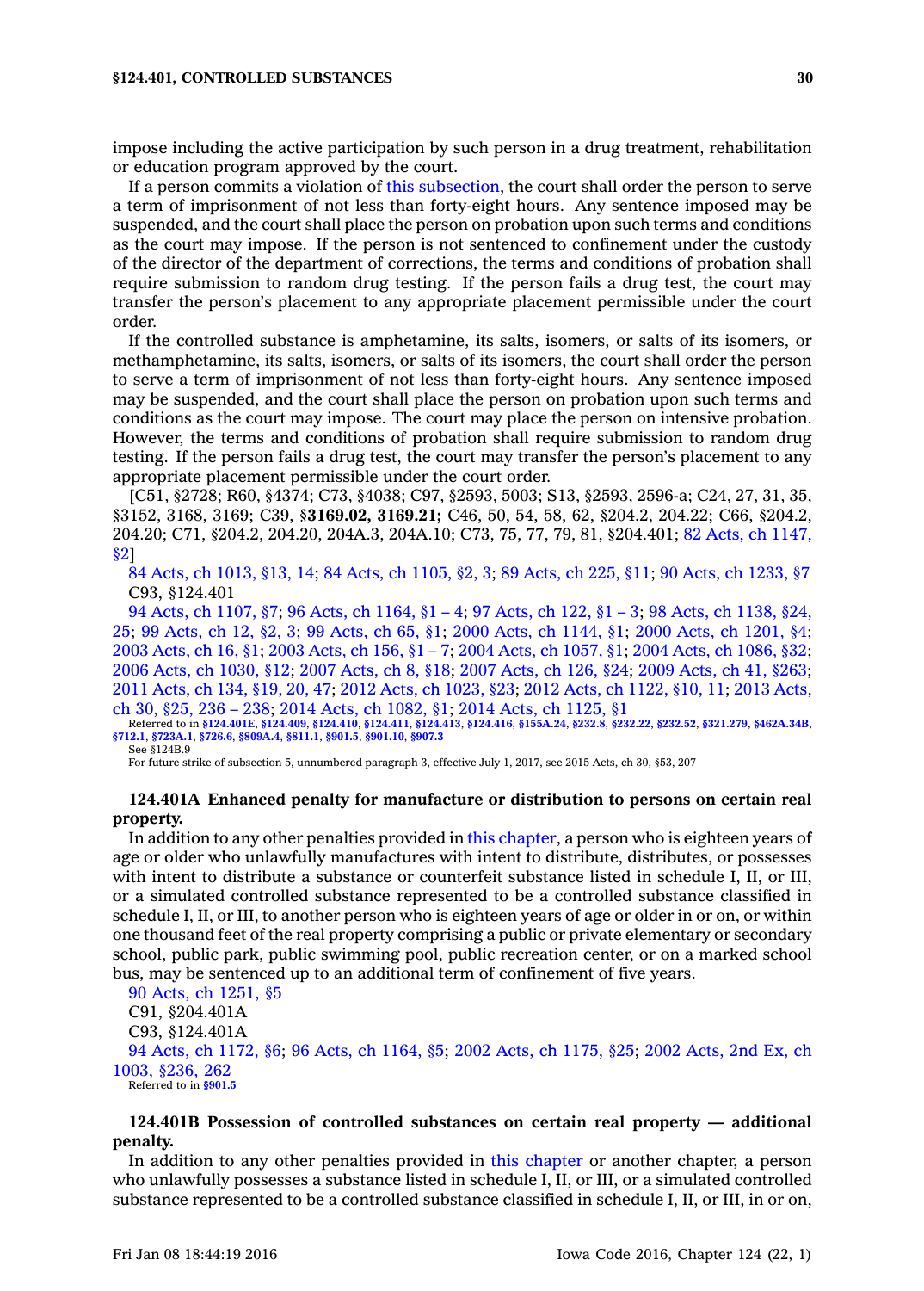impose including the active participation by such person in a drug treatment, rehabilitation or education program approved by the court.

If a person commits a violation of this subsection, the court shall order the person to serve a term of imprisonment of not less than forty-eight hours. Any sentence imposed may be suspended, and the court shall place the person on probation upon such terms and conditions as the court may impose. If the person is not sentenced to confinement under the custody of the director of the department of corrections, the terms and conditions of probation shall require submission to random drug testing. If the person fails a drug test, the court may transfer the person's placement to any appropriate placement permissible under the court order.

If the controlled substance is amphetamine, its salts, isomers, or salts of its isomers, or methamphetamine, its salts, isomers, or salts of its isomers, the court shall order the person to serve a term of imprisonment of not less than forty-eight hours. Any sentence imposed may be suspended, and the court shall place the person on probation upon such terms and conditions as the court may impose. The court may place the person on intensive probation. However, the terms and conditions of probation shall require submission to random drug testing. If the person fails a drug test, the court may transfer the person's placement to any appropriate placement permissible under the court order.

[C51, §2728; R60, §4374; C73, §4038; C97, §2593, 5003; S13, §2593, 2596-a; C24, 27, 31, 35, §3152, 3168, 3169; C39, **§3169.02, 3169.21;** C46, 50, 54, 58, 62, §204.2, 204.22; C66, §204.2, 204.20; C71, §204.2, 204.20, 204A.3, 204A.10; C73, 75, 77, 79, 81, §204.401; 82 Acts, ch 1147, §2]

84 Acts, ch 1013, §13, 14; 84 Acts, ch 1105, §2, 3; 89 Acts, ch 225, §11; 90 Acts, ch 1233, §7
C93, §124.401

94 Acts, ch 1107, §7; 96 Acts, ch 1164, §1 – 4; 97 Acts, ch 122, §1 – 3; 98 Acts, ch 1138, §24, 25; 99 Acts, ch 12, §2, 3; 99 Acts, ch 65, §1; 2000 Acts, ch 1144, §1; 2000 Acts, ch 1201, §4; 2003 Acts, ch 16, §1; 2003 Acts, ch 156, §1 – 7; 2004 Acts, ch 1057, §1; 2004 Acts, ch 1086, §32; 2006 Acts, ch 1030, §12; 2007 Acts, ch 8, §18; 2007 Acts, ch 126, §24; 2009 Acts, ch 41, §263; 2011 Acts, ch 134, §19, 20, 47; 2012 Acts, ch 1023, §23; 2012 Acts, ch 1122, §10, 11; 2013 Acts, ch 30, §25, 236 – 238; 2014 Acts, ch 1082, §1; 2014 Acts, ch 1125, §1

Referred to in **§124.401E**, **§124.409**, **§124.410**, **§124.411**, **§124.413**, **§124.416**, **§155A.24**, **§232.8**, **§232.22**, **§232.52**, **§321.279**, **§462A.34B**, **§712.1**, **§723A.1**, **§726.6**, **§809A.4**, **§811.1**, **§901.5**, **§901.10**, **§907.3**

See §124B.9

For future strike of subsection 5, unnumbered paragraph 3, effective July 1, 2017, see 2015 Acts, ch 30, §53, 207

**124.401A Enhanced penalty for manufacture or distribution to persons on certain real property.**

In addition to any other penalties provided in this chapter, a person who is eighteen years of age or older who unlawfully manufactures with intent to distribute, distributes, or possesses with intent to distribute a substance or counterfeit substance listed in schedule I, II, or III, or a simulated controlled substance represented to be a controlled substance classified in schedule I, II, or III, to another person who is eighteen years of age or older in or on, or within one thousand feet of the real property comprising a public or private elementary or secondary school, public park, public swimming pool, public recreation center, or on a marked school bus, may be sentenced up to an additional term of confinement of five years.

90 Acts, ch 1251, §5
C91, §204.401A
C93, §124.401A

94 Acts, ch 1172, §6; 96 Acts, ch 1164, §5; 2002 Acts, ch 1175, §25; 2002 Acts, 2nd Ex, ch 1003, §236, 262

Referred to in **§901.5**

**124.401B Possession of controlled substances on certain real property — additional penalty.**

In addition to any other penalties provided in this chapter or another chapter, a person who unlawfully possesses a substance listed in schedule I, II, or III, or a simulated controlled substance represented to be a controlled substance classified in schedule I, II, or III, in or on,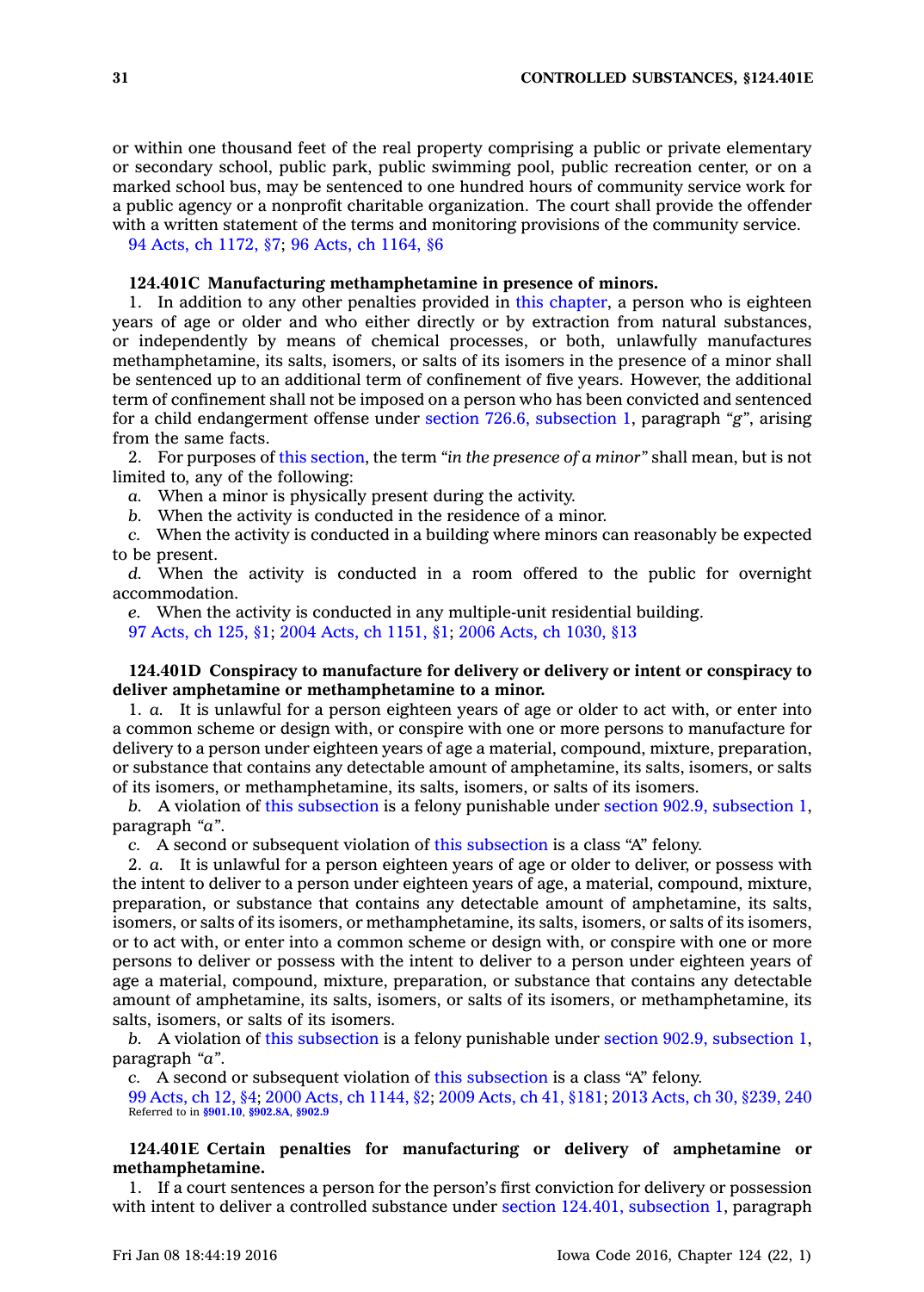or within one thousand feet of the real property comprising a public or private elementary or secondary school, public park, public swimming pool, public recreation center, or on a marked school bus, may be sentenced to one hundred hours of community service work for a public agency or a nonprofit charitable organization. The court shall provide the offender with a written statement of the terms and monitoring provisions of the community service.

94 Acts, ch 1172, §7; 96 Acts, ch 1164, §6

**124.401C Manufacturing methamphetamine in presence of minors.**

1. In addition to any other penalties provided in this chapter, a person who is eighteen years of age or older and who either directly or by extraction from natural substances, or independently by means of chemical processes, or both, unlawfully manufactures methamphetamine, its salts, isomers, or salts of its isomers in the presence of a minor shall be sentenced up to an additional term of confinement of five years. However, the additional term of confinement shall not be imposed on a person who has been convicted and sentenced for a child endangerment offense under section 726.6, subsection 1, paragraph *"g"*, arising from the same facts.

2. For purposes of this section, the term *"in the presence of a minor"* shall mean, but is not limited to, any of the following:

*a.* When a minor is physically present during the activity.

*b.* When the activity is conducted in the residence of a minor.

*c.* When the activity is conducted in a building where minors can reasonably be expected to be present.

*d.* When the activity is conducted in a room offered to the public for overnight accommodation.

*e.* When the activity is conducted in any multiple-unit residential building.

97 Acts, ch 125, §1; 2004 Acts, ch 1151, §1; 2006 Acts, ch 1030, §13

**124.401D Conspiracy to manufacture for delivery or delivery or intent or conspiracy to deliver amphetamine or methamphetamine to a minor.**

1. *a.* It is unlawful for a person eighteen years of age or older to act with, or enter into a common scheme or design with, or conspire with one or more persons to manufacture for delivery to a person under eighteen years of age a material, compound, mixture, preparation, or substance that contains any detectable amount of amphetamine, its salts, isomers, or salts of its isomers, or methamphetamine, its salts, isomers, or salts of its isomers.

*b.* A violation of this subsection is a felony punishable under section 902.9, subsection 1, paragraph *"a"*.

*c.* A second or subsequent violation of this subsection is a class "A" felony.

2. *a.* It is unlawful for a person eighteen years of age or older to deliver, or possess with the intent to deliver to a person under eighteen years of age, a material, compound, mixture, preparation, or substance that contains any detectable amount of amphetamine, its salts, isomers, or salts of its isomers, or methamphetamine, its salts, isomers, or salts of its isomers, or to act with, or enter into a common scheme or design with, or conspire with one or more persons to deliver or possess with the intent to deliver to a person under eighteen years of age a material, compound, mixture, preparation, or substance that contains any detectable amount of amphetamine, its salts, isomers, or salts of its isomers, or methamphetamine, its salts, isomers, or salts of its isomers.

*b.* A violation of this subsection is a felony punishable under section 902.9, subsection 1, paragraph *"a"*.

*c.* A second or subsequent violation of this subsection is a class "A" felony.

99 Acts, ch 12, §4; 2000 Acts, ch 1144, §2; 2009 Acts, ch 41, §181; 2013 Acts, ch 30, §239, 240
Referred to in §901.10, §902.8A, §902.9

**124.401E Certain penalties for manufacturing or delivery of amphetamine or methamphetamine.**

1. If a court sentences a person for the person's first conviction for delivery or possession with intent to deliver a controlled substance under section 124.401, subsection 1, paragraph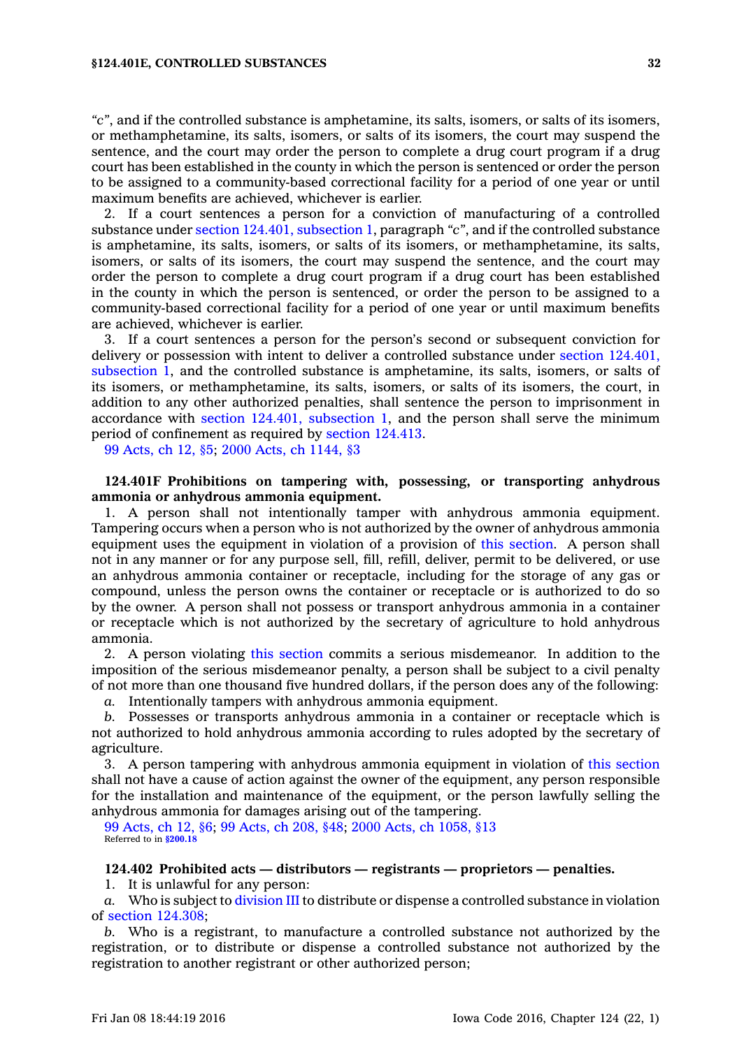*"c"*, and if the controlled substance is amphetamine, its salts, isomers, or salts of its isomers, or methamphetamine, its salts, isomers, or salts of its isomers, the court may suspend the sentence, and the court may order the person to complete a drug court program if a drug court has been established in the county in which the person is sentenced or order the person to be assigned to a community-based correctional facility for a period of one year or until maximum benefits are achieved, whichever is earlier.

2. If a court sentences a person for a conviction of manufacturing of a controlled substance under section 124.401, subsection 1, paragraph *"c"*, and if the controlled substance is amphetamine, its salts, isomers, or salts of its isomers, or methamphetamine, its salts, isomers, or salts of its isomers, the court may suspend the sentence, and the court may order the person to complete a drug court program if a drug court has been established in the county in which the person is sentenced, or order the person to be assigned to a community-based correctional facility for a period of one year or until maximum benefits are achieved, whichever is earlier.

3. If a court sentences a person for the person's second or subsequent conviction for delivery or possession with intent to deliver a controlled substance under section 124.401, subsection 1, and the controlled substance is amphetamine, its salts, isomers, or salts of its isomers, or methamphetamine, its salts, isomers, or salts of its isomers, the court, in addition to any other authorized penalties, shall sentence the person to imprisonment in accordance with section 124.401, subsection 1, and the person shall serve the minimum period of confinement as required by section 124.413.

99 Acts, ch 12, §5; 2000 Acts, ch 1144, §3

**124.401F Prohibitions on tampering with, possessing, or transporting anhydrous ammonia or anhydrous ammonia equipment.**

1. A person shall not intentionally tamper with anhydrous ammonia equipment. Tampering occurs when a person who is not authorized by the owner of anhydrous ammonia equipment uses the equipment in violation of a provision of this section. A person shall not in any manner or for any purpose sell, fill, refill, deliver, permit to be delivered, or use an anhydrous ammonia container or receptacle, including for the storage of any gas or compound, unless the person owns the container or receptacle or is authorized to do so by the owner. A person shall not possess or transport anhydrous ammonia in a container or receptacle which is not authorized by the secretary of agriculture to hold anhydrous ammonia.

2. A person violating this section commits a serious misdemeanor. In addition to the imposition of the serious misdemeanor penalty, a person shall be subject to a civil penalty of not more than one thousand five hundred dollars, if the person does any of the following:

*a.* Intentionally tampers with anhydrous ammonia equipment.

*b.* Possesses or transports anhydrous ammonia in a container or receptacle which is not authorized to hold anhydrous ammonia according to rules adopted by the secretary of agriculture.

3. A person tampering with anhydrous ammonia equipment in violation of this section shall not have a cause of action against the owner of the equipment, any person responsible for the installation and maintenance of the equipment, or the person lawfully selling the anhydrous ammonia for damages arising out of the tampering.

99 Acts, ch 12, §6; 99 Acts, ch 208, §48; 2000 Acts, ch 1058, §13
Referred to in **§200.18**

**124.402 Prohibited acts — distributors — registrants — proprietors — penalties.**

1. It is unlawful for any person:

*a.* Who is subject to division III to distribute or dispense a controlled substance in violation of section 124.308;

*b.* Who is a registrant, to manufacture a controlled substance not authorized by the registration, or to distribute or dispense a controlled substance not authorized by the registration to another registrant or other authorized person;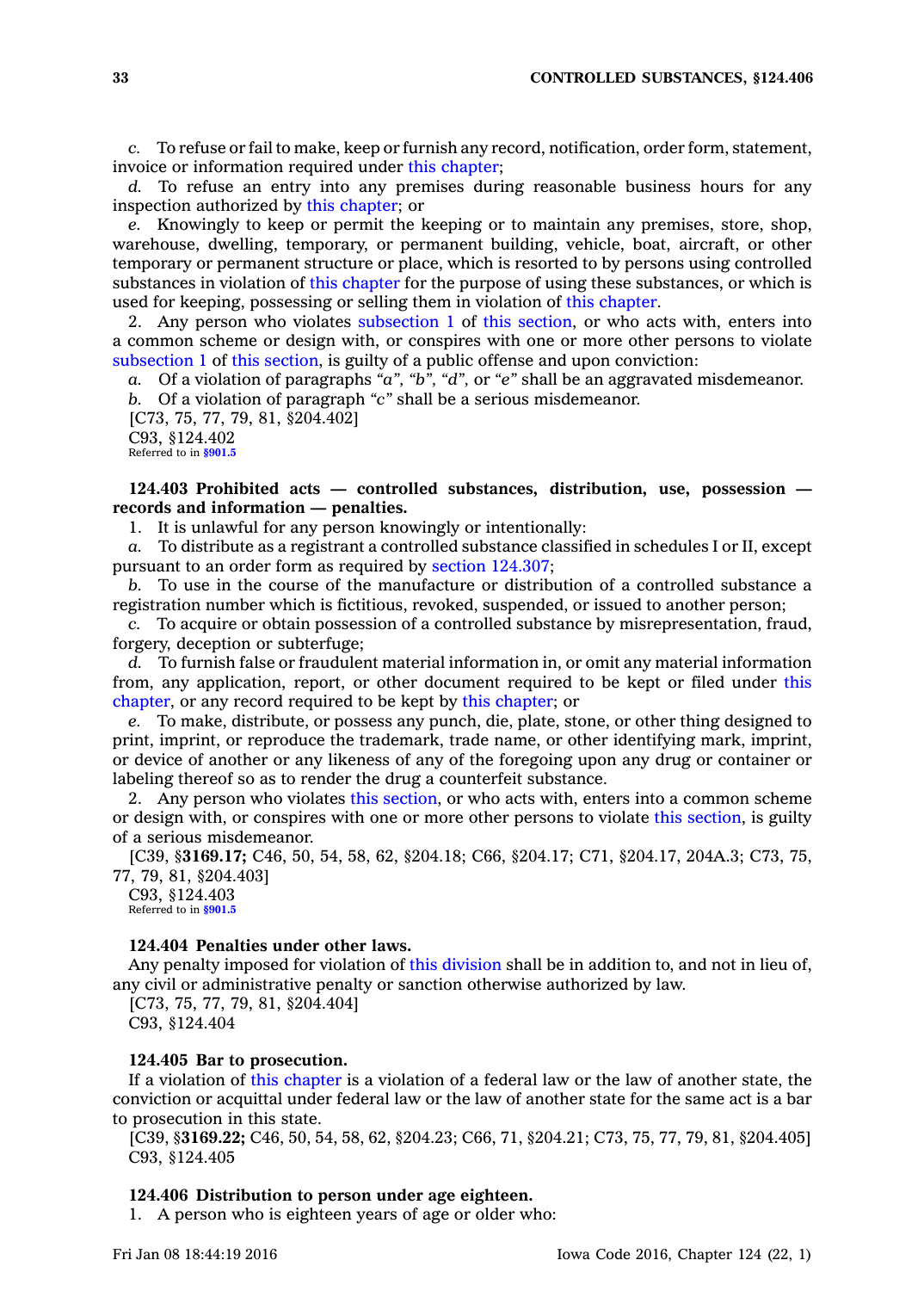*c.* To refuse or fail to make, keep or furnish any record, notification, order form, statement, invoice or information required under this chapter;

*d.* To refuse an entry into any premises during reasonable business hours for any inspection authorized by this chapter; or

*e.* Knowingly to keep or permit the keeping or to maintain any premises, store, shop, warehouse, dwelling, temporary, or permanent building, vehicle, boat, aircraft, or other temporary or permanent structure or place, which is resorted to by persons using controlled substances in violation of this chapter for the purpose of using these substances, or which is used for keeping, possessing or selling them in violation of this chapter.

2. Any person who violates subsection 1 of this section, or who acts with, enters into a common scheme or design with, or conspires with one or more other persons to violate subsection 1 of this section, is guilty of a public offense and upon conviction:

*a.* Of a violation of paragraphs *"a"*, *"b"*, *"d"*, or *"e"* shall be an aggravated misdemeanor.

*b.* Of a violation of paragraph *"c"* shall be a serious misdemeanor.

[C73, 75, 77, 79, 81, §204.402]

C93, §124.402

Referred to in **§901.5**

**124.403 Prohibited acts — controlled substances, distribution, use, possession — records and information — penalties.**

1. It is unlawful for any person knowingly or intentionally:

*a.* To distribute as a registrant a controlled substance classified in schedules I or II, except pursuant to an order form as required by section 124.307;

*b.* To use in the course of the manufacture or distribution of a controlled substance a registration number which is fictitious, revoked, suspended, or issued to another person;

*c.* To acquire or obtain possession of a controlled substance by misrepresentation, fraud, forgery, deception or subterfuge;

*d.* To furnish false or fraudulent material information in, or omit any material information from, any application, report, or other document required to be kept or filed under this chapter, or any record required to be kept by this chapter; or

*e.* To make, distribute, or possess any punch, die, plate, stone, or other thing designed to print, imprint, or reproduce the trademark, trade name, or other identifying mark, imprint, or device of another or any likeness of any of the foregoing upon any drug or container or labeling thereof so as to render the drug a counterfeit substance.

2. Any person who violates this section, or who acts with, enters into a common scheme or design with, or conspires with one or more other persons to violate this section, is guilty of a serious misdemeanor.

[C39, §**3169.17;** C46, 50, 54, 58, 62, §204.18; C66, §204.17; C71, §204.17, 204A.3; C73, 75, 77, 79, 81, §204.403]

C93, §124.403

Referred to in **§901.5**

**124.404 Penalties under other laws.**

Any penalty imposed for violation of this division shall be in addition to, and not in lieu of, any civil or administrative penalty or sanction otherwise authorized by law.

[C73, 75, 77, 79, 81, §204.404]

C93, §124.404

**124.405 Bar to prosecution.**

If a violation of this chapter is a violation of a federal law or the law of another state, the conviction or acquittal under federal law or the law of another state for the same act is a bar to prosecution in this state.

[C39, §**3169.22;** C46, 50, 54, 58, 62, §204.23; C66, 71, §204.21; C73, 75, 77, 79, 81, §204.405]

C93, §124.405

**124.406 Distribution to person under age eighteen.**

1. A person who is eighteen years of age or older who: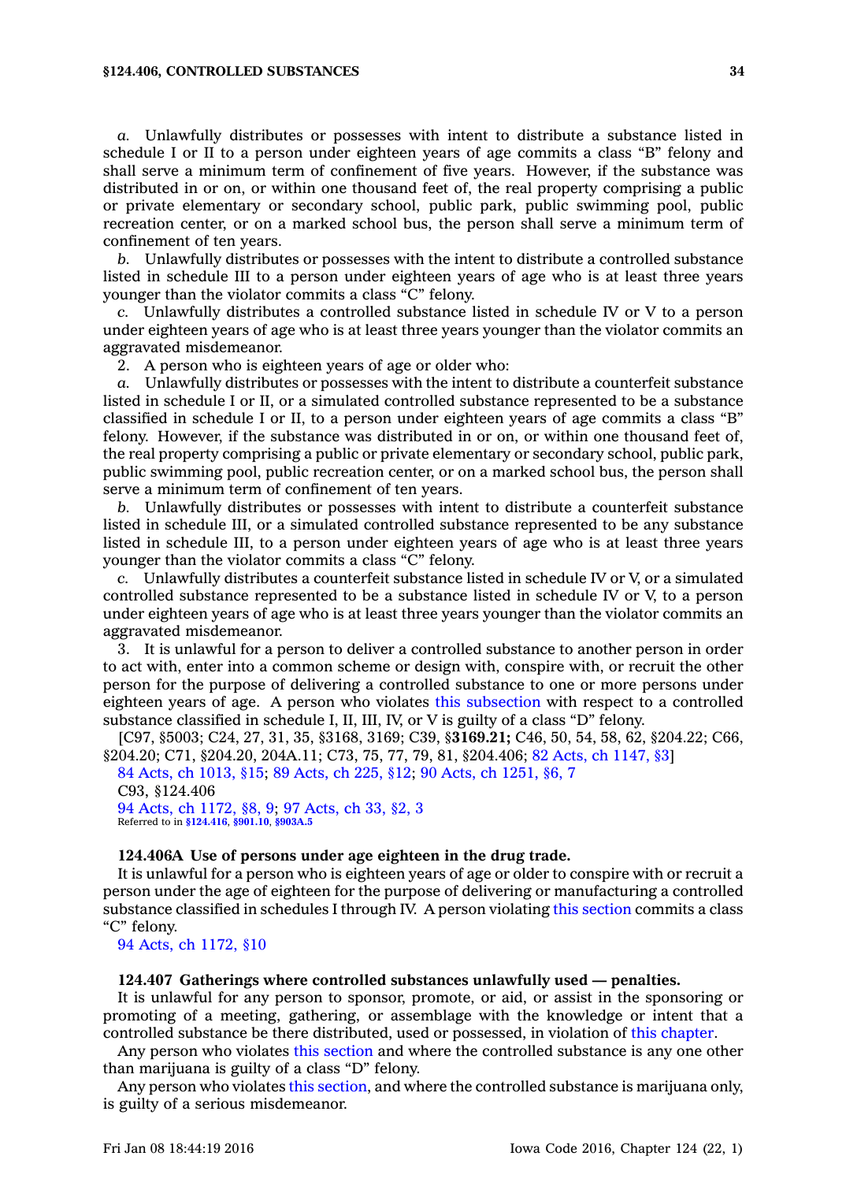*a.* Unlawfully distributes or possesses with intent to distribute a substance listed in schedule I or II to a person under eighteen years of age commits a class "B" felony and shall serve a minimum term of confinement of five years. However, if the substance was distributed in or on, or within one thousand feet of, the real property comprising a public or private elementary or secondary school, public park, public swimming pool, public recreation center, or on a marked school bus, the person shall serve a minimum term of confinement of ten years.

*b.* Unlawfully distributes or possesses with the intent to distribute a controlled substance listed in schedule III to a person under eighteen years of age who is at least three years younger than the violator commits a class "C" felony.

*c.* Unlawfully distributes a controlled substance listed in schedule IV or V to a person under eighteen years of age who is at least three years younger than the violator commits an aggravated misdemeanor.

2. A person who is eighteen years of age or older who:

*a.* Unlawfully distributes or possesses with the intent to distribute a counterfeit substance listed in schedule I or II, or a simulated controlled substance represented to be a substance classified in schedule I or II, to a person under eighteen years of age commits a class "B" felony. However, if the substance was distributed in or on, or within one thousand feet of, the real property comprising a public or private elementary or secondary school, public park, public swimming pool, public recreation center, or on a marked school bus, the person shall serve a minimum term of confinement of ten years.

*b.* Unlawfully distributes or possesses with intent to distribute a counterfeit substance listed in schedule III, or a simulated controlled substance represented to be any substance listed in schedule III, to a person under eighteen years of age who is at least three years younger than the violator commits a class "C" felony.

*c.* Unlawfully distributes a counterfeit substance listed in schedule IV or V, or a simulated controlled substance represented to be a substance listed in schedule IV or V, to a person under eighteen years of age who is at least three years younger than the violator commits an aggravated misdemeanor.

3. It is unlawful for a person to deliver a controlled substance to another person in order to act with, enter into a common scheme or design with, conspire with, or recruit the other person for the purpose of delivering a controlled substance to one or more persons under eighteen years of age. A person who violates this subsection with respect to a controlled substance classified in schedule I, II, III, IV, or V is guilty of a class "D" felony.

[C97, §5003; C24, 27, 31, 35, §3168, 3169; C39, §**3169.21;** C46, 50, 54, 58, 62, §204.22; C66, §204.20; C71, §204.20, 204A.11; C73, 75, 77, 79, 81, §204.406; 82 Acts, ch 1147, §3]

84 Acts, ch 1013, §15; 89 Acts, ch 225, §12; 90 Acts, ch 1251, §6, 7

C93, §124.406

94 Acts, ch 1172, §8, 9; 97 Acts, ch 33, §2, 3

Referred to in **§124.416**, **§901.10**, **§903A.5**

**124.406A Use of persons under age eighteen in the drug trade.**

It is unlawful for a person who is eighteen years of age or older to conspire with or recruit a person under the age of eighteen for the purpose of delivering or manufacturing a controlled substance classified in schedules I through IV. A person violating this section commits a class "C" felony.

94 Acts, ch 1172, §10

**124.407 Gatherings where controlled substances unlawfully used — penalties.**

It is unlawful for any person to sponsor, promote, or aid, or assist in the sponsoring or promoting of a meeting, gathering, or assemblage with the knowledge or intent that a controlled substance be there distributed, used or possessed, in violation of this chapter.

Any person who violates this section and where the controlled substance is any one other than marijuana is guilty of a class "D" felony.

Any person who violates this section, and where the controlled substance is marijuana only, is guilty of a serious misdemeanor.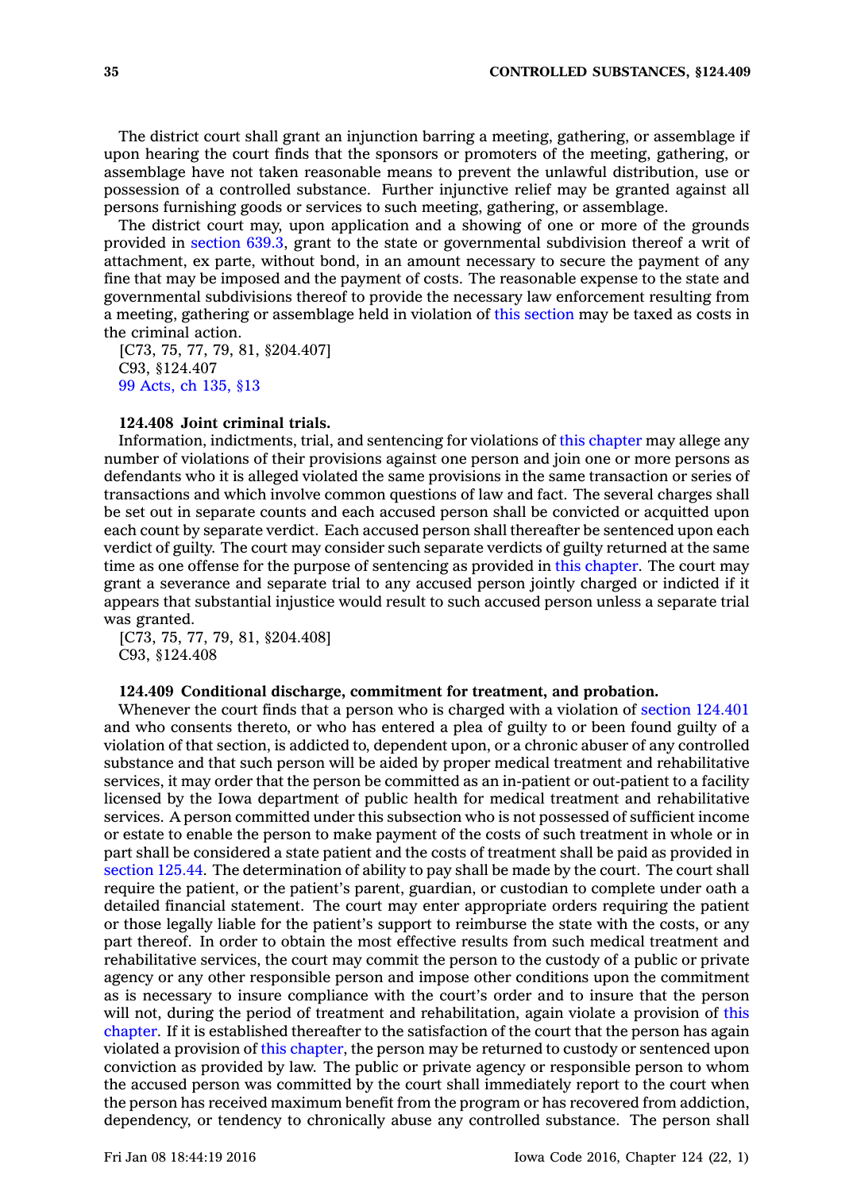The district court shall grant an injunction barring a meeting, gathering, or assemblage if upon hearing the court finds that the sponsors or promoters of the meeting, gathering, or assemblage have not taken reasonable means to prevent the unlawful distribution, use or possession of a controlled substance. Further injunctive relief may be granted against all persons furnishing goods or services to such meeting, gathering, or assemblage.

The district court may, upon application and a showing of one or more of the grounds provided in section 639.3, grant to the state or governmental subdivision thereof a writ of attachment, ex parte, without bond, in an amount necessary to secure the payment of any fine that may be imposed and the payment of costs. The reasonable expense to the state and governmental subdivisions thereof to provide the necessary law enforcement resulting from a meeting, gathering or assemblage held in violation of this section may be taxed as costs in the criminal action.

[C73, 75, 77, 79, 81, §204.407]
C93, §124.407
99 Acts, ch 135, §13

**124.408 Joint criminal trials.**

Information, indictments, trial, and sentencing for violations of this chapter may allege any number of violations of their provisions against one person and join one or more persons as defendants who it is alleged violated the same provisions in the same transaction or series of transactions and which involve common questions of law and fact. The several charges shall be set out in separate counts and each accused person shall be convicted or acquitted upon each count by separate verdict. Each accused person shall thereafter be sentenced upon each verdict of guilty. The court may consider such separate verdicts of guilty returned at the same time as one offense for the purpose of sentencing as provided in this chapter. The court may grant a severance and separate trial to any accused person jointly charged or indicted if it appears that substantial injustice would result to such accused person unless a separate trial was granted.

[C73, 75, 77, 79, 81, §204.408]
C93, §124.408

**124.409 Conditional discharge, commitment for treatment, and probation.**

Whenever the court finds that a person who is charged with a violation of section 124.401 and who consents thereto, or who has entered a plea of guilty to or been found guilty of a violation of that section, is addicted to, dependent upon, or a chronic abuser of any controlled substance and that such person will be aided by proper medical treatment and rehabilitative services, it may order that the person be committed as an in-patient or out-patient to a facility licensed by the Iowa department of public health for medical treatment and rehabilitative services. A person committed under this subsection who is not possessed of sufficient income or estate to enable the person to make payment of the costs of such treatment in whole or in part shall be considered a state patient and the costs of treatment shall be paid as provided in section 125.44. The determination of ability to pay shall be made by the court. The court shall require the patient, or the patient's parent, guardian, or custodian to complete under oath a detailed financial statement. The court may enter appropriate orders requiring the patient or those legally liable for the patient's support to reimburse the state with the costs, or any part thereof. In order to obtain the most effective results from such medical treatment and rehabilitative services, the court may commit the person to the custody of a public or private agency or any other responsible person and impose other conditions upon the commitment as is necessary to insure compliance with the court's order and to insure that the person will not, during the period of treatment and rehabilitation, again violate a provision of this chapter. If it is established thereafter to the satisfaction of the court that the person has again violated a provision of this chapter, the person may be returned to custody or sentenced upon conviction as provided by law. The public or private agency or responsible person to whom the accused person was committed by the court shall immediately report to the court when the person has received maximum benefit from the program or has recovered from addiction, dependency, or tendency to chronically abuse any controlled substance. The person shall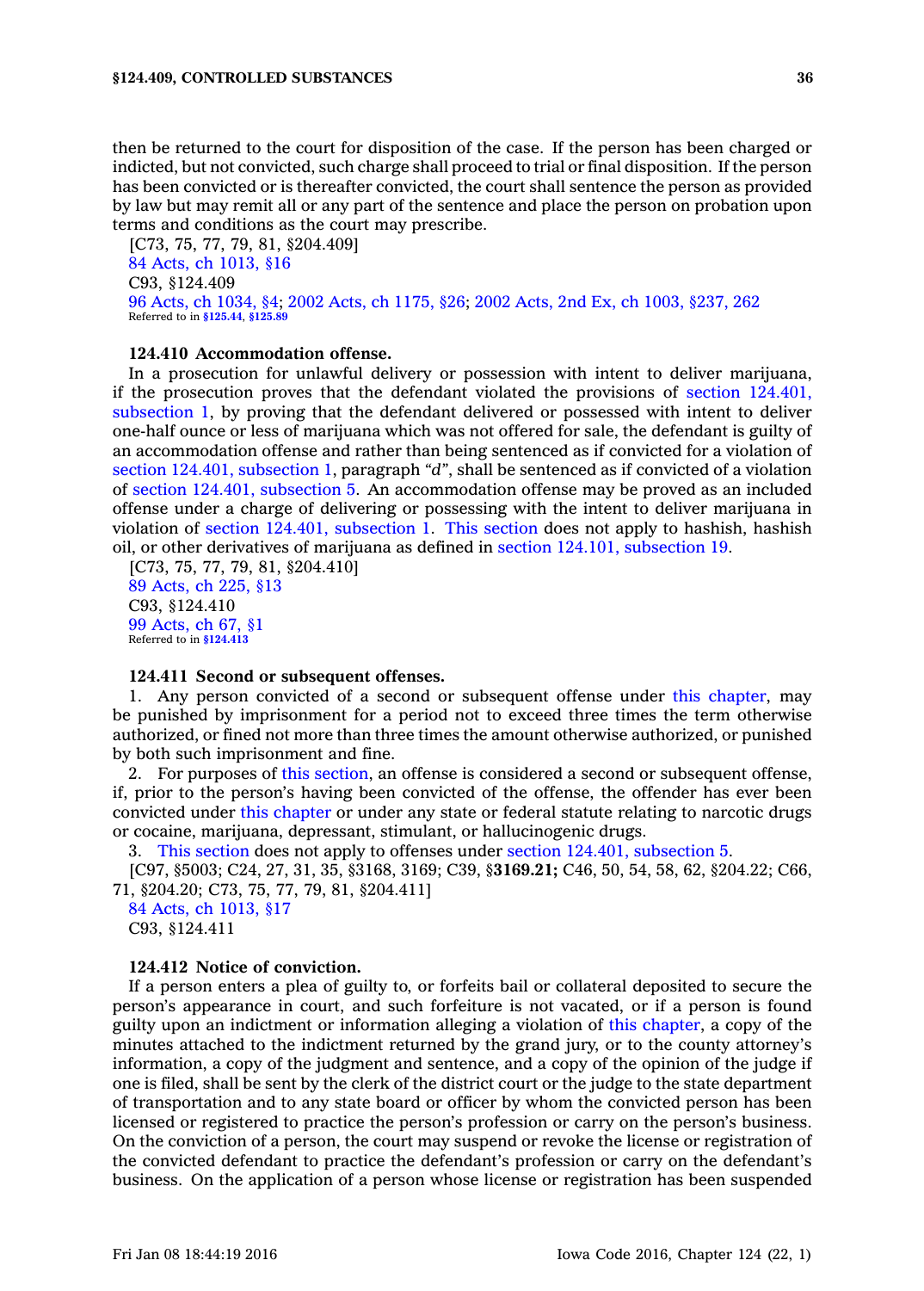then be returned to the court for disposition of the case. If the person has been charged or indicted, but not convicted, such charge shall proceed to trial or final disposition. If the person has been convicted or is thereafter convicted, the court shall sentence the person as provided by law but may remit all or any part of the sentence and place the person on probation upon terms and conditions as the court may prescribe.

[C73, 75, 77, 79, 81, §204.409]
84 Acts, ch 1013, §16
C93, §124.409
96 Acts, ch 1034, §4; 2002 Acts, ch 1175, §26; 2002 Acts, 2nd Ex, ch 1003, §237, 262
Referred to in **§125.44, §125.89**

**124.410 Accommodation offense.**

In a prosecution for unlawful delivery or possession with intent to deliver marijuana, if the prosecution proves that the defendant violated the provisions of section 124.401, subsection 1, by proving that the defendant delivered or possessed with intent to deliver one-half ounce or less of marijuana which was not offered for sale, the defendant is guilty of an accommodation offense and rather than being sentenced as if convicted for a violation of section 124.401, subsection 1, paragraph "*d*", shall be sentenced as if convicted of a violation of section 124.401, subsection 5. An accommodation offense may be proved as an included offense under a charge of delivering or possessing with the intent to deliver marijuana in violation of section 124.401, subsection 1. This section does not apply to hashish, hashish oil, or other derivatives of marijuana as defined in section 124.101, subsection 19.

[C73, 75, 77, 79, 81, §204.410]
89 Acts, ch 225, §13
C93, §124.410
99 Acts, ch 67, §1
Referred to in **§124.413**

**124.411 Second or subsequent offenses.**

1. Any person convicted of a second or subsequent offense under this chapter, may be punished by imprisonment for a period not to exceed three times the term otherwise authorized, or fined not more than three times the amount otherwise authorized, or punished by both such imprisonment and fine.

2. For purposes of this section, an offense is considered a second or subsequent offense, if, prior to the person's having been convicted of the offense, the offender has ever been convicted under this chapter or under any state or federal statute relating to narcotic drugs or cocaine, marijuana, depressant, stimulant, or hallucinogenic drugs.

3. This section does not apply to offenses under section 124.401, subsection 5.

[C97, §5003; C24, 27, 31, 35, §3168, 3169; C39, §**3169.21;** C46, 50, 54, 58, 62, §204.22; C66, 71, §204.20; C73, 75, 77, 79, 81, §204.411]
84 Acts, ch 1013, §17
C93, §124.411

**124.412 Notice of conviction.**

If a person enters a plea of guilty to, or forfeits bail or collateral deposited to secure the person's appearance in court, and such forfeiture is not vacated, or if a person is found guilty upon an indictment or information alleging a violation of this chapter, a copy of the minutes attached to the indictment returned by the grand jury, or to the county attorney's information, a copy of the judgment and sentence, and a copy of the opinion of the judge if one is filed, shall be sent by the clerk of the district court or the judge to the state department of transportation and to any state board or officer by whom the convicted person has been licensed or registered to practice the person's profession or carry on the person's business. On the conviction of a person, the court may suspend or revoke the license or registration of the convicted defendant to practice the defendant's profession or carry on the defendant's business. On the application of a person whose license or registration has been suspended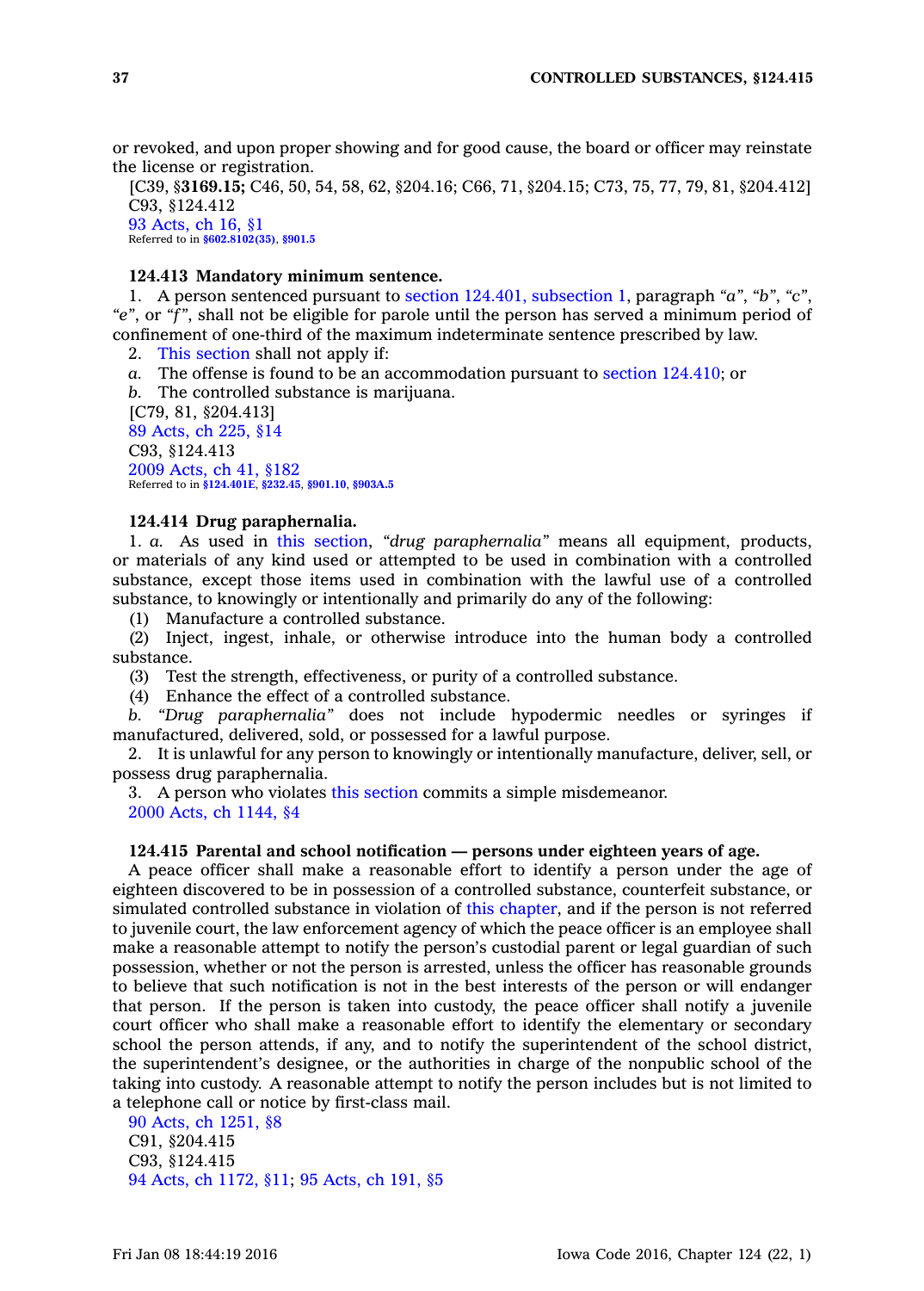or revoked, and upon proper showing and for good cause, the board or officer may reinstate the license or registration.

[C39, §**3169.15;** C46, 50, 54, 58, 62, §204.16; C66, 71, §204.15; C73, 75, 77, 79, 81, §204.412]

C93, §124.412

93 Acts, ch 16, §1

Referred to in **§602.8102(35)**, **§901.5**

### 124.413 Mandatory minimum sentence.

1. A person sentenced pursuant to section 124.401, subsection 1, paragraph *"a"*, *"b"*, *"c"*, *"e"*, or *"f"*, shall not be eligible for parole until the person has served a minimum period of confinement of one-third of the maximum indeterminate sentence prescribed by law.

2. This section shall not apply if:

*a.* The offense is found to be an accommodation pursuant to section 124.410; or

*b.* The controlled substance is marijuana.

[C79, 81, §204.413]

89 Acts, ch 225, §14

C93, §124.413

2009 Acts, ch 41, §182

Referred to in **§124.401E**, **§232.45**, **§901.10**, **§903A.5**

### 124.414 Drug paraphernalia.

1. *a.* As used in this section, *"drug paraphernalia"* means all equipment, products, or materials of any kind used or attempted to be used in combination with a controlled substance, except those items used in combination with the lawful use of a controlled substance, to knowingly or intentionally and primarily do any of the following:

(1) Manufacture a controlled substance.

(2) Inject, ingest, inhale, or otherwise introduce into the human body a controlled substance.

(3) Test the strength, effectiveness, or purity of a controlled substance.

(4) Enhance the effect of a controlled substance.

*b.* *"Drug paraphernalia"* does not include hypodermic needles or syringes if manufactured, delivered, sold, or possessed for a lawful purpose.

2. It is unlawful for any person to knowingly or intentionally manufacture, deliver, sell, or possess drug paraphernalia.

3. A person who violates this section commits a simple misdemeanor.

2000 Acts, ch 1144, §4

### 124.415 Parental and school notification — persons under eighteen years of age.

A peace officer shall make a reasonable effort to identify a person under the age of eighteen discovered to be in possession of a controlled substance, counterfeit substance, or simulated controlled substance in violation of this chapter, and if the person is not referred to juvenile court, the law enforcement agency of which the peace officer is an employee shall make a reasonable attempt to notify the person's custodial parent or legal guardian of such possession, whether or not the person is arrested, unless the officer has reasonable grounds to believe that such notification is not in the best interests of the person or will endanger that person. If the person is taken into custody, the peace officer shall notify a juvenile court officer who shall make a reasonable effort to identify the elementary or secondary school the person attends, if any, and to notify the superintendent of the school district, the superintendent's designee, or the authorities in charge of the nonpublic school of the taking into custody. A reasonable attempt to notify the person includes but is not limited to a telephone call or notice by first-class mail.

90 Acts, ch 1251, §8

C91, §204.415

C93, §124.415

94 Acts, ch 1172, §11; 95 Acts, ch 191, §5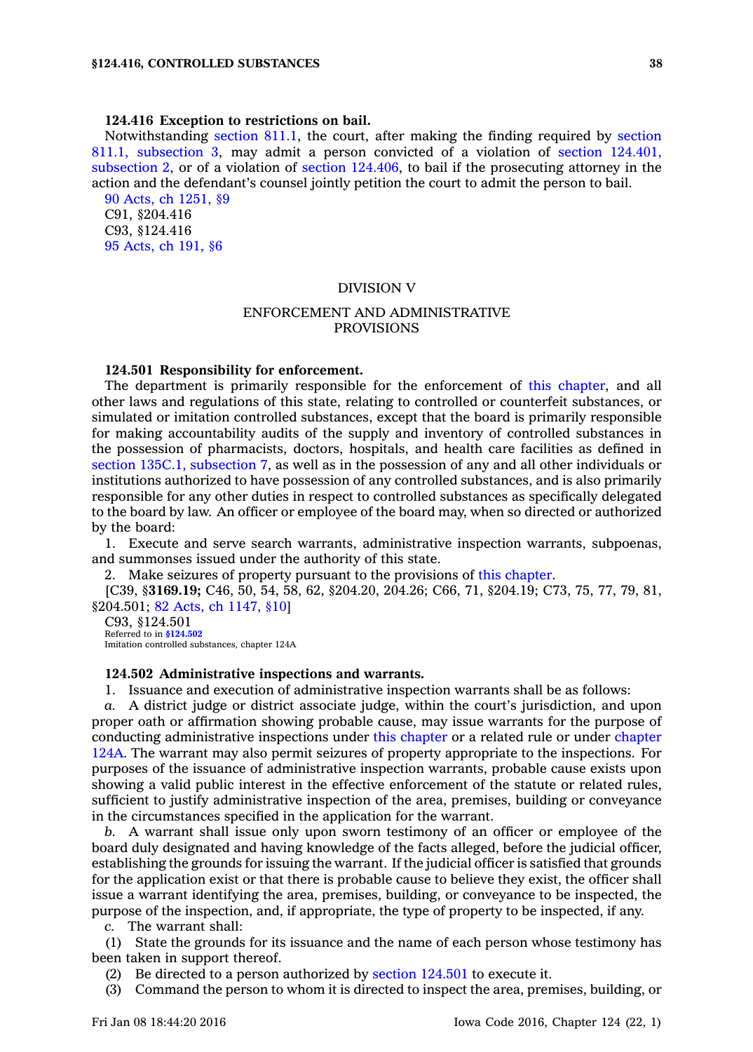**124.416 Exception to restrictions on bail.**

Notwithstanding section 811.1, the court, after making the finding required by section 811.1, subsection 3, may admit a person convicted of a violation of section 124.401, subsection 2, or of a violation of section 124.406, to bail if the prosecuting attorney in the action and the defendant's counsel jointly petition the court to admit the person to bail.

90 Acts, ch 1251, §9
C91, §204.416
C93, §124.416
95 Acts, ch 191, §6

## DIVISION V

## ENFORCEMENT AND ADMINISTRATIVE PROVISIONS

**124.501 Responsibility for enforcement.**

The department is primarily responsible for the enforcement of this chapter, and all other laws and regulations of this state, relating to controlled or counterfeit substances, or simulated or imitation controlled substances, except that the board is primarily responsible for making accountability audits of the supply and inventory of controlled substances in the possession of pharmacists, doctors, hospitals, and health care facilities as defined in section 135C.1, subsection 7, as well as in the possession of any and all other individuals or institutions authorized to have possession of any controlled substances, and is also primarily responsible for any other duties in respect to controlled substances as specifically delegated to the board by law. An officer or employee of the board may, when so directed or authorized by the board:

1. Execute and serve search warrants, administrative inspection warrants, subpoenas, and summonses issued under the authority of this state.
2. Make seizures of property pursuant to the provisions of this chapter.

[C39, §**3169.19;** C46, 50, 54, 58, 62, §204.20, 204.26; C66, 71, §204.19; C73, 75, 77, 79, 81, §204.501; 82 Acts, ch 1147, §10]

C93, §124.501
Referred to in §124.502
Imitation controlled substances, chapter 124A

**124.502 Administrative inspections and warrants.**

1. Issuance and execution of administrative inspection warrants shall be as follows:

*a.* A district judge or district associate judge, within the court's jurisdiction, and upon proper oath or affirmation showing probable cause, may issue warrants for the purpose of conducting administrative inspections under this chapter or a related rule or under chapter 124A. The warrant may also permit seizures of property appropriate to the inspections. For purposes of the issuance of administrative inspection warrants, probable cause exists upon showing a valid public interest in the effective enforcement of the statute or related rules, sufficient to justify administrative inspection of the area, premises, building or conveyance in the circumstances specified in the application for the warrant.

*b.* A warrant shall issue only upon sworn testimony of an officer or employee of the board duly designated and having knowledge of the facts alleged, before the judicial officer, establishing the grounds for issuing the warrant. If the judicial officer is satisfied that grounds for the application exist or that there is probable cause to believe they exist, the officer shall issue a warrant identifying the area, premises, building, or conveyance to be inspected, the purpose of the inspection, and, if appropriate, the type of property to be inspected, if any.

*c.* The warrant shall:

(1) State the grounds for its issuance and the name of each person whose testimony has been taken in support thereof.

(2) Be directed to a person authorized by section 124.501 to execute it.

(3) Command the person to whom it is directed to inspect the area, premises, building, or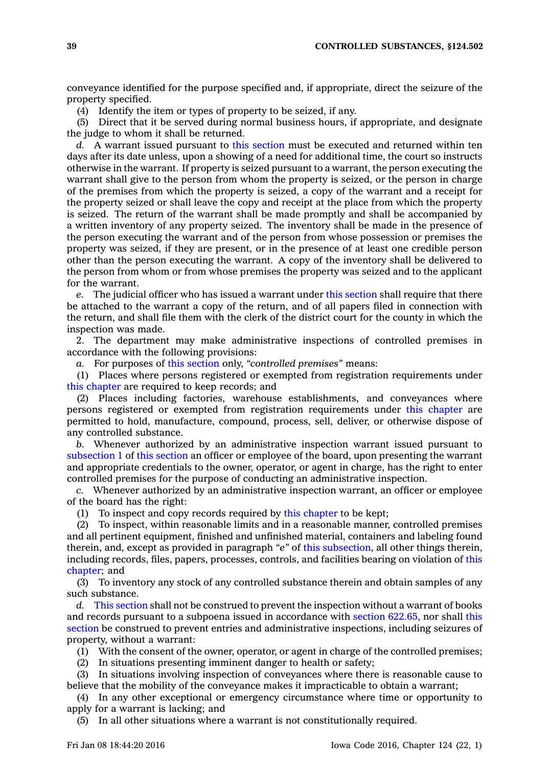conveyance identified for the purpose specified and, if appropriate, direct the seizure of the property specified.

(4) Identify the item or types of property to be seized, if any.

(5) Direct that it be served during normal business hours, if appropriate, and designate the judge to whom it shall be returned.

*d.* A warrant issued pursuant to this section must be executed and returned within ten days after its date unless, upon a showing of a need for additional time, the court so instructs otherwise in the warrant. If property is seized pursuant to a warrant, the person executing the warrant shall give to the person from whom the property is seized, or the person in charge of the premises from which the property is seized, a copy of the warrant and a receipt for the property seized or shall leave the copy and receipt at the place from which the property is seized. The return of the warrant shall be made promptly and shall be accompanied by a written inventory of any property seized. The inventory shall be made in the presence of the person executing the warrant and of the person from whose possession or premises the property was seized, if they are present, or in the presence of at least one credible person other than the person executing the warrant. A copy of the inventory shall be delivered to the person from whom or from whose premises the property was seized and to the applicant for the warrant.

*e.* The judicial officer who has issued a warrant under this section shall require that there be attached to the warrant a copy of the return, and of all papers filed in connection with the return, and shall file them with the clerk of the district court for the county in which the inspection was made.

2. The department may make administrative inspections of controlled premises in accordance with the following provisions:

*a.* For purposes of this section only, *"controlled premises"* means:

(1) Places where persons registered or exempted from registration requirements under this chapter are required to keep records; and

(2) Places including factories, warehouse establishments, and conveyances where persons registered or exempted from registration requirements under this chapter are permitted to hold, manufacture, compound, process, sell, deliver, or otherwise dispose of any controlled substance.

*b.* Whenever authorized by an administrative inspection warrant issued pursuant to subsection 1 of this section an officer or employee of the board, upon presenting the warrant and appropriate credentials to the owner, operator, or agent in charge, has the right to enter controlled premises for the purpose of conducting an administrative inspection.

*c.* Whenever authorized by an administrative inspection warrant, an officer or employee of the board has the right:

(1) To inspect and copy records required by this chapter to be kept;

(2) To inspect, within reasonable limits and in a reasonable manner, controlled premises and all pertinent equipment, finished and unfinished material, containers and labeling found therein, and, except as provided in paragraph *"e"* of this subsection, all other things therein, including records, files, papers, processes, controls, and facilities bearing on violation of this chapter; and

(3) To inventory any stock of any controlled substance therein and obtain samples of any such substance.

*d.* This section shall not be construed to prevent the inspection without a warrant of books and records pursuant to a subpoena issued in accordance with section 622.65, nor shall this section be construed to prevent entries and administrative inspections, including seizures of property, without a warrant:

(1) With the consent of the owner, operator, or agent in charge of the controlled premises;

(2) In situations presenting imminent danger to health or safety;

(3) In situations involving inspection of conveyances where there is reasonable cause to believe that the mobility of the conveyance makes it impracticable to obtain a warrant;

(4) In any other exceptional or emergency circumstance where time or opportunity to apply for a warrant is lacking; and

(5) In all other situations where a warrant is not constitutionally required.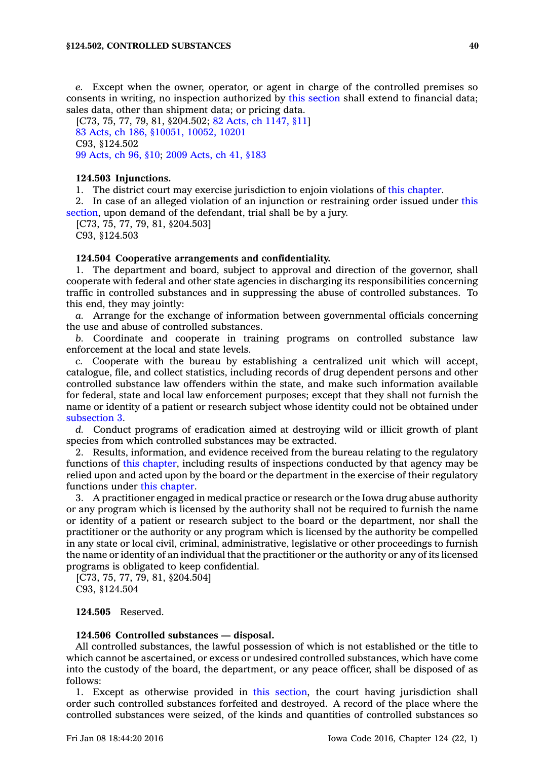*e.* Except when the owner, operator, or agent in charge of the controlled premises so consents in writing, no inspection authorized by this section shall extend to financial data; sales data, other than shipment data; or pricing data.

[C73, 75, 77, 79, 81, §204.502; 82 Acts, ch 1147, §11]

83 Acts, ch 186, §10051, 10052, 10201

C93, §124.502

99 Acts, ch 96, §10; 2009 Acts, ch 41, §183

**124.503 Injunctions.**

1. The district court may exercise jurisdiction to enjoin violations of this chapter.

2. In case of an alleged violation of an injunction or restraining order issued under this section, upon demand of the defendant, trial shall be by a jury.

[C73, 75, 77, 79, 81, §204.503]

C93, §124.503

**124.504 Cooperative arrangements and confidentiality.**

1. The department and board, subject to approval and direction of the governor, shall cooperate with federal and other state agencies in discharging its responsibilities concerning traffic in controlled substances and in suppressing the abuse of controlled substances. To this end, they may jointly:

*a.* Arrange for the exchange of information between governmental officials concerning the use and abuse of controlled substances.

*b.* Coordinate and cooperate in training programs on controlled substance law enforcement at the local and state levels.

*c.* Cooperate with the bureau by establishing a centralized unit which will accept, catalogue, file, and collect statistics, including records of drug dependent persons and other controlled substance law offenders within the state, and make such information available for federal, state and local law enforcement purposes; except that they shall not furnish the name or identity of a patient or research subject whose identity could not be obtained under subsection 3.

*d.* Conduct programs of eradication aimed at destroying wild or illicit growth of plant species from which controlled substances may be extracted.

2. Results, information, and evidence received from the bureau relating to the regulatory functions of this chapter, including results of inspections conducted by that agency may be relied upon and acted upon by the board or the department in the exercise of their regulatory functions under this chapter.

3. A practitioner engaged in medical practice or research or the Iowa drug abuse authority or any program which is licensed by the authority shall not be required to furnish the name or identity of a patient or research subject to the board or the department, nor shall the practitioner or the authority or any program which is licensed by the authority be compelled in any state or local civil, criminal, administrative, legislative or other proceedings to furnish the name or identity of an individual that the practitioner or the authority or any of its licensed programs is obligated to keep confidential.

[C73, 75, 77, 79, 81, §204.504]

C93, §124.504

**124.505** Reserved.

**124.506 Controlled substances — disposal.**

All controlled substances, the lawful possession of which is not established or the title to which cannot be ascertained, or excess or undesired controlled substances, which have come into the custody of the board, the department, or any peace officer, shall be disposed of as follows:

1. Except as otherwise provided in this section, the court having jurisdiction shall order such controlled substances forfeited and destroyed. A record of the place where the controlled substances were seized, of the kinds and quantities of controlled substances so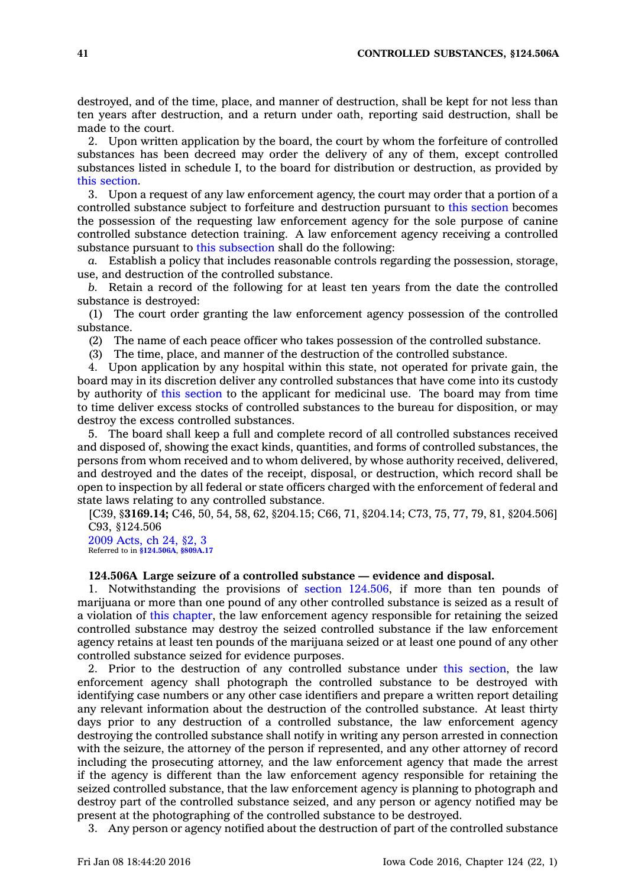destroyed, and of the time, place, and manner of destruction, shall be kept for not less than ten years after destruction, and a return under oath, reporting said destruction, shall be made to the court.

2. Upon written application by the board, the court by whom the forfeiture of controlled substances has been decreed may order the delivery of any of them, except controlled substances listed in schedule I, to the board for distribution or destruction, as provided by this section.

3. Upon a request of any law enforcement agency, the court may order that a portion of a controlled substance subject to forfeiture and destruction pursuant to this section becomes the possession of the requesting law enforcement agency for the sole purpose of canine controlled substance detection training. A law enforcement agency receiving a controlled substance pursuant to this subsection shall do the following:

*a.* Establish a policy that includes reasonable controls regarding the possession, storage, use, and destruction of the controlled substance.

*b.* Retain a record of the following for at least ten years from the date the controlled substance is destroyed:

(1) The court order granting the law enforcement agency possession of the controlled substance.

(2) The name of each peace officer who takes possession of the controlled substance.

(3) The time, place, and manner of the destruction of the controlled substance.

4. Upon application by any hospital within this state, not operated for private gain, the board may in its discretion deliver any controlled substances that have come into its custody by authority of this section to the applicant for medicinal use. The board may from time to time deliver excess stocks of controlled substances to the bureau for disposition, or may destroy the excess controlled substances.

5. The board shall keep a full and complete record of all controlled substances received and disposed of, showing the exact kinds, quantities, and forms of controlled substances, the persons from whom received and to whom delivered, by whose authority received, delivered, and destroyed and the dates of the receipt, disposal, or destruction, which record shall be open to inspection by all federal or state officers charged with the enforcement of federal and state laws relating to any controlled substance.

[C39, §**3169.14;** C46, 50, 54, 58, 62, §204.15; C66, 71, §204.14; C73, 75, 77, 79, 81, §204.506] C93, §124.506

2009 Acts, ch 24, §2, 3

Referred to in §124.506A, §809A.17

**124.506A Large seizure of a controlled substance — evidence and disposal.**

1. Notwithstanding the provisions of section 124.506, if more than ten pounds of marijuana or more than one pound of any other controlled substance is seized as a result of a violation of this chapter, the law enforcement agency responsible for retaining the seized controlled substance may destroy the seized controlled substance if the law enforcement agency retains at least ten pounds of the marijuana seized or at least one pound of any other controlled substance seized for evidence purposes.

2. Prior to the destruction of any controlled substance under this section, the law enforcement agency shall photograph the controlled substance to be destroyed with identifying case numbers or any other case identifiers and prepare a written report detailing any relevant information about the destruction of the controlled substance. At least thirty days prior to any destruction of a controlled substance, the law enforcement agency destroying the controlled substance shall notify in writing any person arrested in connection with the seizure, the attorney of the person if represented, and any other attorney of record including the prosecuting attorney, and the law enforcement agency that made the arrest if the agency is different than the law enforcement agency responsible for retaining the seized controlled substance, that the law enforcement agency is planning to photograph and destroy part of the controlled substance seized, and any person or agency notified may be present at the photographing of the controlled substance to be destroyed.

3. Any person or agency notified about the destruction of part of the controlled substance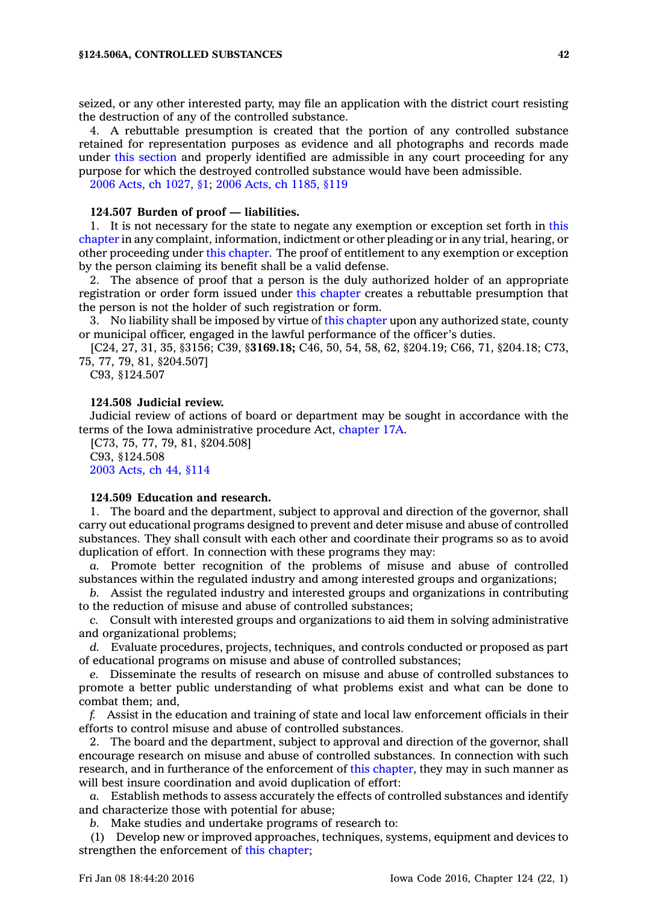seized, or any other interested party, may file an application with the district court resisting the destruction of any of the controlled substance.

4. A rebuttable presumption is created that the portion of any controlled substance retained for representation purposes as evidence and all photographs and records made under this section and properly identified are admissible in any court proceeding for any purpose for which the destroyed controlled substance would have been admissible.

2006 Acts, ch 1027, §1; 2006 Acts, ch 1185, §119

**124.507 Burden of proof — liabilities.**

1. It is not necessary for the state to negate any exemption or exception set forth in this chapter in any complaint, information, indictment or other pleading or in any trial, hearing, or other proceeding under this chapter. The proof of entitlement to any exemption or exception by the person claiming its benefit shall be a valid defense.

2. The absence of proof that a person is the duly authorized holder of an appropriate registration or order form issued under this chapter creates a rebuttable presumption that the person is not the holder of such registration or form.

3. No liability shall be imposed by virtue of this chapter upon any authorized state, county or municipal officer, engaged in the lawful performance of the officer's duties.

[C24, 27, 31, 35, §3156; C39, §**3169.18;** C46, 50, 54, 58, 62, §204.19; C66, 71, §204.18; C73, 75, 77, 79, 81, §204.507]

C93, §124.507

**124.508 Judicial review.**

Judicial review of actions of board or department may be sought in accordance with the terms of the Iowa administrative procedure Act, chapter 17A.

[C73, 75, 77, 79, 81, §204.508]

C93, §124.508

2003 Acts, ch 44, §114

**124.509 Education and research.**

1. The board and the department, subject to approval and direction of the governor, shall carry out educational programs designed to prevent and deter misuse and abuse of controlled substances. They shall consult with each other and coordinate their programs so as to avoid duplication of effort. In connection with these programs they may:

*a.* Promote better recognition of the problems of misuse and abuse of controlled substances within the regulated industry and among interested groups and organizations;

*b.* Assist the regulated industry and interested groups and organizations in contributing to the reduction of misuse and abuse of controlled substances;

*c.* Consult with interested groups and organizations to aid them in solving administrative and organizational problems;

*d.* Evaluate procedures, projects, techniques, and controls conducted or proposed as part of educational programs on misuse and abuse of controlled substances;

*e.* Disseminate the results of research on misuse and abuse of controlled substances to promote a better public understanding of what problems exist and what can be done to combat them; and,

*f.* Assist in the education and training of state and local law enforcement officials in their efforts to control misuse and abuse of controlled substances.

2. The board and the department, subject to approval and direction of the governor, shall encourage research on misuse and abuse of controlled substances. In connection with such research, and in furtherance of the enforcement of this chapter, they may in such manner as will best insure coordination and avoid duplication of effort:

*a.* Establish methods to assess accurately the effects of controlled substances and identify and characterize those with potential for abuse;

*b.* Make studies and undertake programs of research to:

(1) Develop new or improved approaches, techniques, systems, equipment and devices to strengthen the enforcement of this chapter;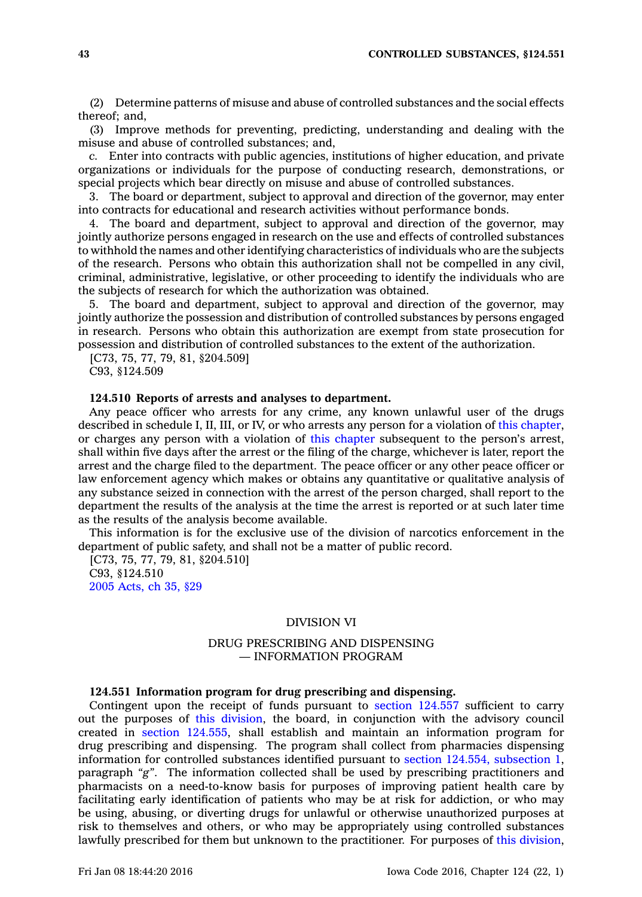(2) Determine patterns of misuse and abuse of controlled substances and the social effects thereof; and,

(3) Improve methods for preventing, predicting, understanding and dealing with the misuse and abuse of controlled substances; and,

*c.* Enter into contracts with public agencies, institutions of higher education, and private organizations or individuals for the purpose of conducting research, demonstrations, or special projects which bear directly on misuse and abuse of controlled substances.

3. The board or department, subject to approval and direction of the governor, may enter into contracts for educational and research activities without performance bonds.

4. The board and department, subject to approval and direction of the governor, may jointly authorize persons engaged in research on the use and effects of controlled substances to withhold the names and other identifying characteristics of individuals who are the subjects of the research. Persons who obtain this authorization shall not be compelled in any civil, criminal, administrative, legislative, or other proceeding to identify the individuals who are the subjects of research for which the authorization was obtained.

5. The board and department, subject to approval and direction of the governor, may jointly authorize the possession and distribution of controlled substances by persons engaged in research. Persons who obtain this authorization are exempt from state prosecution for possession and distribution of controlled substances to the extent of the authorization.

[C73, 75, 77, 79, 81, §204.509]
C93, §124.509

**124.510 Reports of arrests and analyses to department.**

Any peace officer who arrests for any crime, any known unlawful user of the drugs described in schedule I, II, III, or IV, or who arrests any person for a violation of this chapter, or charges any person with a violation of this chapter subsequent to the person's arrest, shall within five days after the arrest or the filing of the charge, whichever is later, report the arrest and the charge filed to the department. The peace officer or any other peace officer or law enforcement agency which makes or obtains any quantitative or qualitative analysis of any substance seized in connection with the arrest of the person charged, shall report to the department the results of the analysis at the time the arrest is reported or at such later time as the results of the analysis become available.

This information is for the exclusive use of the division of narcotics enforcement in the department of public safety, and shall not be a matter of public record.

[C73, 75, 77, 79, 81, §204.510]
C93, §124.510
2005 Acts, ch 35, §29

## DIVISION VI

### DRUG PRESCRIBING AND DISPENSING — INFORMATION PROGRAM

**124.551 Information program for drug prescribing and dispensing.**

Contingent upon the receipt of funds pursuant to section 124.557 sufficient to carry out the purposes of this division, the board, in conjunction with the advisory council created in section 124.555, shall establish and maintain an information program for drug prescribing and dispensing. The program shall collect from pharmacies dispensing information for controlled substances identified pursuant to section 124.554, subsection 1, paragraph "*g*". The information collected shall be used by prescribing practitioners and pharmacists on a need-to-know basis for purposes of improving patient health care by facilitating early identification of patients who may be at risk for addiction, or who may be using, abusing, or diverting drugs for unlawful or otherwise unauthorized purposes at risk to themselves and others, or who may be appropriately using controlled substances lawfully prescribed for them but unknown to the practitioner. For purposes of this division,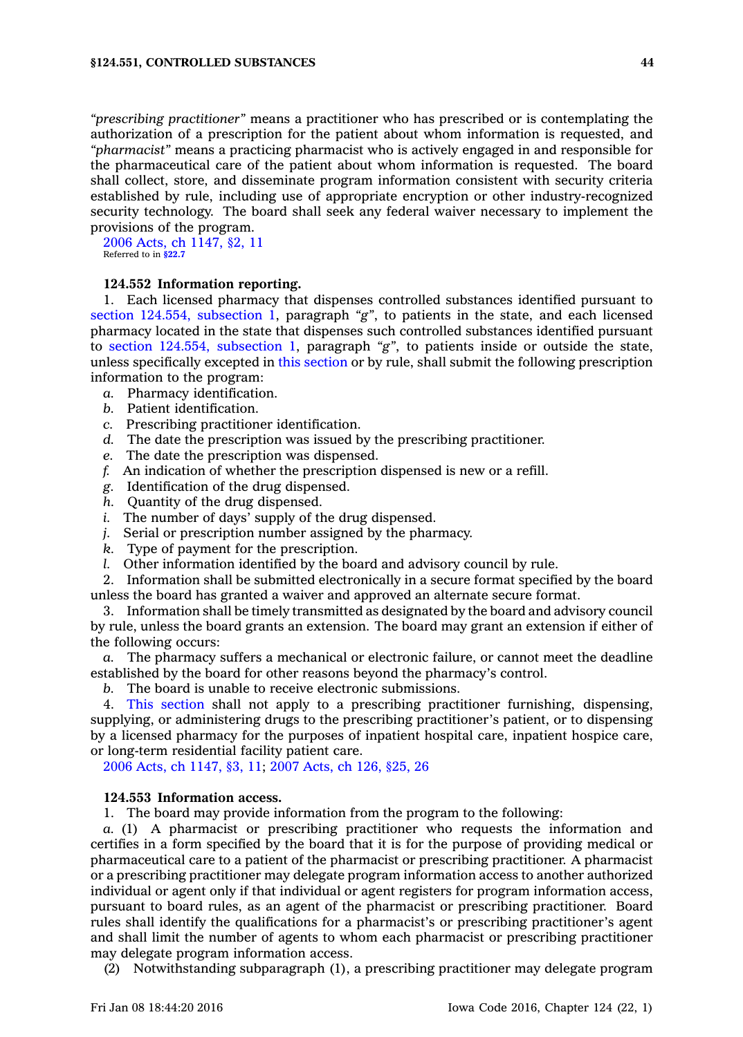*"prescribing practitioner"* means a practitioner who has prescribed or is contemplating the authorization of a prescription for the patient about whom information is requested, and *"pharmacist"* means a practicing pharmacist who is actively engaged in and responsible for the pharmaceutical care of the patient about whom information is requested. The board shall collect, store, and disseminate program information consistent with security criteria established by rule, including use of appropriate encryption or other industry-recognized security technology. The board shall seek any federal waiver necessary to implement the provisions of the program.

2006 Acts, ch 1147, §2, 11
Referred to in §22.7

**124.552 Information reporting.**

1. Each licensed pharmacy that dispenses controlled substances identified pursuant to section 124.554, subsection 1, paragraph *"g"*, to patients in the state, and each licensed pharmacy located in the state that dispenses such controlled substances identified pursuant to section 124.554, subsection 1, paragraph *"g"*, to patients inside or outside the state, unless specifically excepted in this section or by rule, shall submit the following prescription information to the program:

*a.* Pharmacy identification.
*b.* Patient identification.
*c.* Prescribing practitioner identification.
*d.* The date the prescription was issued by the prescribing practitioner.
*e.* The date the prescription was dispensed.
*f.* An indication of whether the prescription dispensed is new or a refill.
*g.* Identification of the drug dispensed.
*h.* Quantity of the drug dispensed.
*i.* The number of days' supply of the drug dispensed.
*j.* Serial or prescription number assigned by the pharmacy.
*k.* Type of payment for the prescription.
*l.* Other information identified by the board and advisory council by rule.

2. Information shall be submitted electronically in a secure format specified by the board unless the board has granted a waiver and approved an alternate secure format.

3. Information shall be timely transmitted as designated by the board and advisory council by rule, unless the board grants an extension. The board may grant an extension if either of the following occurs:

*a.* The pharmacy suffers a mechanical or electronic failure, or cannot meet the deadline established by the board for other reasons beyond the pharmacy's control.
*b.* The board is unable to receive electronic submissions.

4. This section shall not apply to a prescribing practitioner furnishing, dispensing, supplying, or administering drugs to the prescribing practitioner's patient, or to dispensing by a licensed pharmacy for the purposes of inpatient hospital care, inpatient hospice care, or long-term residential facility patient care.

2006 Acts, ch 1147, §3, 11; 2007 Acts, ch 126, §25, 26

**124.553 Information access.**

1. The board may provide information from the program to the following:

*a.* (1) A pharmacist or prescribing practitioner who requests the information and certifies in a form specified by the board that it is for the purpose of providing medical or pharmaceutical care to a patient of the pharmacist or prescribing practitioner. A pharmacist or a prescribing practitioner may delegate program information access to another authorized individual or agent only if that individual or agent registers for program information access, pursuant to board rules, as an agent of the pharmacist or prescribing practitioner. Board rules shall identify the qualifications for a pharmacist's or prescribing practitioner's agent and shall limit the number of agents to whom each pharmacist or prescribing practitioner may delegate program information access.

(2) Notwithstanding subparagraph (1), a prescribing practitioner may delegate program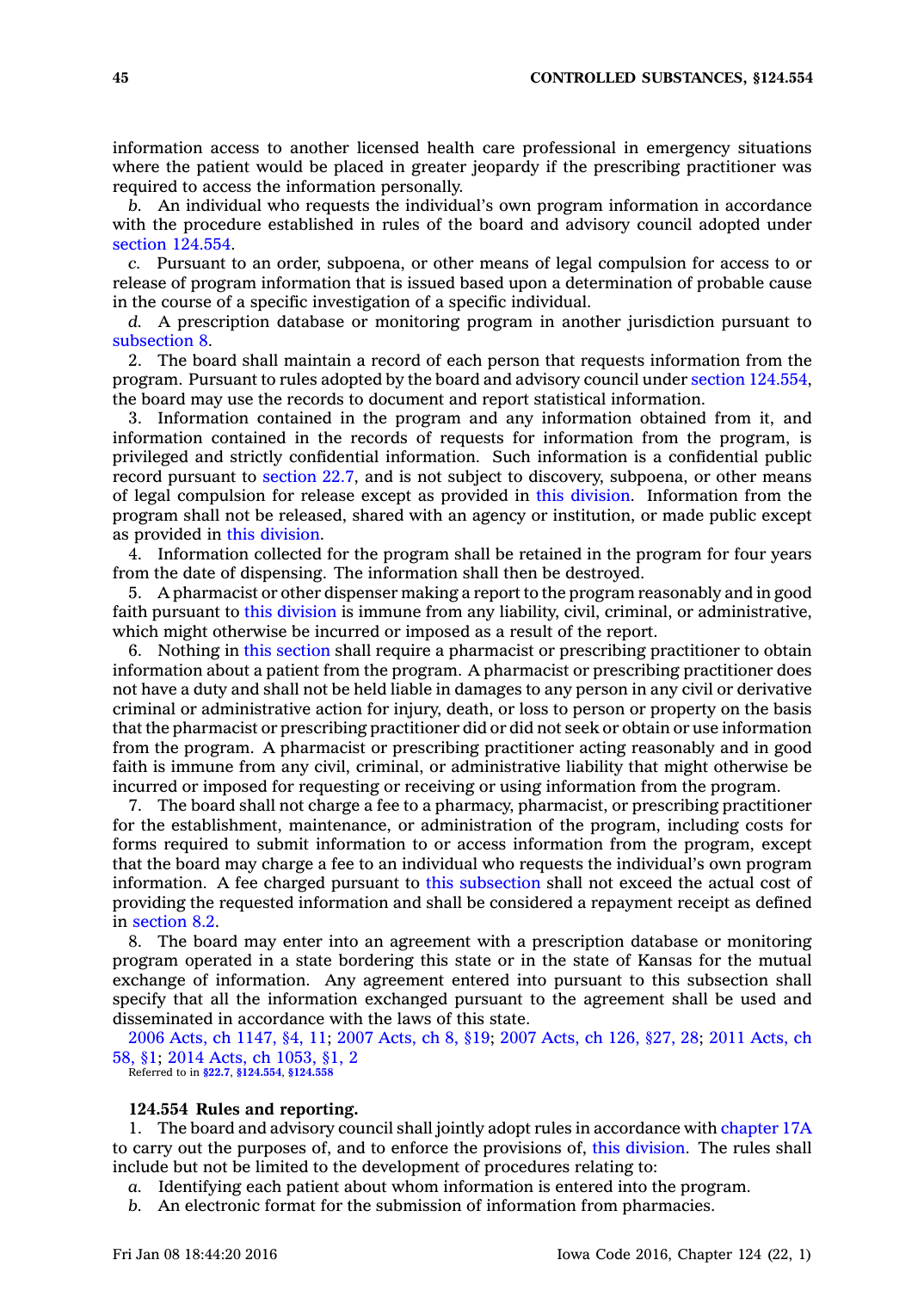information access to another licensed health care professional in emergency situations where the patient would be placed in greater jeopardy if the prescribing practitioner was required to access the information personally.

*b.* An individual who requests the individual's own program information in accordance with the procedure established in rules of the board and advisory council adopted under section 124.554.

*c.* Pursuant to an order, subpoena, or other means of legal compulsion for access to or release of program information that is issued based upon a determination of probable cause in the course of a specific investigation of a specific individual.

*d.* A prescription database or monitoring program in another jurisdiction pursuant to subsection 8.

2. The board shall maintain a record of each person that requests information from the program. Pursuant to rules adopted by the board and advisory council under section 124.554, the board may use the records to document and report statistical information.

3. Information contained in the program and any information obtained from it, and information contained in the records of requests for information from the program, is privileged and strictly confidential information. Such information is a confidential public record pursuant to section 22.7, and is not subject to discovery, subpoena, or other means of legal compulsion for release except as provided in this division. Information from the program shall not be released, shared with an agency or institution, or made public except as provided in this division.

4. Information collected for the program shall be retained in the program for four years from the date of dispensing. The information shall then be destroyed.

5. A pharmacist or other dispenser making a report to the program reasonably and in good faith pursuant to this division is immune from any liability, civil, criminal, or administrative, which might otherwise be incurred or imposed as a result of the report.

6. Nothing in this section shall require a pharmacist or prescribing practitioner to obtain information about a patient from the program. A pharmacist or prescribing practitioner does not have a duty and shall not be held liable in damages to any person in any civil or derivative criminal or administrative action for injury, death, or loss to person or property on the basis that the pharmacist or prescribing practitioner did or did not seek or obtain or use information from the program. A pharmacist or prescribing practitioner acting reasonably and in good faith is immune from any civil, criminal, or administrative liability that might otherwise be incurred or imposed for requesting or receiving or using information from the program.

7. The board shall not charge a fee to a pharmacy, pharmacist, or prescribing practitioner for the establishment, maintenance, or administration of the program, including costs for forms required to submit information to or access information from the program, except that the board may charge a fee to an individual who requests the individual's own program information. A fee charged pursuant to this subsection shall not exceed the actual cost of providing the requested information and shall be considered a repayment receipt as defined in section 8.2.

8. The board may enter into an agreement with a prescription database or monitoring program operated in a state bordering this state or in the state of Kansas for the mutual exchange of information. Any agreement entered into pursuant to this subsection shall specify that all the information exchanged pursuant to the agreement shall be used and disseminated in accordance with the laws of this state.

2006 Acts, ch 1147, §4, 11; 2007 Acts, ch 8, §19; 2007 Acts, ch 126, §27, 28; 2011 Acts, ch 58, §1; 2014 Acts, ch 1053, §1, 2
Referred to in **§22.7**, **§124.554**, **§124.558**

**124.554 Rules and reporting.**

1. The board and advisory council shall jointly adopt rules in accordance with chapter 17A to carry out the purposes of, and to enforce the provisions of, this division. The rules shall include but not be limited to the development of procedures relating to:

*a.* Identifying each patient about whom information is entered into the program.

*b.* An electronic format for the submission of information from pharmacies.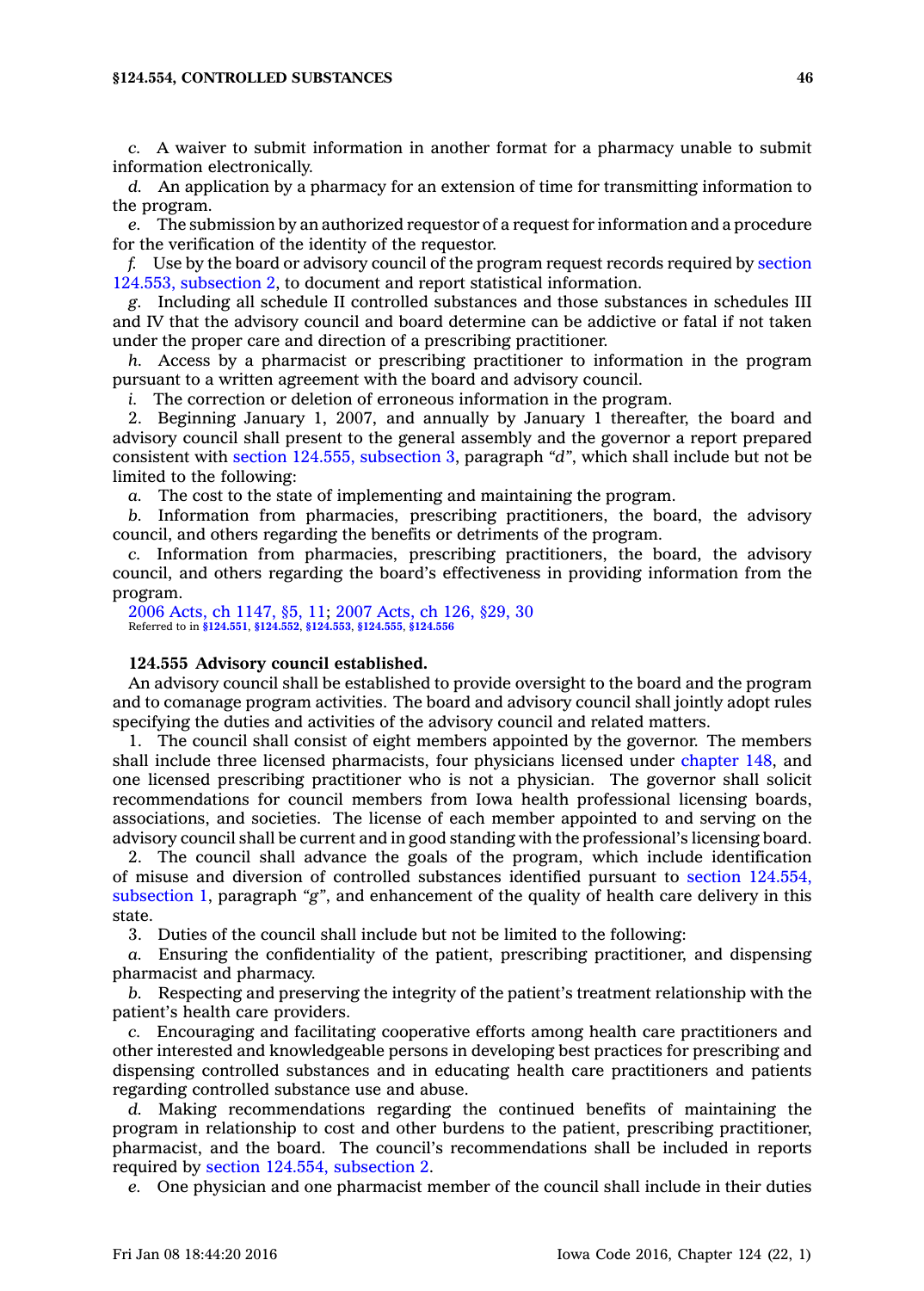*c.* A waiver to submit information in another format for a pharmacy unable to submit information electronically.

*d.* An application by a pharmacy for an extension of time for transmitting information to the program.

*e.* The submission by an authorized requestor of a request for information and a procedure for the verification of the identity of the requestor.

*f.* Use by the board or advisory council of the program request records required by section 124.553, subsection 2, to document and report statistical information.

*g.* Including all schedule II controlled substances and those substances in schedules III and IV that the advisory council and board determine can be addictive or fatal if not taken under the proper care and direction of a prescribing practitioner.

*h.* Access by a pharmacist or prescribing practitioner to information in the program pursuant to a written agreement with the board and advisory council.

*i.* The correction or deletion of erroneous information in the program.

2. Beginning January 1, 2007, and annually by January 1 thereafter, the board and advisory council shall present to the general assembly and the governor a report prepared consistent with section 124.555, subsection 3, paragraph *"d"*, which shall include but not be limited to the following:

*a.* The cost to the state of implementing and maintaining the program.

*b.* Information from pharmacies, prescribing practitioners, the board, the advisory council, and others regarding the benefits or detriments of the program.

*c.* Information from pharmacies, prescribing practitioners, the board, the advisory council, and others regarding the board's effectiveness in providing information from the program.

2006 Acts, ch 1147, §5, 11; 2007 Acts, ch 126, §29, 30
Referred to in §124.551, §124.552, §124.553, §124.555, §124.556

**124.555 Advisory council established.**

An advisory council shall be established to provide oversight to the board and the program and to comanage program activities. The board and advisory council shall jointly adopt rules specifying the duties and activities of the advisory council and related matters.

1. The council shall consist of eight members appointed by the governor. The members shall include three licensed pharmacists, four physicians licensed under chapter 148, and one licensed prescribing practitioner who is not a physician. The governor shall solicit recommendations for council members from Iowa health professional licensing boards, associations, and societies. The license of each member appointed to and serving on the advisory council shall be current and in good standing with the professional's licensing board.

2. The council shall advance the goals of the program, which include identification of misuse and diversion of controlled substances identified pursuant to section 124.554, subsection 1, paragraph *"g"*, and enhancement of the quality of health care delivery in this state.

3. Duties of the council shall include but not be limited to the following:

*a.* Ensuring the confidentiality of the patient, prescribing practitioner, and dispensing pharmacist and pharmacy.

*b.* Respecting and preserving the integrity of the patient's treatment relationship with the patient's health care providers.

*c.* Encouraging and facilitating cooperative efforts among health care practitioners and other interested and knowledgeable persons in developing best practices for prescribing and dispensing controlled substances and in educating health care practitioners and patients regarding controlled substance use and abuse.

*d.* Making recommendations regarding the continued benefits of maintaining the program in relationship to cost and other burdens to the patient, prescribing practitioner, pharmacist, and the board. The council's recommendations shall be included in reports required by section 124.554, subsection 2.

*e.* One physician and one pharmacist member of the council shall include in their duties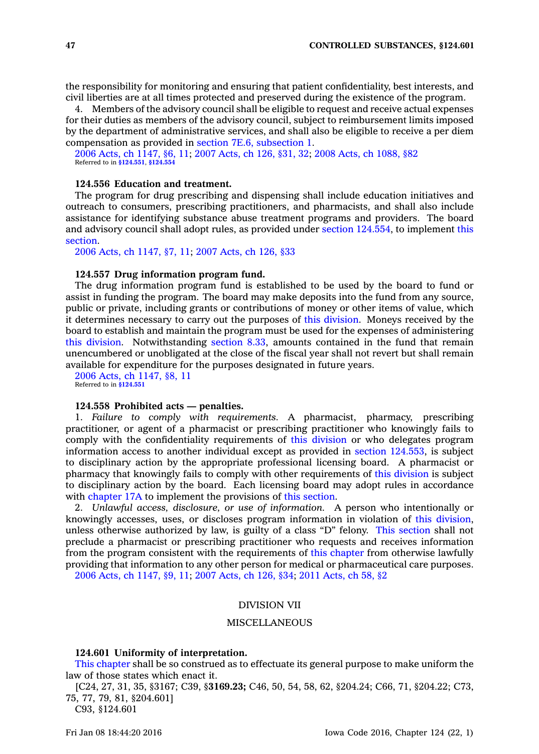the responsibility for monitoring and ensuring that patient confidentiality, best interests, and civil liberties are at all times protected and preserved during the existence of the program.

4. Members of the advisory council shall be eligible to request and receive actual expenses for their duties as members of the advisory council, subject to reimbursement limits imposed by the department of administrative services, and shall also be eligible to receive a per diem compensation as provided in section 7E.6, subsection 1.

2006 Acts, ch 1147, §6, 11; 2007 Acts, ch 126, §31, 32; 2008 Acts, ch 1088, §82
Referred to in §124.551, §124.554

**124.556 Education and treatment.**

The program for drug prescribing and dispensing shall include education initiatives and outreach to consumers, prescribing practitioners, and pharmacists, and shall also include assistance for identifying substance abuse treatment programs and providers. The board and advisory council shall adopt rules, as provided under section 124.554, to implement this section.

2006 Acts, ch 1147, §7, 11; 2007 Acts, ch 126, §33

**124.557 Drug information program fund.**

The drug information program fund is established to be used by the board to fund or assist in funding the program. The board may make deposits into the fund from any source, public or private, including grants or contributions of money or other items of value, which it determines necessary to carry out the purposes of this division. Moneys received by the board to establish and maintain the program must be used for the expenses of administering this division. Notwithstanding section 8.33, amounts contained in the fund that remain unencumbered or unobligated at the close of the fiscal year shall not revert but shall remain available for expenditure for the purposes designated in future years.

2006 Acts, ch 1147, §8, 11
Referred to in §124.551

**124.558 Prohibited acts — penalties.**

1. *Failure to comply with requirements.* A pharmacist, pharmacy, prescribing practitioner, or agent of a pharmacist or prescribing practitioner who knowingly fails to comply with the confidentiality requirements of this division or who delegates program information access to another individual except as provided in section 124.553, is subject to disciplinary action by the appropriate professional licensing board. A pharmacist or pharmacy that knowingly fails to comply with other requirements of this division is subject to disciplinary action by the board. Each licensing board may adopt rules in accordance with chapter 17A to implement the provisions of this section.

2. *Unlawful access, disclosure, or use of information.* A person who intentionally or knowingly accesses, uses, or discloses program information in violation of this division, unless otherwise authorized by law, is guilty of a class "D" felony. This section shall not preclude a pharmacist or prescribing practitioner who requests and receives information from the program consistent with the requirements of this chapter from otherwise lawfully providing that information to any other person for medical or pharmaceutical care purposes.

2006 Acts, ch 1147, §9, 11; 2007 Acts, ch 126, §34; 2011 Acts, ch 58, §2

DIVISION VII

MISCELLANEOUS

**124.601 Uniformity of interpretation.**

This chapter shall be so construed as to effectuate its general purpose to make uniform the law of those states which enact it.

[C24, 27, 31, 35, §3167; C39, §**3169.23;** C46, 50, 54, 58, 62, §204.24; C66, 71, §204.22; C73, 75, 77, 79, 81, §204.601]

C93, §124.601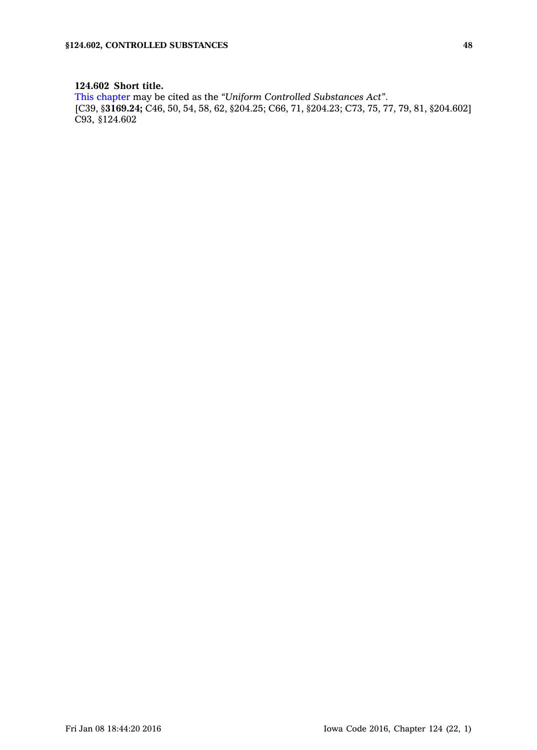**124.602 Short title.**

This chapter may be cited as the *"Uniform Controlled Substances Act"*.

[C39, §**3169.24;** C46, 50, 54, 58, 62, §204.25; C66, 71, §204.23; C73, 75, 77, 79, 81, §204.602]

C93, §124.602